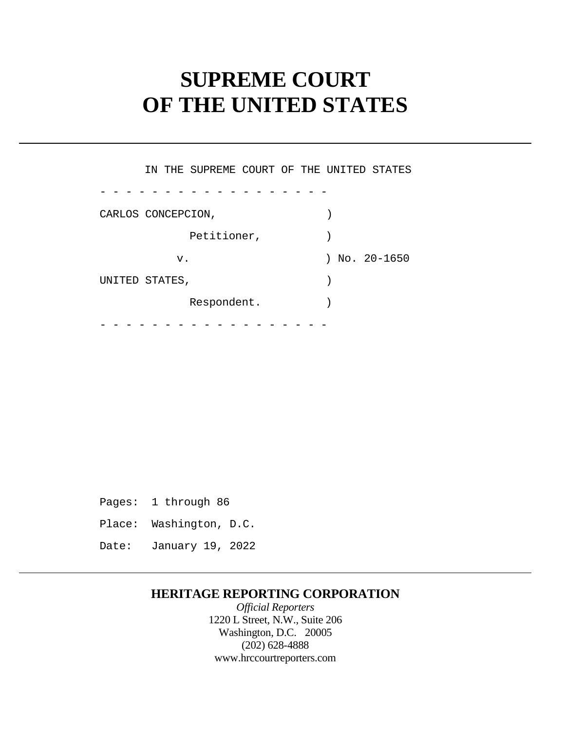# SUPREME COURT
# OF THE UNITED STATES

IN THE SUPREME COURT OF THE UNITED STATES

\- - - - - - - - - - - - - - - - - - -

CARLOS CONCEPCION, )

Petitioner, )

v. ) No. 20-1650

UNITED STATES, )

Respondent. )

\- - - - - - - - - - - - - - - - - - -

Pages: 1 through 86

Place: Washington, D.C.

Date: January 19, 2022

**HERITAGE REPORTING CORPORATION**

*Official Reporters*

1220 L Street, N.W., Suite 206

Washington, D.C. 20005

(202) 628-4888

www.hrccourtreporters.com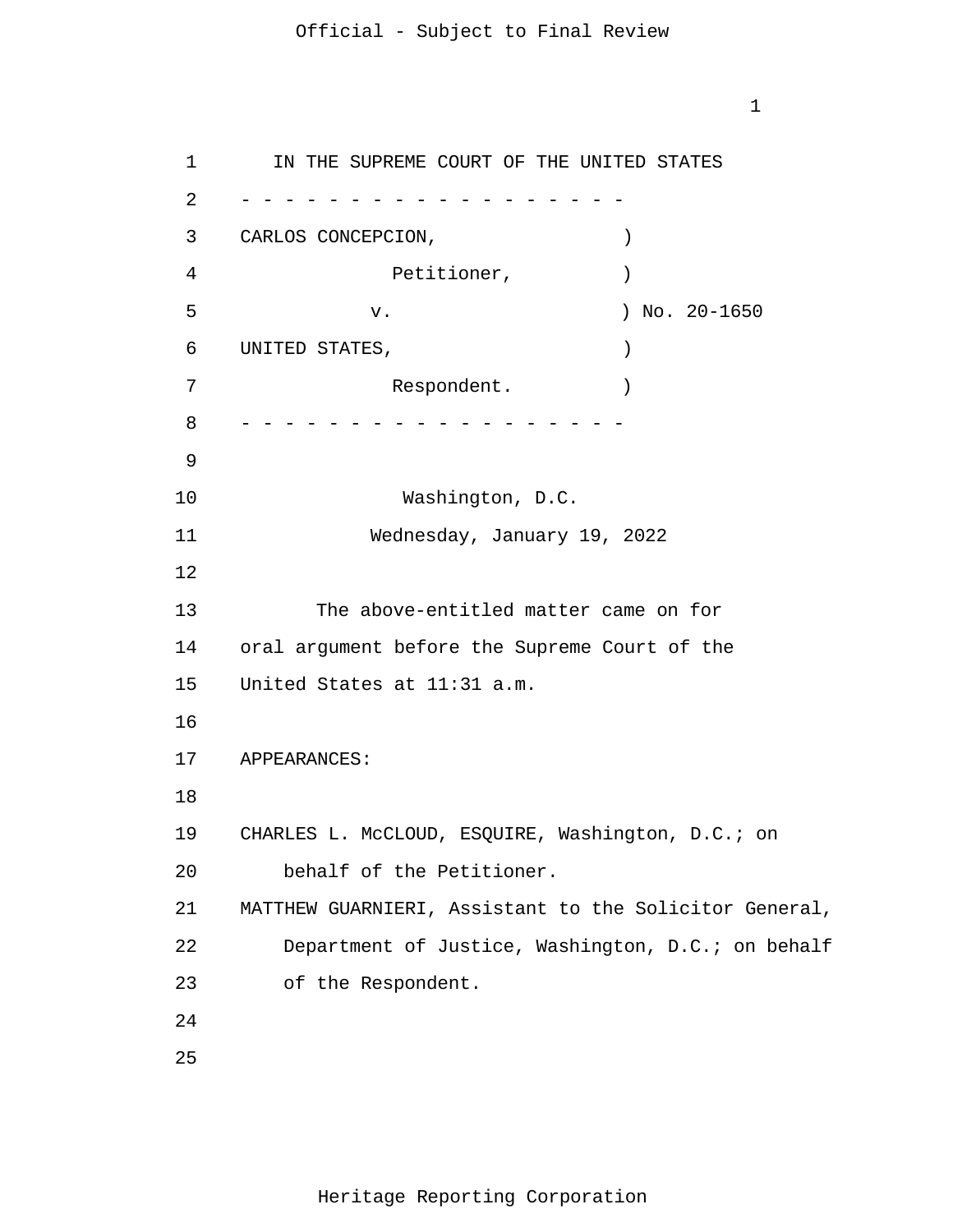IN THE SUPREME COURT OF THE UNITED STATES

- - - - - - - - - - - - - - - - - - - -

CARLOS CONCEPCION, )

Petitioner, )

v. ) No. 20-1650

UNITED STATES, )

Respondent. )

- - - - - - - - - - - - - - - - - - - -

Washington, D.C.

Wednesday, January 19, 2022

The above-entitled matter came on for oral argument before the Supreme Court of the United States at 11:31 a.m.

APPEARANCES:

CHARLES L. McCLOUD, ESQUIRE, Washington, D.C.; on behalf of the Petitioner.

MATTHEW GUARNIERI, Assistant to the Solicitor General, Department of Justice, Washington, D.C.; on behalf of the Respondent.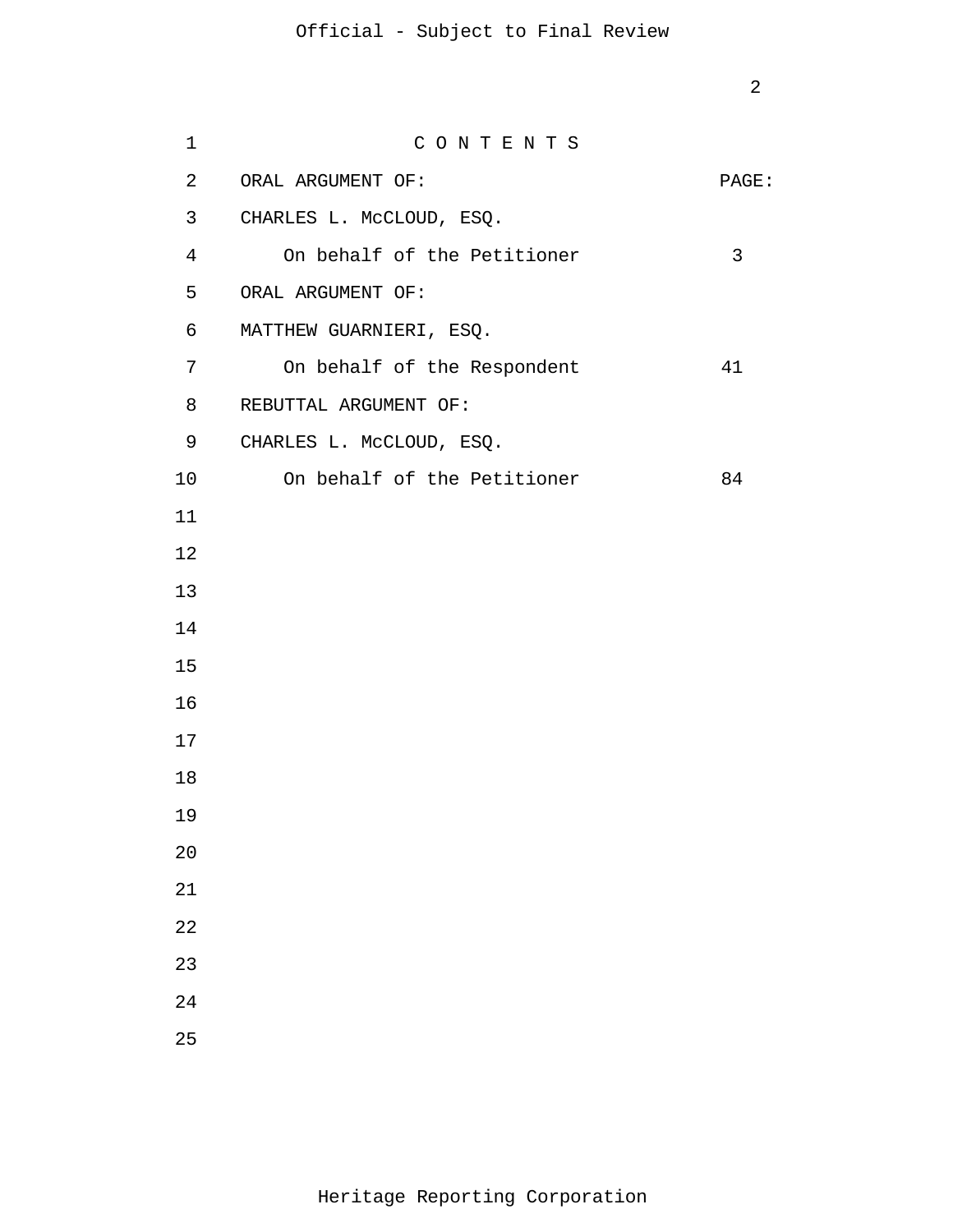# C O N T E N T S

| ORAL ARGUMENT OF: | PAGE: |
| --- | --- |
| CHARLES L. McCLOUD, ESQ. | |
| On behalf of the Petitioner | 3 |
| ORAL ARGUMENT OF: | |
| MATTHEW GUARNIERI, ESQ. | |
| On behalf of the Respondent | 41 |
| REBUTTAL ARGUMENT OF: | |
| CHARLES L. McCLOUD, ESQ. | |
| On behalf of the Petitioner | 84 |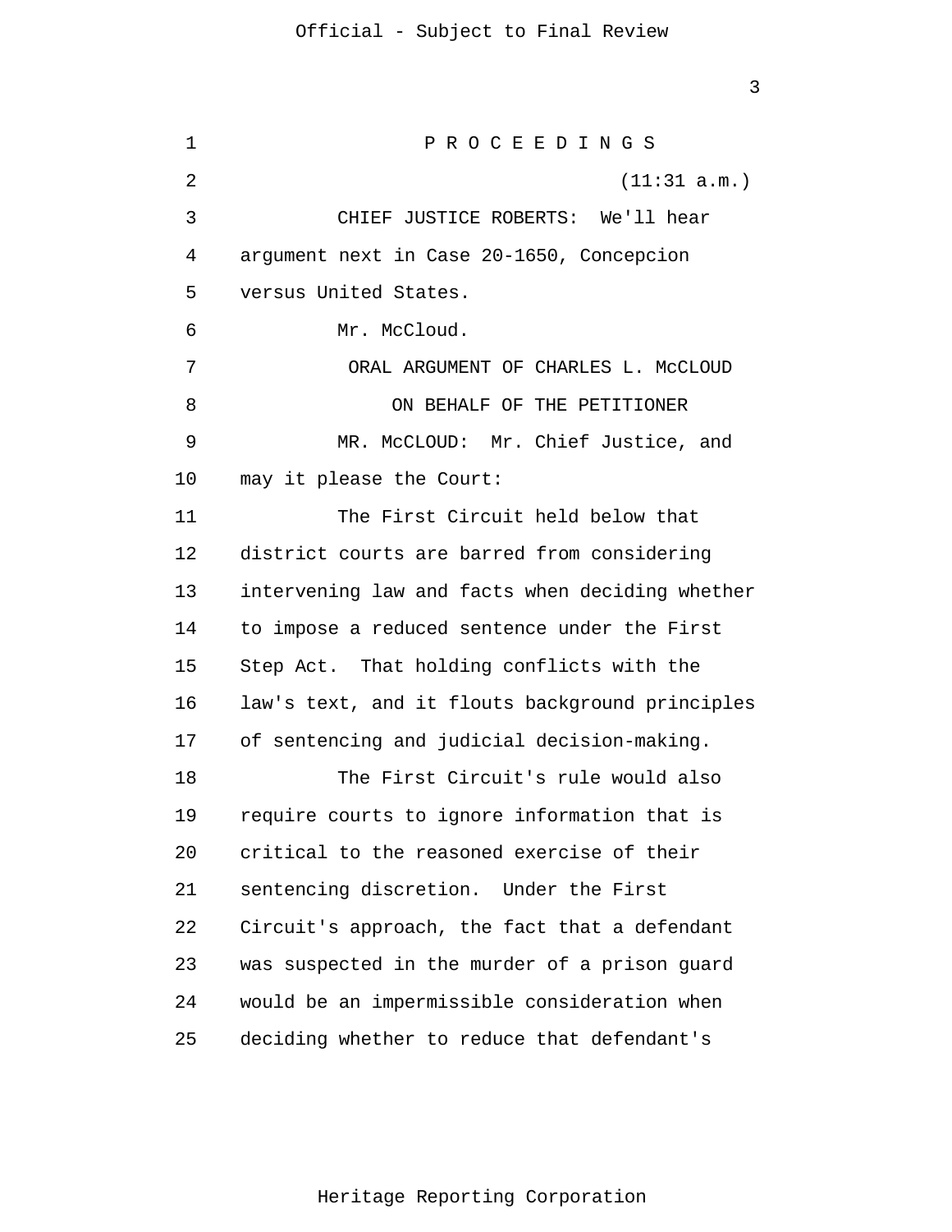P R O C E E D I N G S

(11:31 a.m.)

CHIEF JUSTICE ROBERTS: We'll hear argument next in Case 20-1650, Concepcion versus United States.

Mr. McCloud.

ORAL ARGUMENT OF CHARLES L. McCLOUD

ON BEHALF OF THE PETITIONER

MR. McCLOUD: Mr. Chief Justice, and may it please the Court:

The First Circuit held below that district courts are barred from considering intervening law and facts when deciding whether to impose a reduced sentence under the First Step Act. That holding conflicts with the law's text, and it flouts background principles of sentencing and judicial decision-making.

The First Circuit's rule would also require courts to ignore information that is critical to the reasoned exercise of their sentencing discretion. Under the First Circuit's approach, the fact that a defendant was suspected in the murder of a prison guard would be an impermissible consideration when deciding whether to reduce that defendant's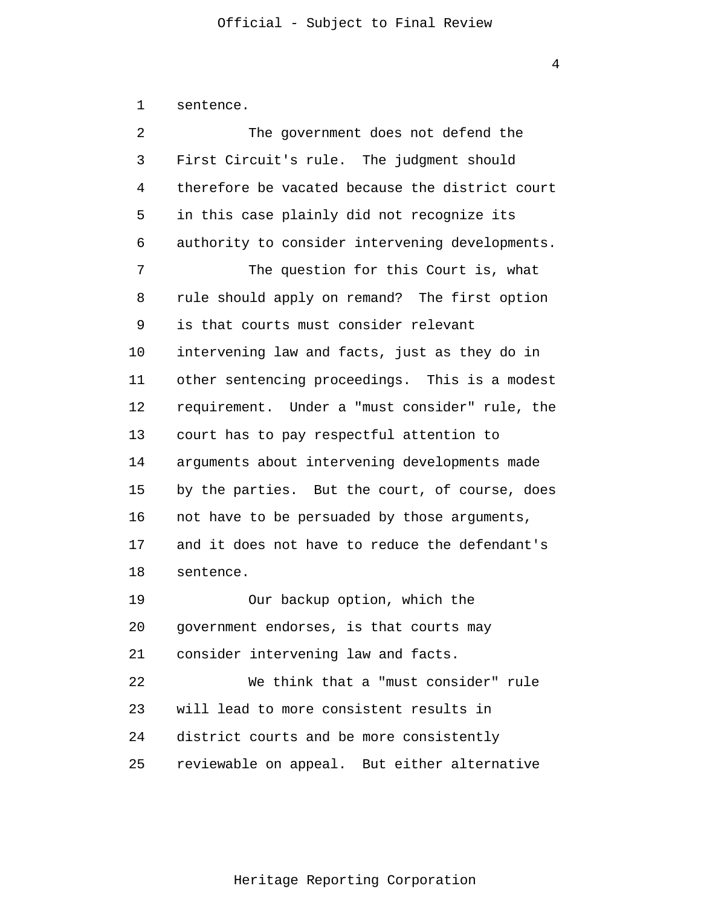sentence.

The government does not defend the First Circuit's rule. The judgment should therefore be vacated because the district court in this case plainly did not recognize its authority to consider intervening developments.

The question for this Court is, what rule should apply on remand? The first option is that courts must consider relevant intervening law and facts, just as they do in other sentencing proceedings. This is a modest requirement. Under a "must consider" rule, the court has to pay respectful attention to arguments about intervening developments made by the parties. But the court, of course, does not have to be persuaded by those arguments, and it does not have to reduce the defendant's sentence.

Our backup option, which the government endorses, is that courts may consider intervening law and facts.

We think that a "must consider" rule will lead to more consistent results in district courts and be more consistently reviewable on appeal. But either alternative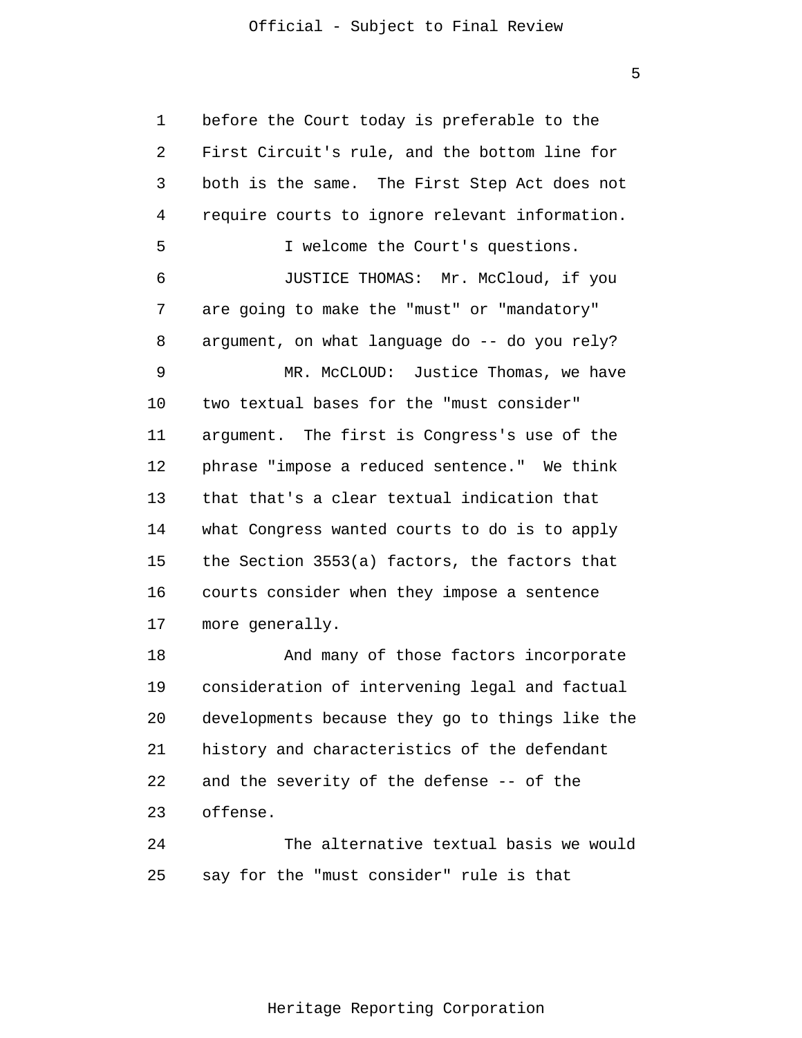before the Court today is preferable to the First Circuit's rule, and the bottom line for both is the same. The First Step Act does not require courts to ignore relevant information.

I welcome the Court's questions.

JUSTICE THOMAS: Mr. McCloud, if you are going to make the "must" or "mandatory" argument, on what language do -- do you rely?

MR. McCLOUD: Justice Thomas, we have two textual bases for the "must consider" argument. The first is Congress's use of the phrase "impose a reduced sentence." We think that that's a clear textual indication that what Congress wanted courts to do is to apply the Section 3553(a) factors, the factors that courts consider when they impose a sentence more generally.

And many of those factors incorporate consideration of intervening legal and factual developments because they go to things like the history and characteristics of the defendant and the severity of the defense -- of the offense.

The alternative textual basis we would say for the "must consider" rule is that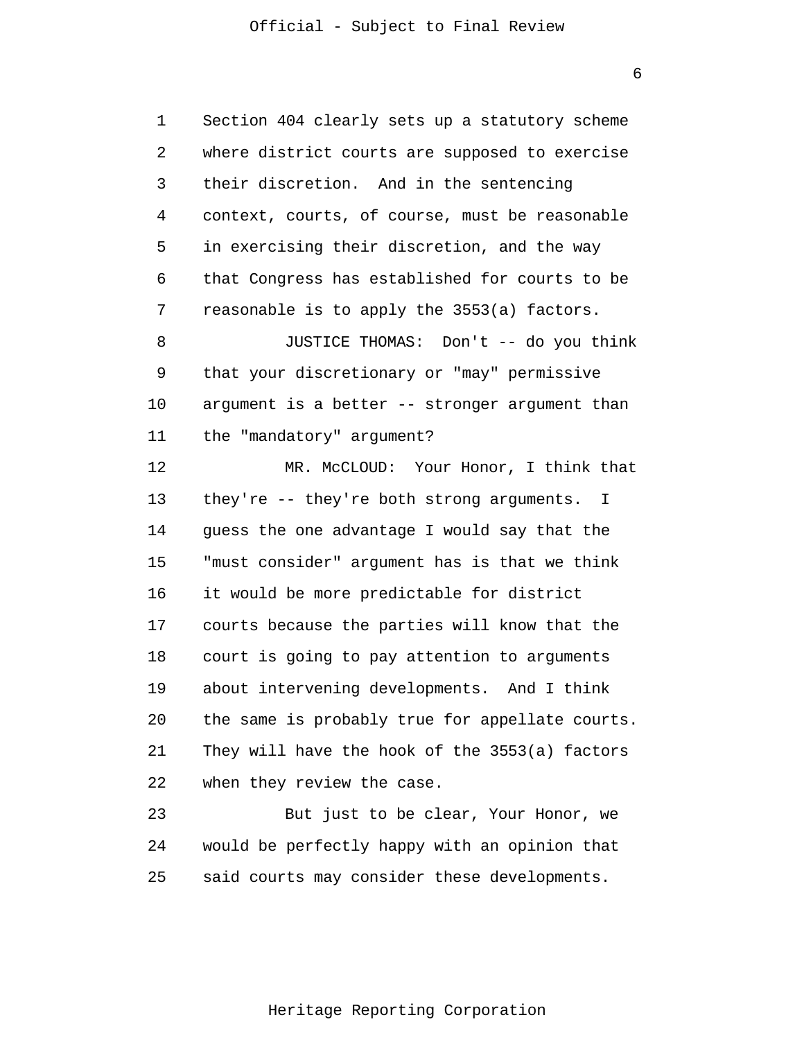Section 404 clearly sets up a statutory scheme where district courts are supposed to exercise their discretion. And in the sentencing context, courts, of course, must be reasonable in exercising their discretion, and the way that Congress has established for courts to be reasonable is to apply the 3553(a) factors.

JUSTICE THOMAS: Don't -- do you think that your discretionary or "may" permissive argument is a better -- stronger argument than the "mandatory" argument?

MR. McCLOUD: Your Honor, I think that they're -- they're both strong arguments. I guess the one advantage I would say that the "must consider" argument has is that we think it would be more predictable for district courts because the parties will know that the court is going to pay attention to arguments about intervening developments. And I think the same is probably true for appellate courts. They will have the hook of the 3553(a) factors when they review the case.

But just to be clear, Your Honor, we would be perfectly happy with an opinion that said courts may consider these developments.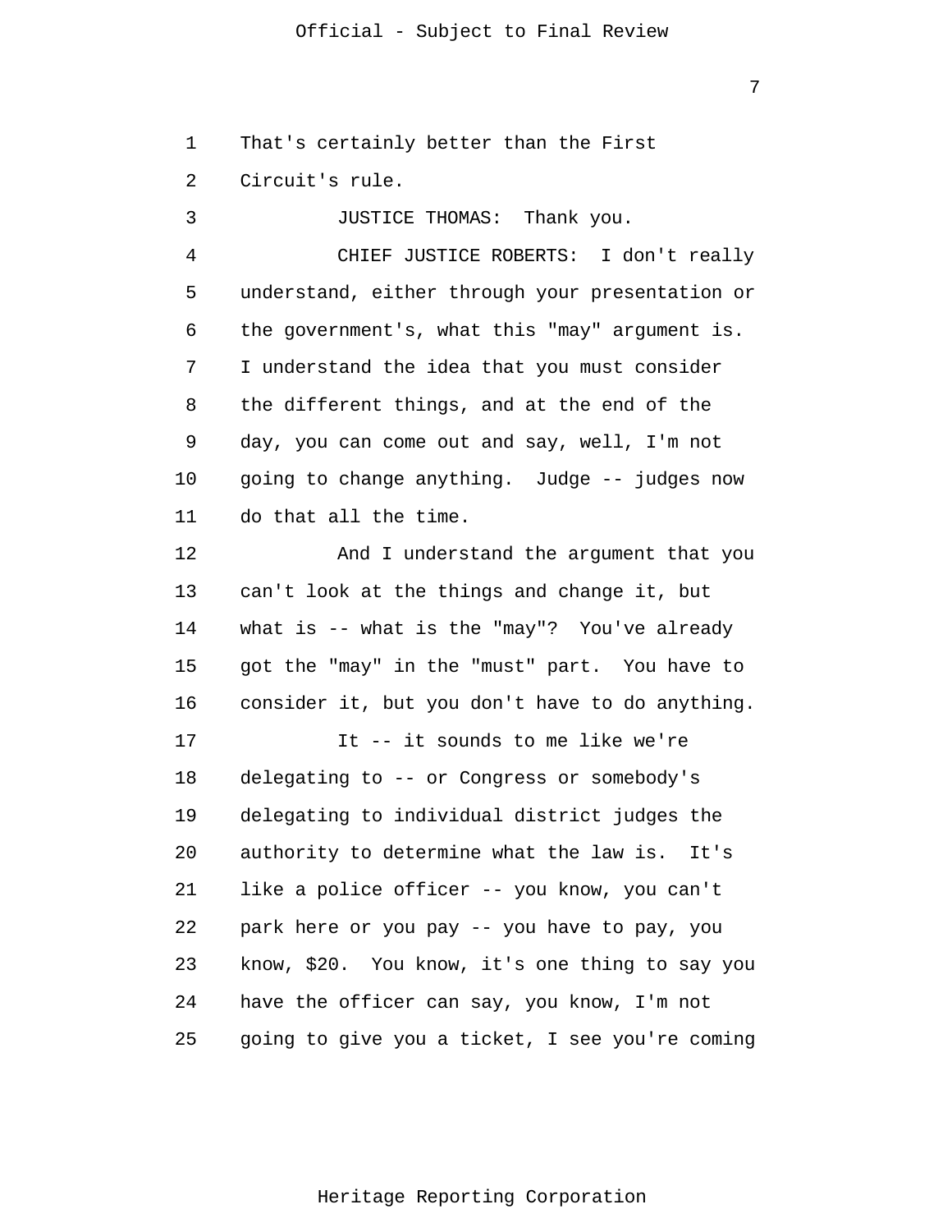That's certainly better than the First Circuit's rule.

JUSTICE THOMAS: Thank you.

CHIEF JUSTICE ROBERTS: I don't really understand, either through your presentation or the government's, what this "may" argument is. I understand the idea that you must consider the different things, and at the end of the day, you can come out and say, well, I'm not going to change anything. Judge -- judges now do that all the time.

And I understand the argument that you can't look at the things and change it, but what is -- what is the "may"? You've already got the "may" in the "must" part. You have to consider it, but you don't have to do anything.

It -- it sounds to me like we're delegating to -- or Congress or somebody's delegating to individual district judges the authority to determine what the law is. It's like a police officer -- you know, you can't park here or you pay -- you have to pay, you know, $20. You know, it's one thing to say you have the officer can say, you know, I'm not going to give you a ticket, I see you're coming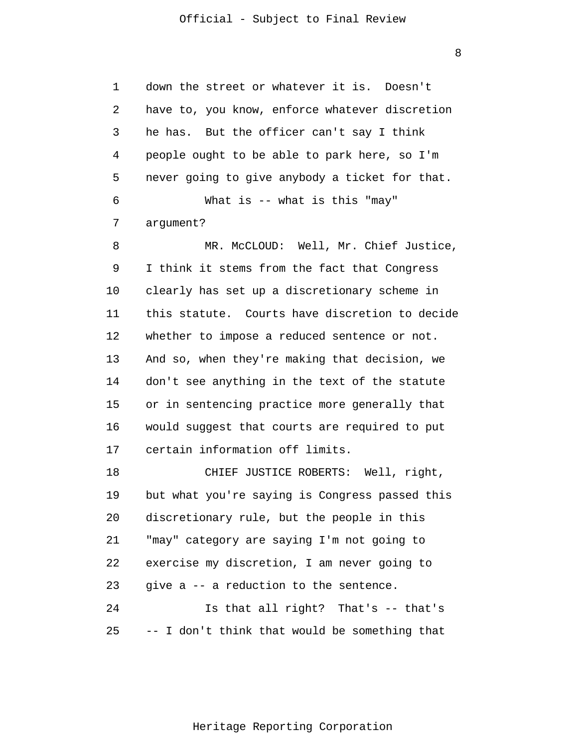down the street or whatever it is. Doesn't have to, you know, enforce whatever discretion he has. But the officer can't say I think people ought to be able to park here, so I'm never going to give anybody a ticket for that.

What is -- what is this "may" argument?

MR. McCLOUD: Well, Mr. Chief Justice, I think it stems from the fact that Congress clearly has set up a discretionary scheme in this statute. Courts have discretion to decide whether to impose a reduced sentence or not. And so, when they're making that decision, we don't see anything in the text of the statute or in sentencing practice more generally that would suggest that courts are required to put certain information off limits.

CHIEF JUSTICE ROBERTS: Well, right, but what you're saying is Congress passed this discretionary rule, but the people in this "may" category are saying I'm not going to exercise my discretion, I am never going to give a -- a reduction to the sentence.

Is that all right? That's -- that's -- I don't think that would be something that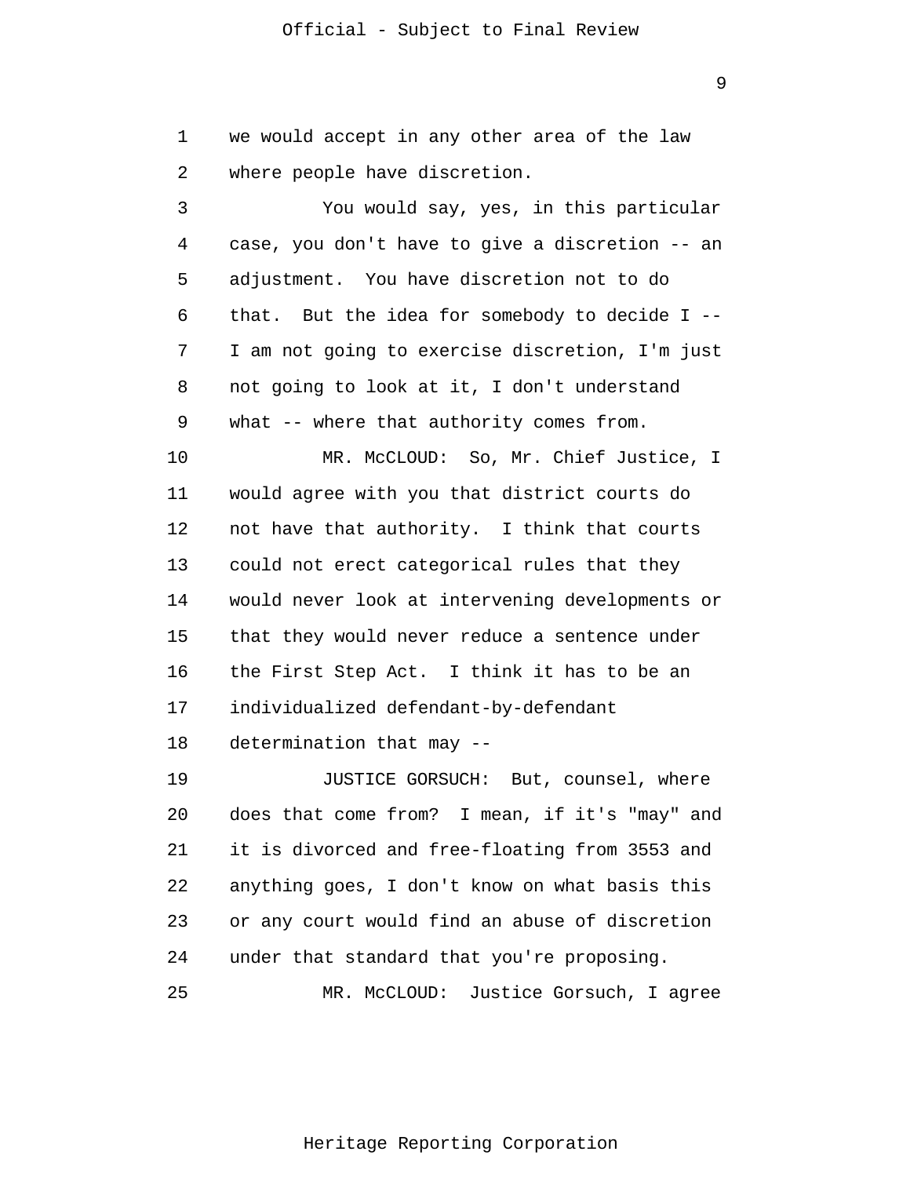we would accept in any other area of the law where people have discretion.

You would say, yes, in this particular case, you don't have to give a discretion -- an adjustment. You have discretion not to do that. But the idea for somebody to decide I -- I am not going to exercise discretion, I'm just not going to look at it, I don't understand what -- where that authority comes from.

MR. McCLOUD: So, Mr. Chief Justice, I would agree with you that district courts do not have that authority. I think that courts could not erect categorical rules that they would never look at intervening developments or that they would never reduce a sentence under the First Step Act. I think it has to be an individualized defendant-by-defendant determination that may --

JUSTICE GORSUCH: But, counsel, where does that come from? I mean, if it's "may" and it is divorced and free-floating from 3553 and anything goes, I don't know on what basis this or any court would find an abuse of discretion under that standard that you're proposing.

MR. McCLOUD: Justice Gorsuch, I agree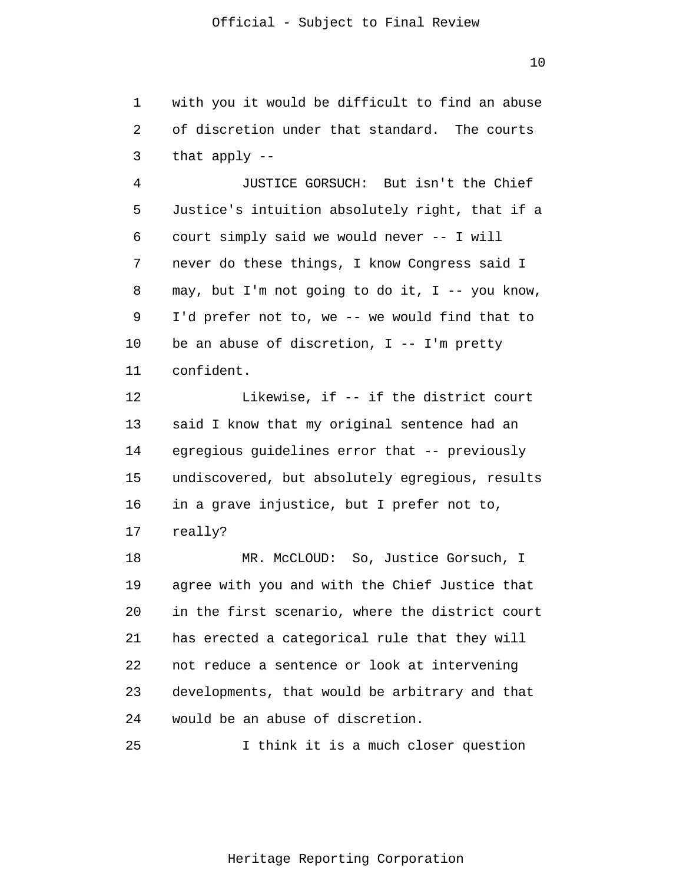with you it would be difficult to find an abuse of discretion under that standard. The courts that apply --

JUSTICE GORSUCH: But isn't the Chief Justice's intuition absolutely right, that if a court simply said we would never -- I will never do these things, I know Congress said I may, but I'm not going to do it, I -- you know, I'd prefer not to, we -- we would find that to be an abuse of discretion, I -- I'm pretty confident.

Likewise, if -- if the district court said I know that my original sentence had an egregious guidelines error that -- previously undiscovered, but absolutely egregious, results in a grave injustice, but I prefer not to, really?

MR. McCLOUD: So, Justice Gorsuch, I agree with you and with the Chief Justice that in the first scenario, where the district court has erected a categorical rule that they will not reduce a sentence or look at intervening developments, that would be arbitrary and that would be an abuse of discretion.

I think it is a much closer question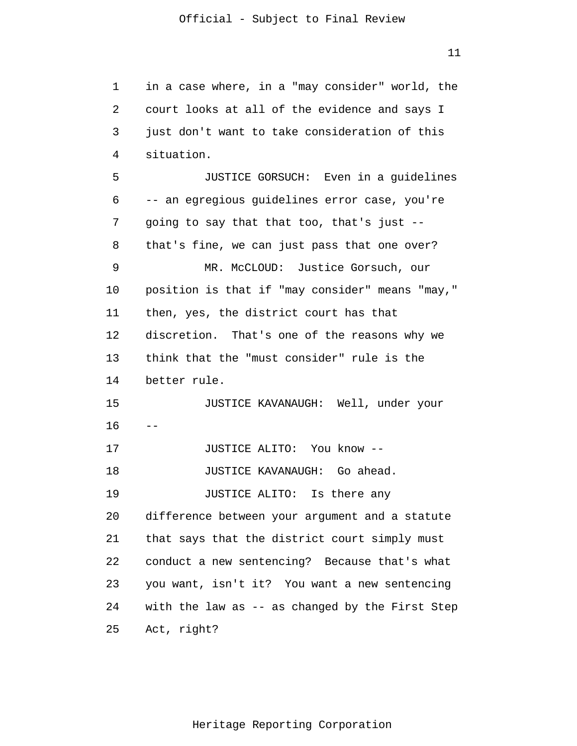in a case where, in a "may consider" world, the court looks at all of the evidence and says I just don't want to take consideration of this situation.

JUSTICE GORSUCH: Even in a guidelines -- an egregious guidelines error case, you're going to say that that too, that's just -- that's fine, we can just pass that one over?

MR. McCLOUD: Justice Gorsuch, our position is that if "may consider" means "may," then, yes, the district court has that discretion. That's one of the reasons why we think that the "must consider" rule is the better rule.

JUSTICE KAVANAUGH: Well, under your --

JUSTICE ALITO: You know --

JUSTICE KAVANAUGH: Go ahead.

JUSTICE ALITO: Is there any difference between your argument and a statute that says that the district court simply must conduct a new sentencing? Because that's what you want, isn't it? You want a new sentencing with the law as -- as changed by the First Step Act, right?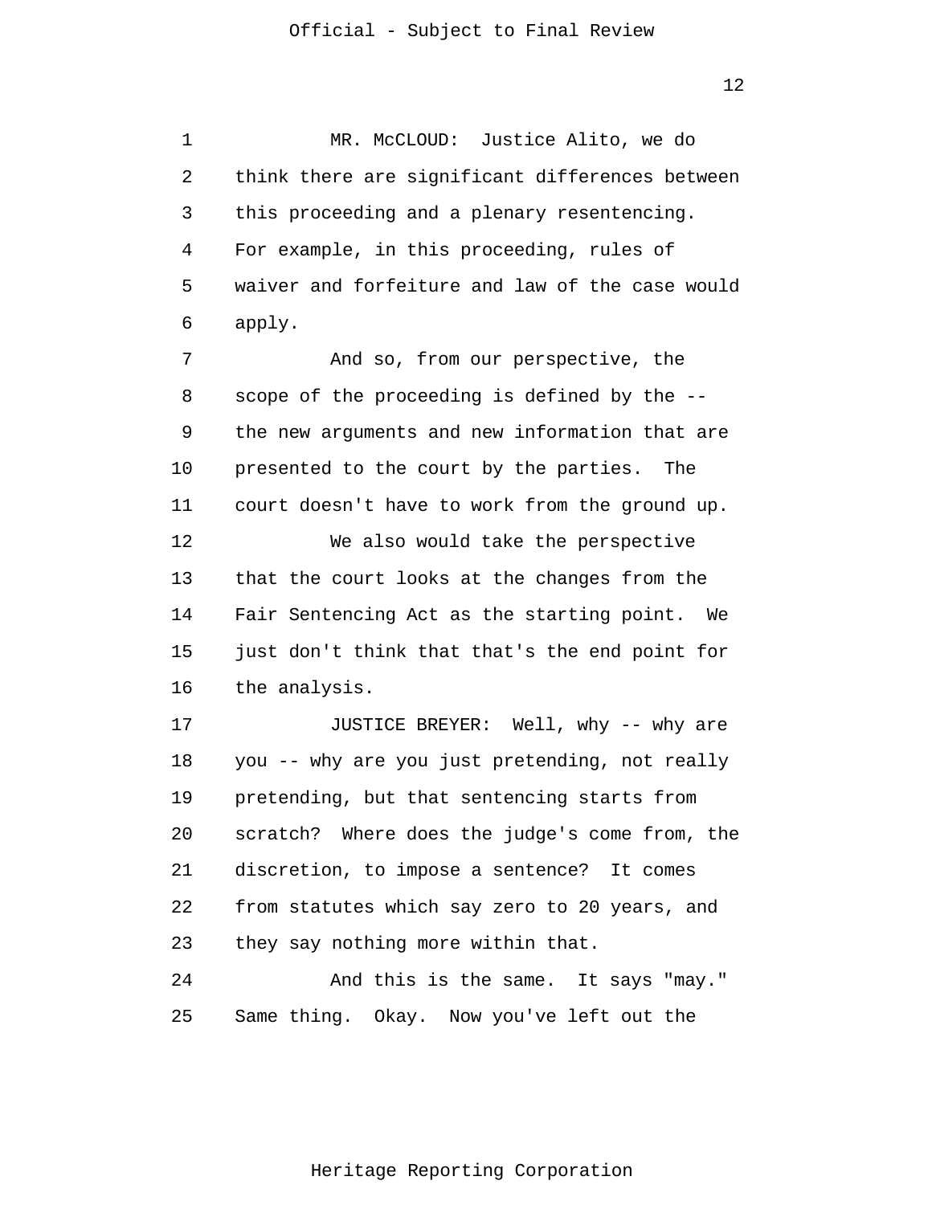MR. McCLOUD: Justice Alito, we do think there are significant differences between this proceeding and a plenary resentencing. For example, in this proceeding, rules of waiver and forfeiture and law of the case would apply.

And so, from our perspective, the scope of the proceeding is defined by the -- the new arguments and new information that are presented to the court by the parties. The court doesn't have to work from the ground up.

We also would take the perspective that the court looks at the changes from the Fair Sentencing Act as the starting point. We just don't think that that's the end point for the analysis.

JUSTICE BREYER: Well, why -- why are you -- why are you just pretending, not really pretending, but that sentencing starts from scratch? Where does the judge's come from, the discretion, to impose a sentence? It comes from statutes which say zero to 20 years, and they say nothing more within that.

And this is the same. It says "may." Same thing. Okay. Now you've left out the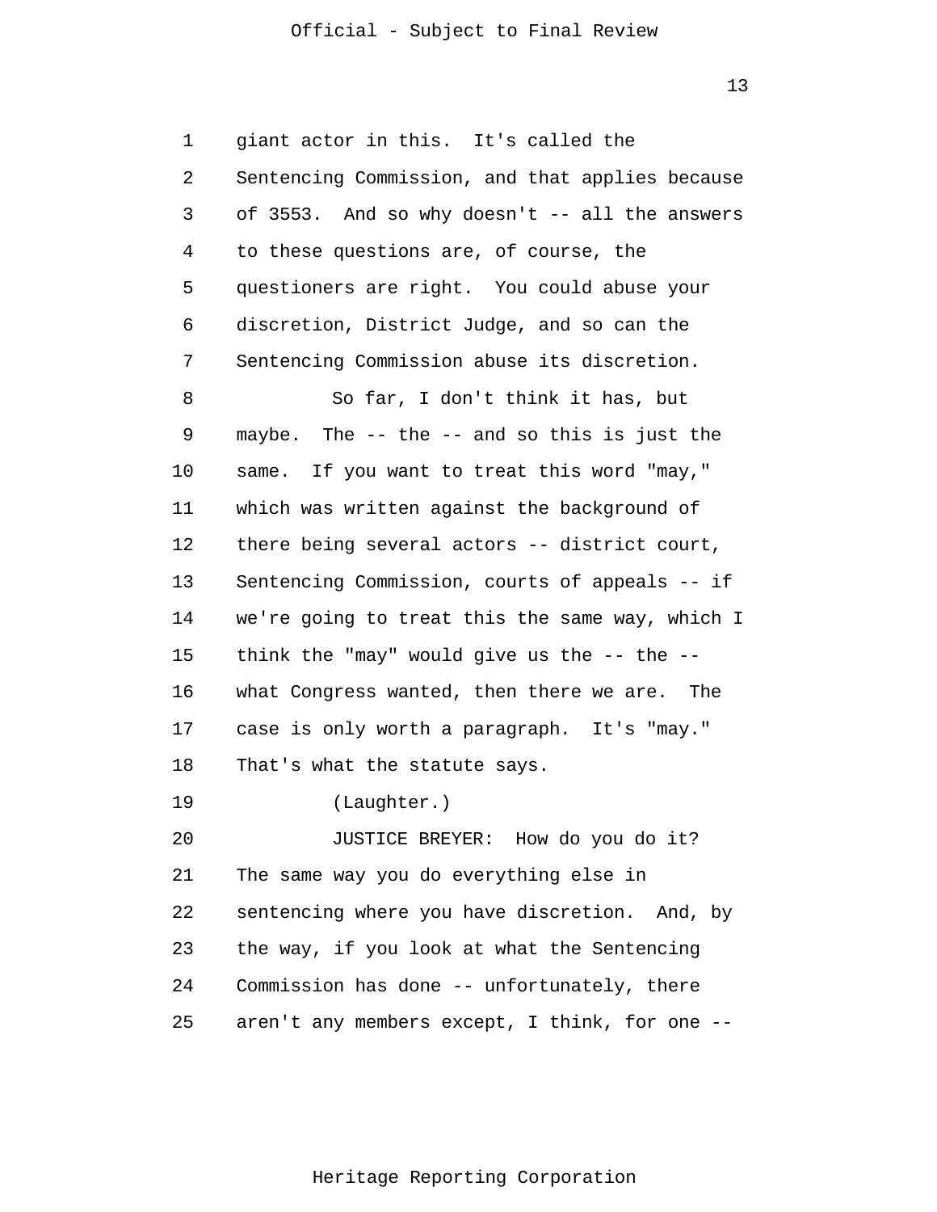giant actor in this. It's called the Sentencing Commission, and that applies because of 3553. And so why doesn't -- all the answers to these questions are, of course, the questioners are right. You could abuse your discretion, District Judge, and so can the Sentencing Commission abuse its discretion.

So far, I don't think it has, but maybe. The -- the -- and so this is just the same. If you want to treat this word "may," which was written against the background of there being several actors -- district court, Sentencing Commission, courts of appeals -- if we're going to treat this the same way, which I think the "may" would give us the -- the -- what Congress wanted, then there we are. The case is only worth a paragraph. It's "may." That's what the statute says.

(Laughter.)

JUSTICE BREYER: How do you do it? The same way you do everything else in sentencing where you have discretion. And, by the way, if you look at what the Sentencing Commission has done -- unfortunately, there aren't any members except, I think, for one --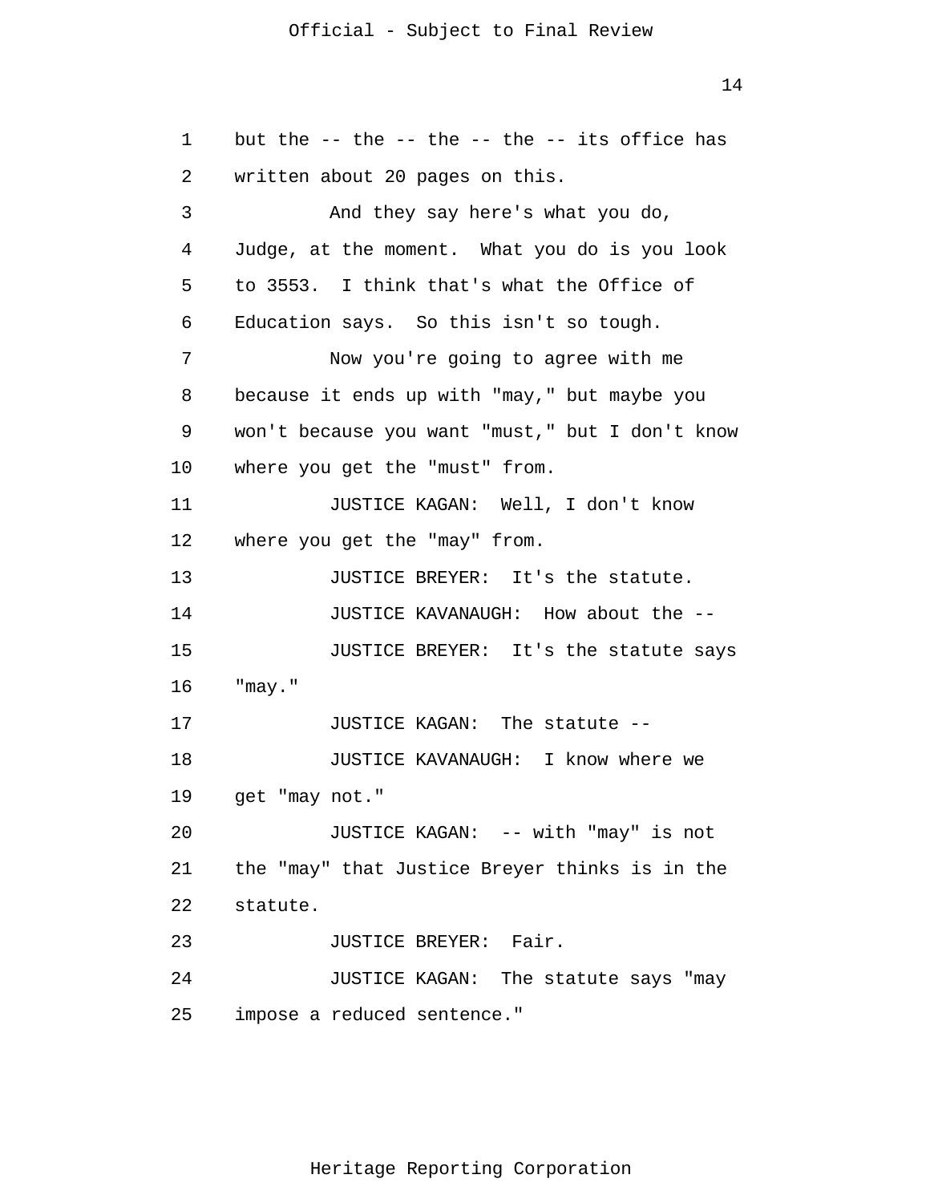but the -- the -- the -- the -- its office has written about 20 pages on this.

And they say here's what you do, Judge, at the moment. What you do is you look to 3553. I think that's what the Office of Education says. So this isn't so tough.

Now you're going to agree with me because it ends up with "may," but maybe you won't because you want "must," but I don't know where you get the "must" from.

JUSTICE KAGAN: Well, I don't know where you get the "may" from.

JUSTICE BREYER: It's the statute.

JUSTICE KAVANAUGH: How about the --

JUSTICE BREYER: It's the statute says "may."

JUSTICE KAGAN: The statute --

JUSTICE KAVANAUGH: I know where we get "may not."

JUSTICE KAGAN: -- with "may" is not the "may" that Justice Breyer thinks is in the statute.

JUSTICE BREYER: Fair.

JUSTICE KAGAN: The statute says "may impose a reduced sentence."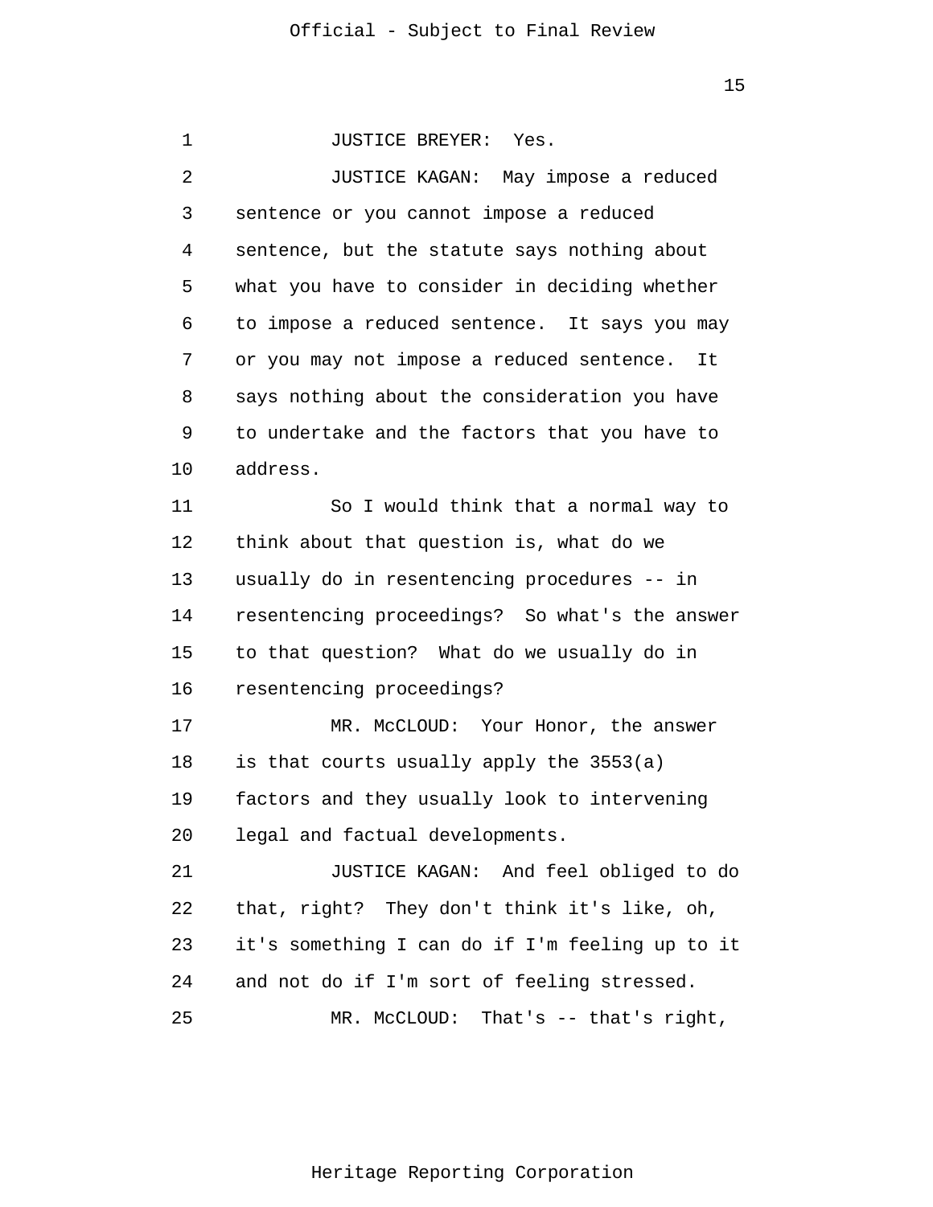JUSTICE BREYER: Yes.

JUSTICE KAGAN: May impose a reduced sentence or you cannot impose a reduced sentence, but the statute says nothing about what you have to consider in deciding whether to impose a reduced sentence. It says you may or you may not impose a reduced sentence. It says nothing about the consideration you have to undertake and the factors that you have to address.

So I would think that a normal way to think about that question is, what do we usually do in resentencing procedures -- in resentencing proceedings? So what's the answer to that question? What do we usually do in resentencing proceedings?

MR. McCLOUD: Your Honor, the answer is that courts usually apply the 3553(a) factors and they usually look to intervening legal and factual developments.

JUSTICE KAGAN: And feel obliged to do that, right? They don't think it's like, oh, it's something I can do if I'm feeling up to it and not do if I'm sort of feeling stressed.

MR. McCLOUD: That's -- that's right,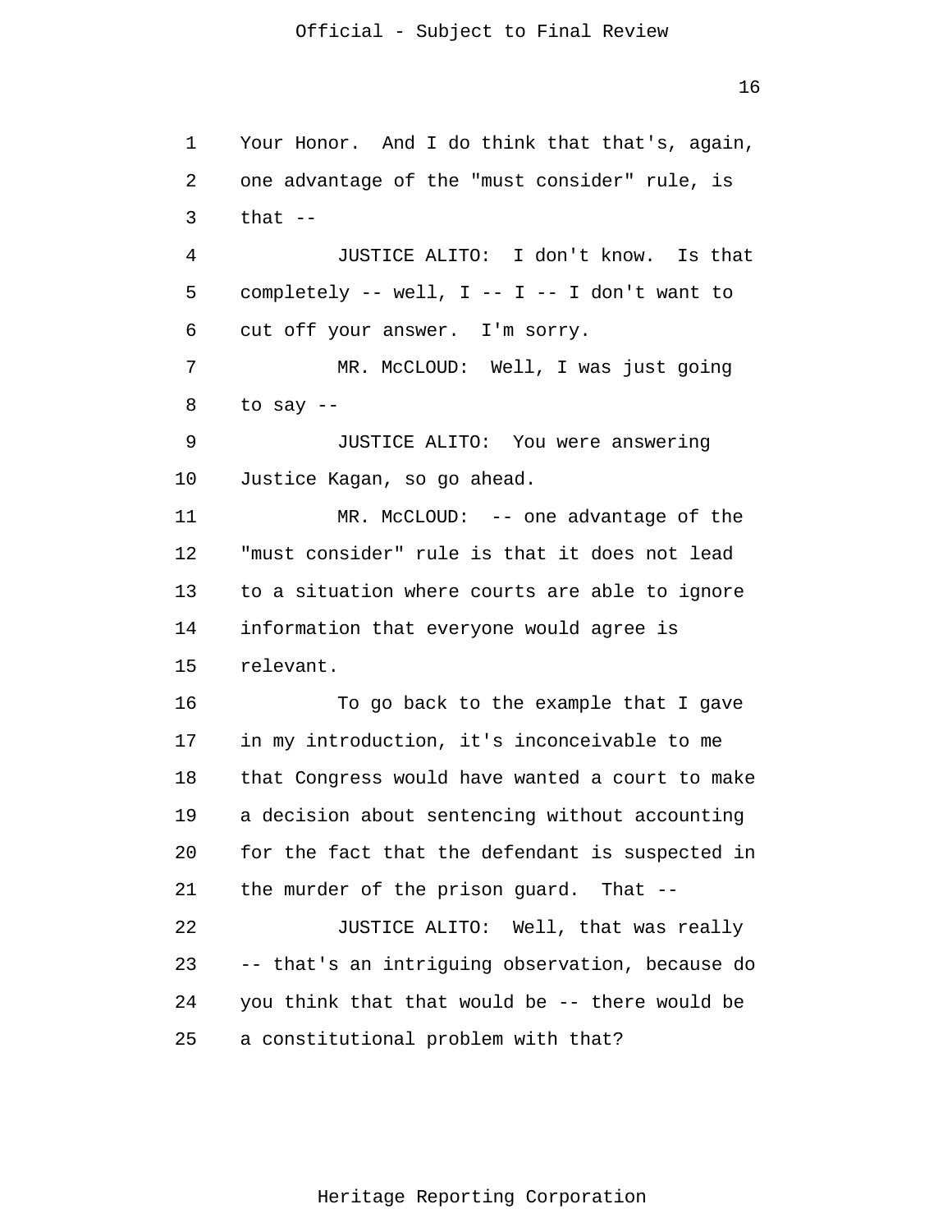Your Honor. And I do think that that's, again, one advantage of the "must consider" rule, is that --

JUSTICE ALITO: I don't know. Is that completely -- well, I -- I -- I don't want to cut off your answer. I'm sorry.

MR. McCLOUD: Well, I was just going to say --

JUSTICE ALITO: You were answering Justice Kagan, so go ahead.

MR. McCLOUD: -- one advantage of the "must consider" rule is that it does not lead to a situation where courts are able to ignore information that everyone would agree is relevant.

To go back to the example that I gave in my introduction, it's inconceivable to me that Congress would have wanted a court to make a decision about sentencing without accounting for the fact that the defendant is suspected in the murder of the prison guard. That --

JUSTICE ALITO: Well, that was really -- that's an intriguing observation, because do you think that that would be -- there would be a constitutional problem with that?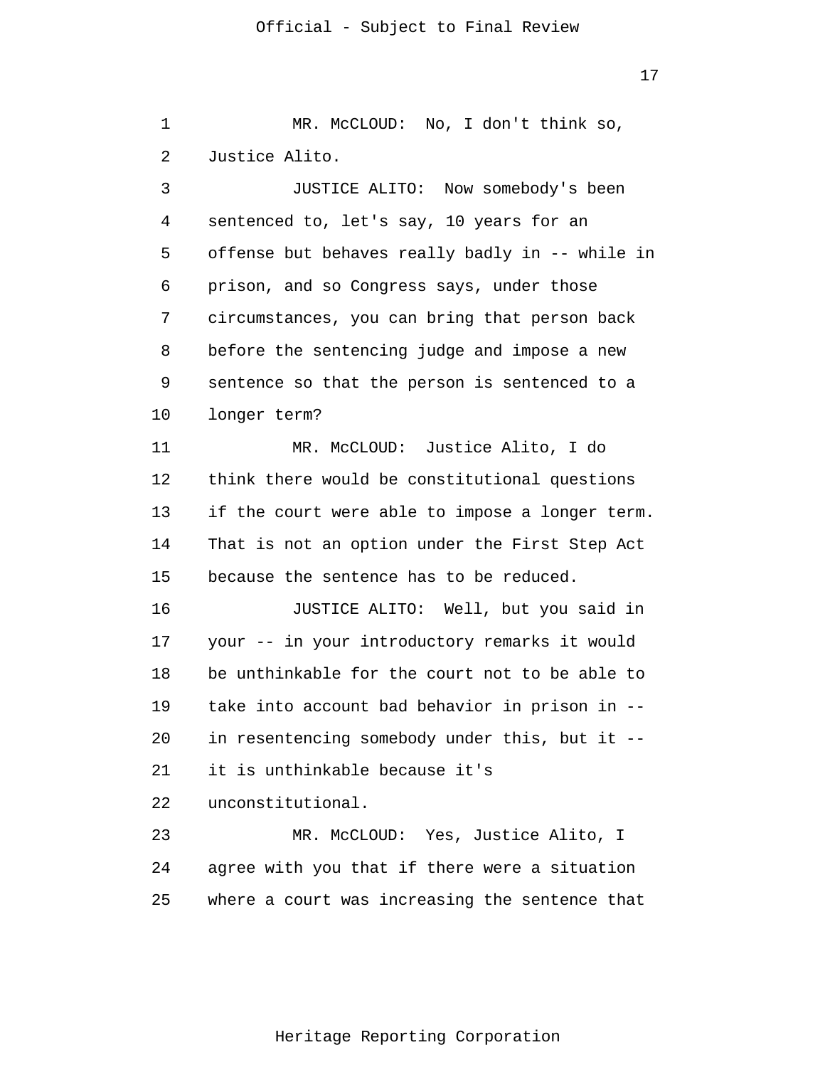MR. McCLOUD: No, I don't think so, Justice Alito.

JUSTICE ALITO: Now somebody's been sentenced to, let's say, 10 years for an offense but behaves really badly in -- while in prison, and so Congress says, under those circumstances, you can bring that person back before the sentencing judge and impose a new sentence so that the person is sentenced to a longer term?

MR. McCLOUD: Justice Alito, I do think there would be constitutional questions if the court were able to impose a longer term. That is not an option under the First Step Act because the sentence has to be reduced.

JUSTICE ALITO: Well, but you said in your -- in your introductory remarks it would be unthinkable for the court not to be able to take into account bad behavior in prison in -- in resentencing somebody under this, but it -- it is unthinkable because it's unconstitutional.

MR. McCLOUD: Yes, Justice Alito, I agree with you that if there were a situation where a court was increasing the sentence that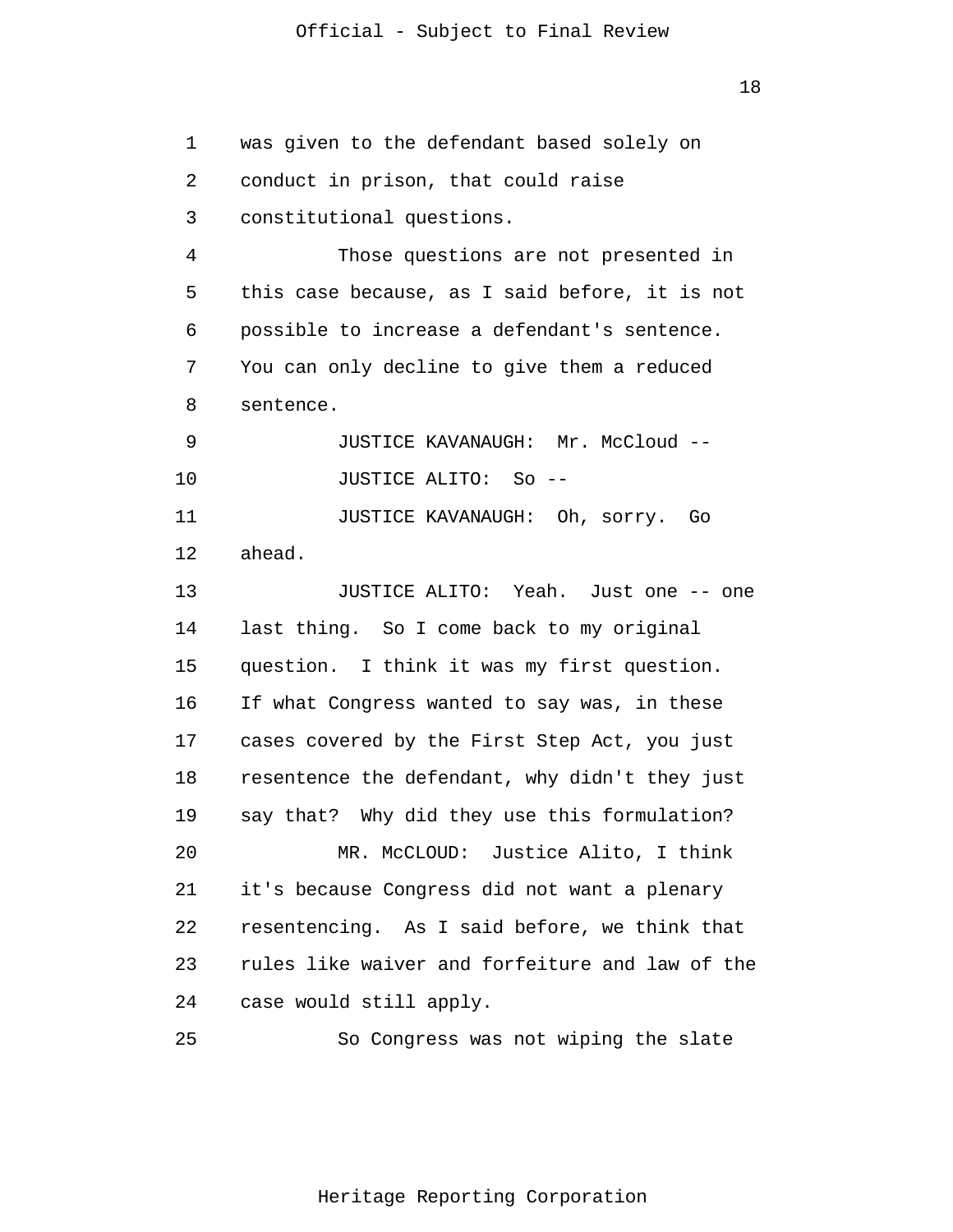was given to the defendant based solely on conduct in prison, that could raise constitutional questions.

Those questions are not presented in this case because, as I said before, it is not possible to increase a defendant's sentence. You can only decline to give them a reduced sentence.

JUSTICE KAVANAUGH: Mr. McCloud --

JUSTICE ALITO: So --

JUSTICE KAVANAUGH: Oh, sorry. Go ahead.

JUSTICE ALITO: Yeah. Just one -- one last thing. So I come back to my original question. I think it was my first question. If what Congress wanted to say was, in these cases covered by the First Step Act, you just resentence the defendant, why didn't they just say that? Why did they use this formulation?

MR. McCLOUD: Justice Alito, I think it's because Congress did not want a plenary resentencing. As I said before, we think that rules like waiver and forfeiture and law of the case would still apply.

So Congress was not wiping the slate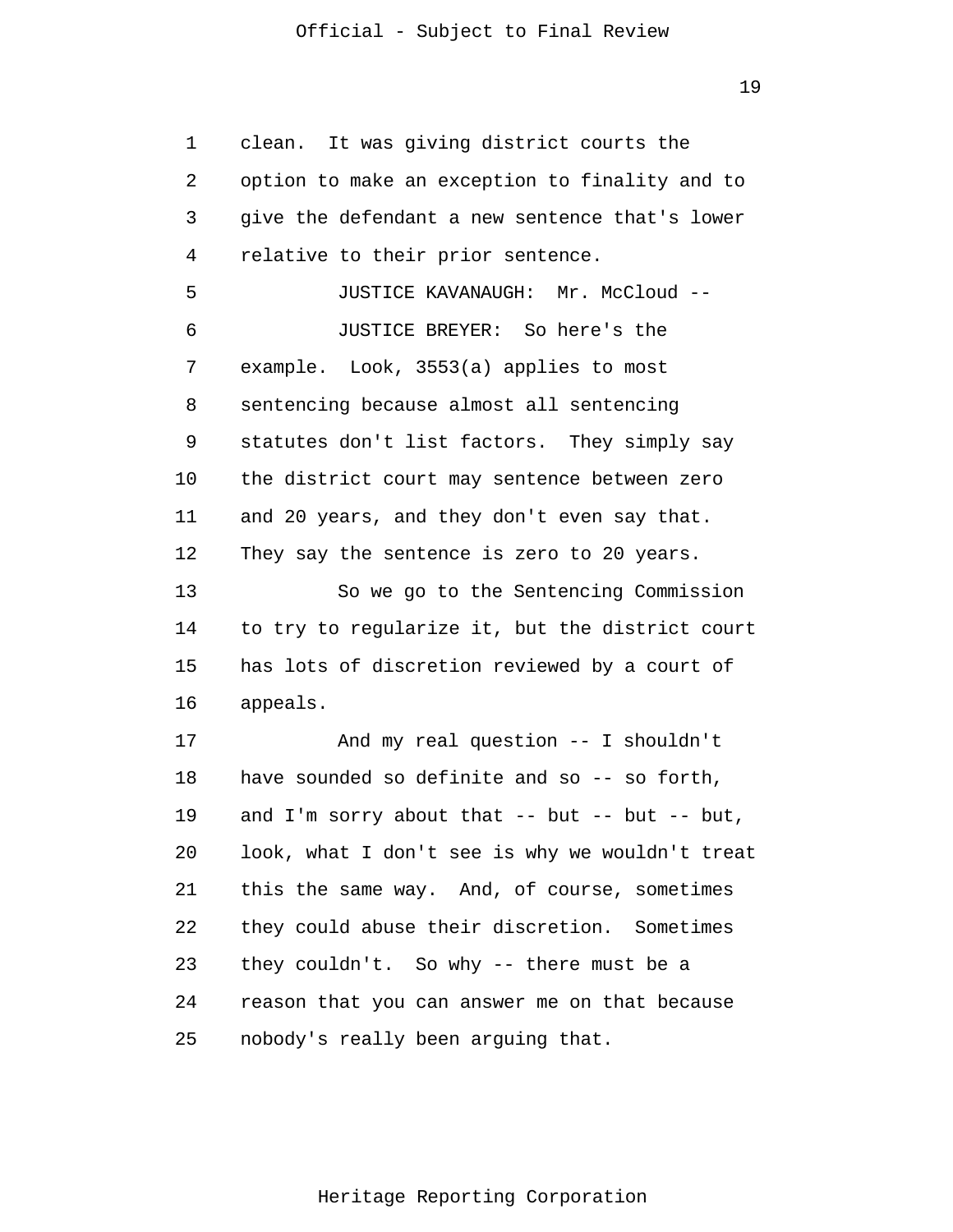clean. It was giving district courts the option to make an exception to finality and to give the defendant a new sentence that's lower relative to their prior sentence.

JUSTICE KAVANAUGH: Mr. McCloud --

JUSTICE BREYER: So here's the example. Look, 3553(a) applies to most sentencing because almost all sentencing statutes don't list factors. They simply say the district court may sentence between zero and 20 years, and they don't even say that. They say the sentence is zero to 20 years.

So we go to the Sentencing Commission to try to regularize it, but the district court has lots of discretion reviewed by a court of appeals.

And my real question -- I shouldn't have sounded so definite and so -- so forth, and I'm sorry about that -- but -- but -- but, look, what I don't see is why we wouldn't treat this the same way. And, of course, sometimes they could abuse their discretion. Sometimes they couldn't. So why -- there must be a reason that you can answer me on that because nobody's really been arguing that.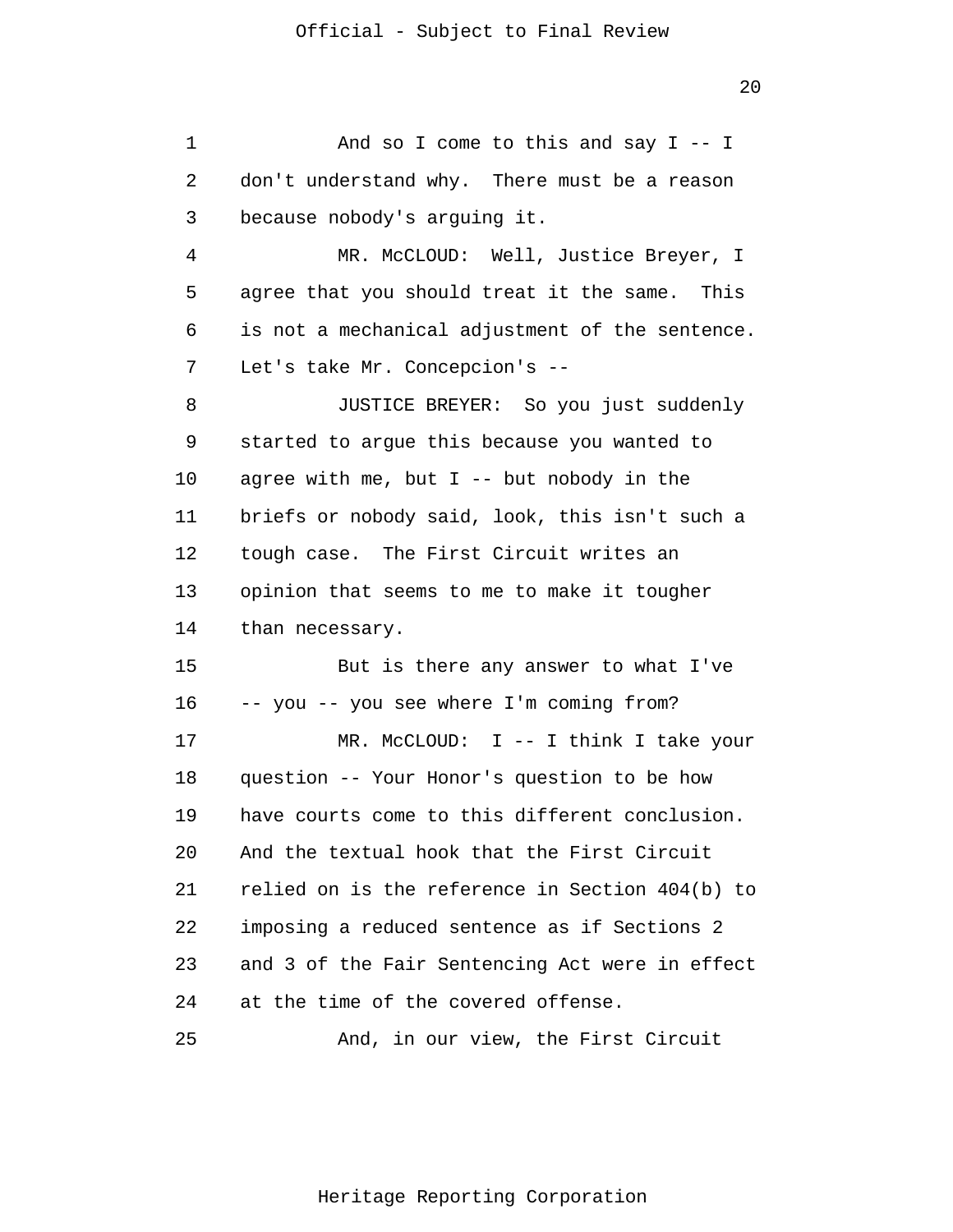And so I come to this and say I -- I don't understand why. There must be a reason because nobody's arguing it.

MR. McCLOUD: Well, Justice Breyer, I agree that you should treat it the same. This is not a mechanical adjustment of the sentence. Let's take Mr. Concepcion's --

JUSTICE BREYER: So you just suddenly started to argue this because you wanted to agree with me, but I -- but nobody in the briefs or nobody said, look, this isn't such a tough case. The First Circuit writes an opinion that seems to me to make it tougher than necessary.

But is there any answer to what I've -- you -- you see where I'm coming from?

MR. McCLOUD: I -- I think I take your question -- Your Honor's question to be how have courts come to this different conclusion. And the textual hook that the First Circuit relied on is the reference in Section 404(b) to imposing a reduced sentence as if Sections 2 and 3 of the Fair Sentencing Act were in effect at the time of the covered offense.

And, in our view, the First Circuit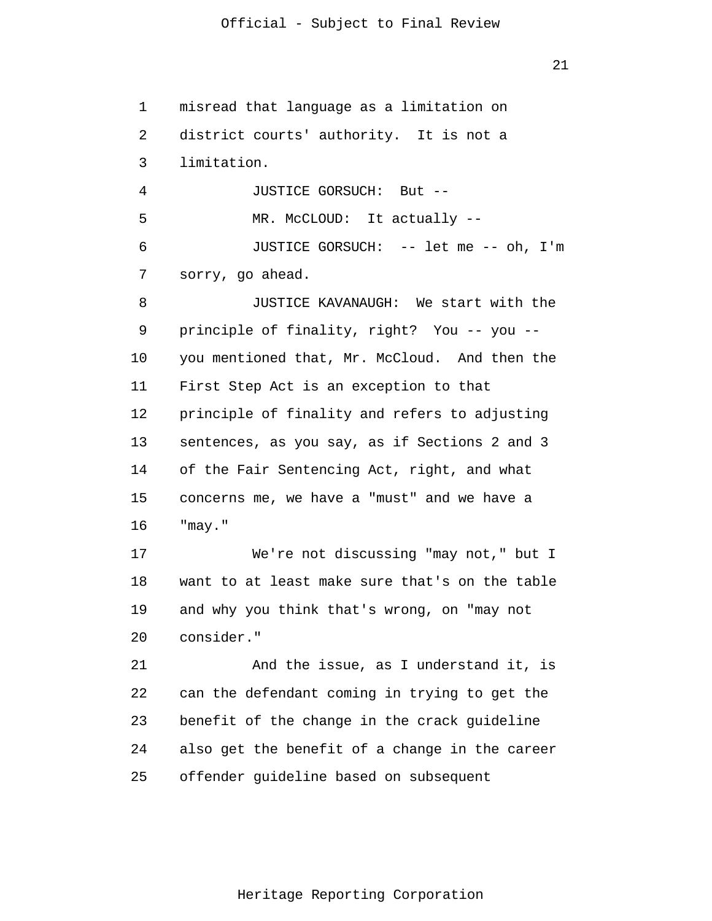misread that language as a limitation on district courts' authority. It is not a limitation.

JUSTICE GORSUCH: But --

MR. McCLOUD: It actually --

JUSTICE GORSUCH: -- let me -- oh, I'm sorry, go ahead.

JUSTICE KAVANAUGH: We start with the principle of finality, right? You -- you -- you mentioned that, Mr. McCloud. And then the First Step Act is an exception to that principle of finality and refers to adjusting sentences, as you say, as if Sections 2 and 3 of the Fair Sentencing Act, right, and what concerns me, we have a "must" and we have a "may."

We're not discussing "may not," but I want to at least make sure that's on the table and why you think that's wrong, on "may not consider."

And the issue, as I understand it, is can the defendant coming in trying to get the benefit of the change in the crack guideline also get the benefit of a change in the career offender guideline based on subsequent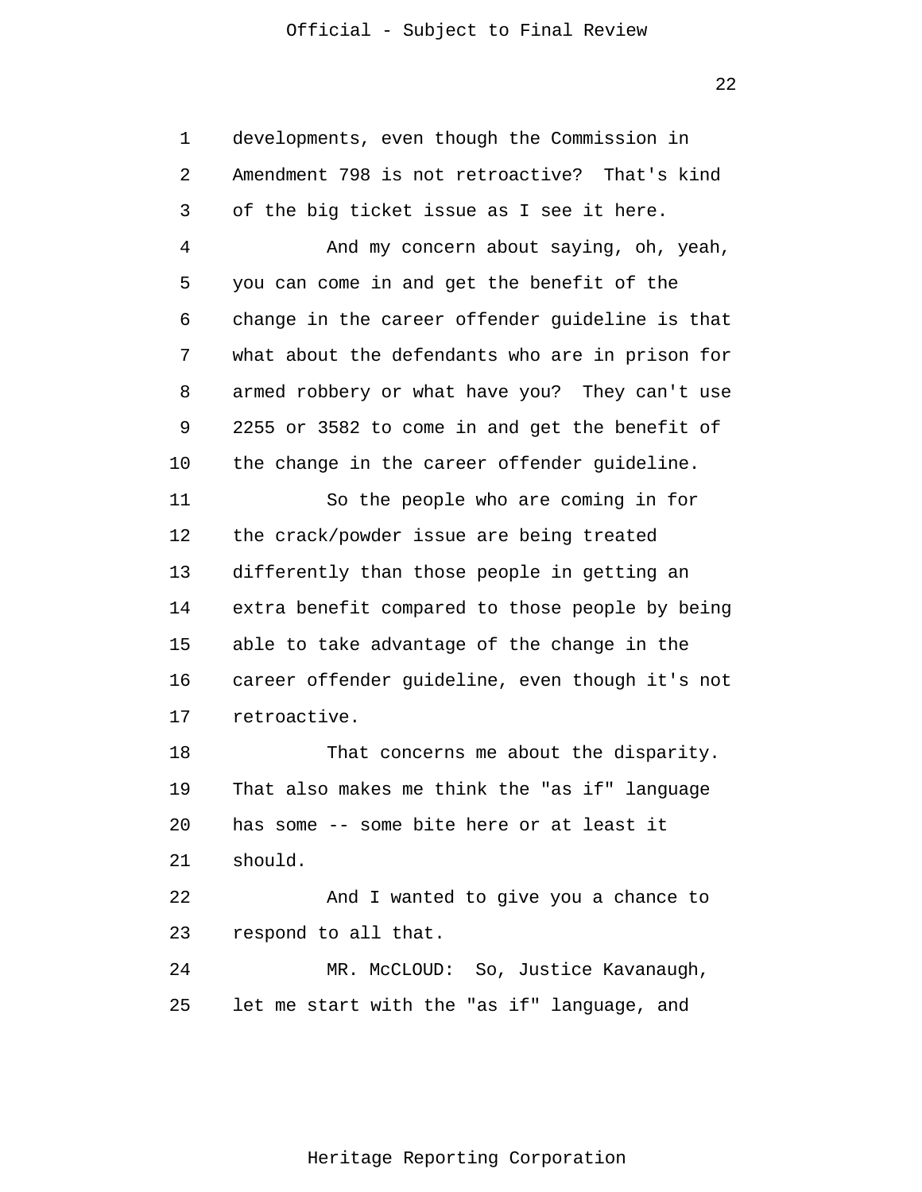developments, even though the Commission in Amendment 798 is not retroactive? That's kind of the big ticket issue as I see it here.

And my concern about saying, oh, yeah, you can come in and get the benefit of the change in the career offender guideline is that what about the defendants who are in prison for armed robbery or what have you? They can't use 2255 or 3582 to come in and get the benefit of the change in the career offender guideline.

So the people who are coming in for the crack/powder issue are being treated differently than those people in getting an extra benefit compared to those people by being able to take advantage of the change in the career offender guideline, even though it's not retroactive.

That concerns me about the disparity. That also makes me think the "as if" language has some -- some bite here or at least it should.

And I wanted to give you a chance to respond to all that.

MR. McCLOUD: So, Justice Kavanaugh, let me start with the "as if" language, and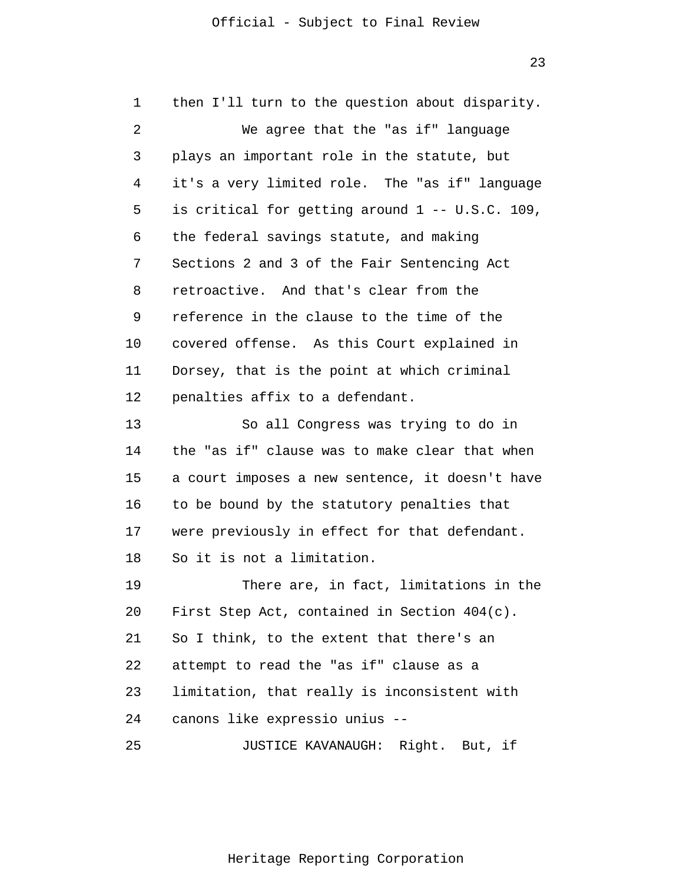then I'll turn to the question about disparity.

We agree that the "as if" language plays an important role in the statute, but it's a very limited role. The "as if" language is critical for getting around 1 -- U.S.C. 109, the federal savings statute, and making Sections 2 and 3 of the Fair Sentencing Act retroactive. And that's clear from the reference in the clause to the time of the covered offense. As this Court explained in Dorsey, that is the point at which criminal penalties affix to a defendant.

So all Congress was trying to do in the "as if" clause was to make clear that when a court imposes a new sentence, it doesn't have to be bound by the statutory penalties that were previously in effect for that defendant. So it is not a limitation.

There are, in fact, limitations in the First Step Act, contained in Section 404(c). So I think, to the extent that there's an attempt to read the "as if" clause as a limitation, that really is inconsistent with canons like expressio unius --

JUSTICE KAVANAUGH: Right. But, if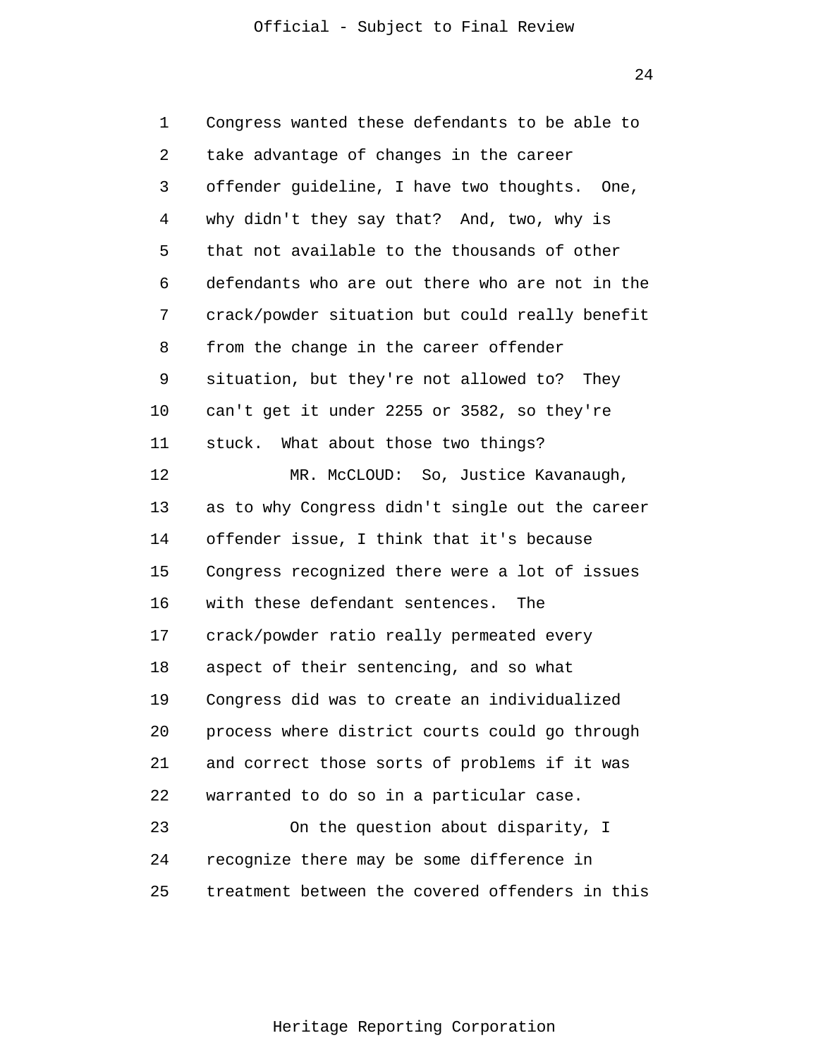Congress wanted these defendants to be able to take advantage of changes in the career offender guideline, I have two thoughts. One, why didn't they say that? And, two, why is that not available to the thousands of other defendants who are out there who are not in the crack/powder situation but could really benefit from the change in the career offender situation, but they're not allowed to? They can't get it under 2255 or 3582, so they're stuck. What about those two things?

MR. McCLOUD: So, Justice Kavanaugh, as to why Congress didn't single out the career offender issue, I think that it's because Congress recognized there were a lot of issues with these defendant sentences. The crack/powder ratio really permeated every aspect of their sentencing, and so what Congress did was to create an individualized process where district courts could go through and correct those sorts of problems if it was warranted to do so in a particular case.

On the question about disparity, I recognize there may be some difference in treatment between the covered offenders in this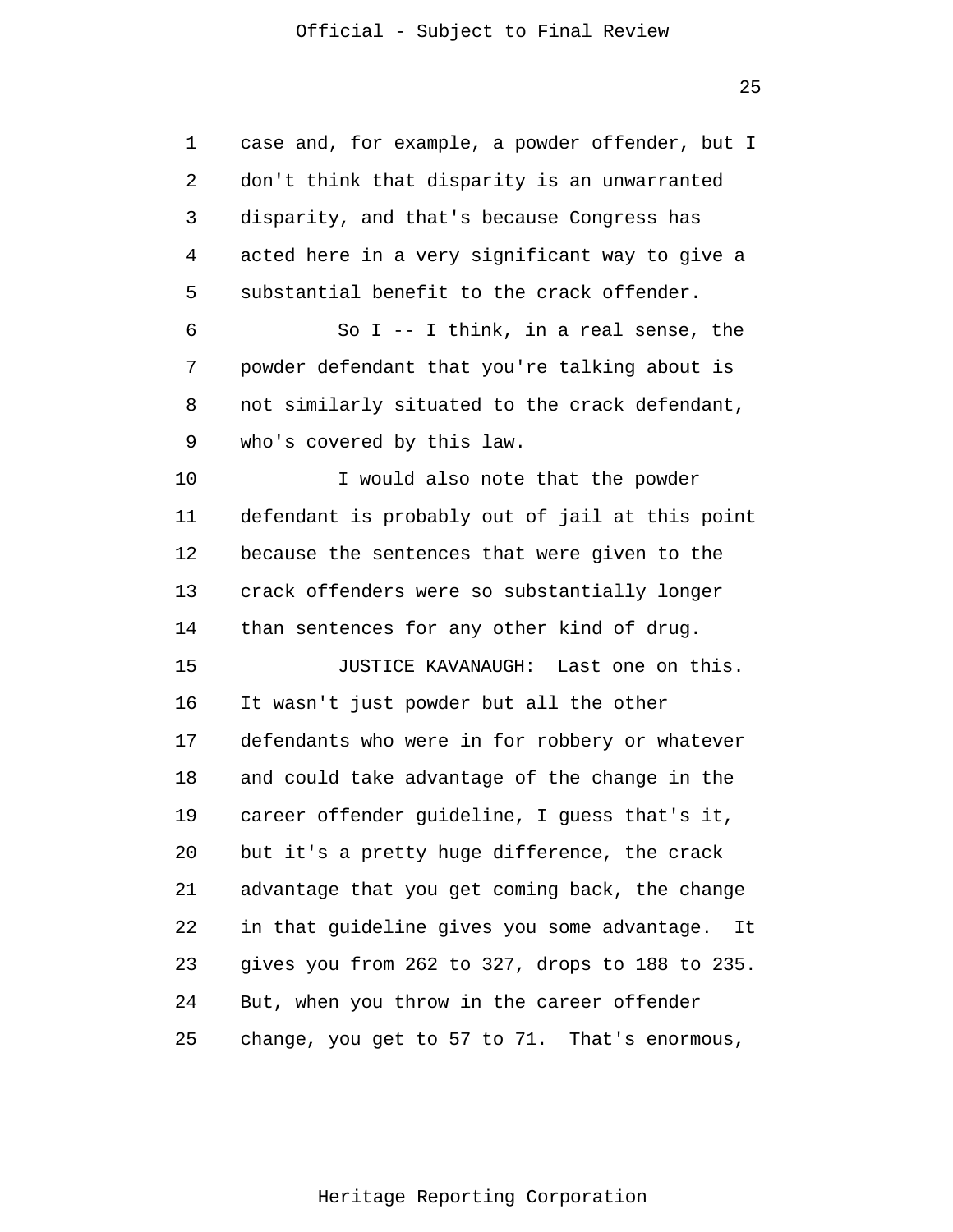case and, for example, a powder offender, but I don't think that disparity is an unwarranted disparity, and that's because Congress has acted here in a very significant way to give a substantial benefit to the crack offender.

So I -- I think, in a real sense, the powder defendant that you're talking about is not similarly situated to the crack defendant, who's covered by this law.

I would also note that the powder defendant is probably out of jail at this point because the sentences that were given to the crack offenders were so substantially longer than sentences for any other kind of drug.

JUSTICE KAVANAUGH: Last one on this. It wasn't just powder but all the other defendants who were in for robbery or whatever and could take advantage of the change in the career offender guideline, I guess that's it, but it's a pretty huge difference, the crack advantage that you get coming back, the change in that guideline gives you some advantage. It gives you from 262 to 327, drops to 188 to 235. But, when you throw in the career offender change, you get to 57 to 71. That's enormous,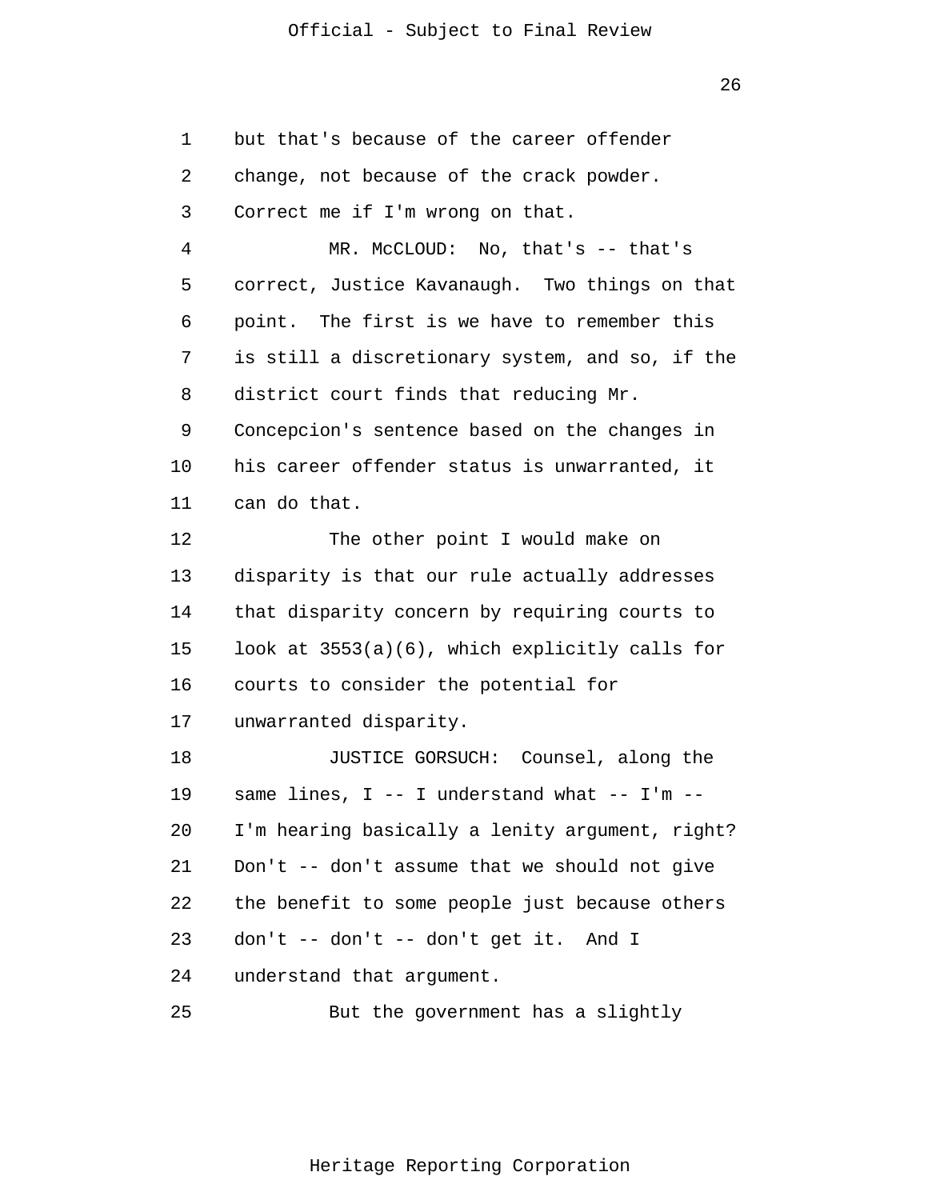but that's because of the career offender change, not because of the crack powder. Correct me if I'm wrong on that.

MR. McCLOUD: No, that's -- that's correct, Justice Kavanaugh. Two things on that point. The first is we have to remember this is still a discretionary system, and so, if the district court finds that reducing Mr. Concepcion's sentence based on the changes in his career offender status is unwarranted, it can do that.

The other point I would make on disparity is that our rule actually addresses that disparity concern by requiring courts to look at 3553(a)(6), which explicitly calls for courts to consider the potential for unwarranted disparity.

JUSTICE GORSUCH: Counsel, along the same lines, I -- I understand what -- I'm -- I'm hearing basically a lenity argument, right? Don't -- don't assume that we should not give the benefit to some people just because others don't -- don't -- don't get it. And I understand that argument.

But the government has a slightly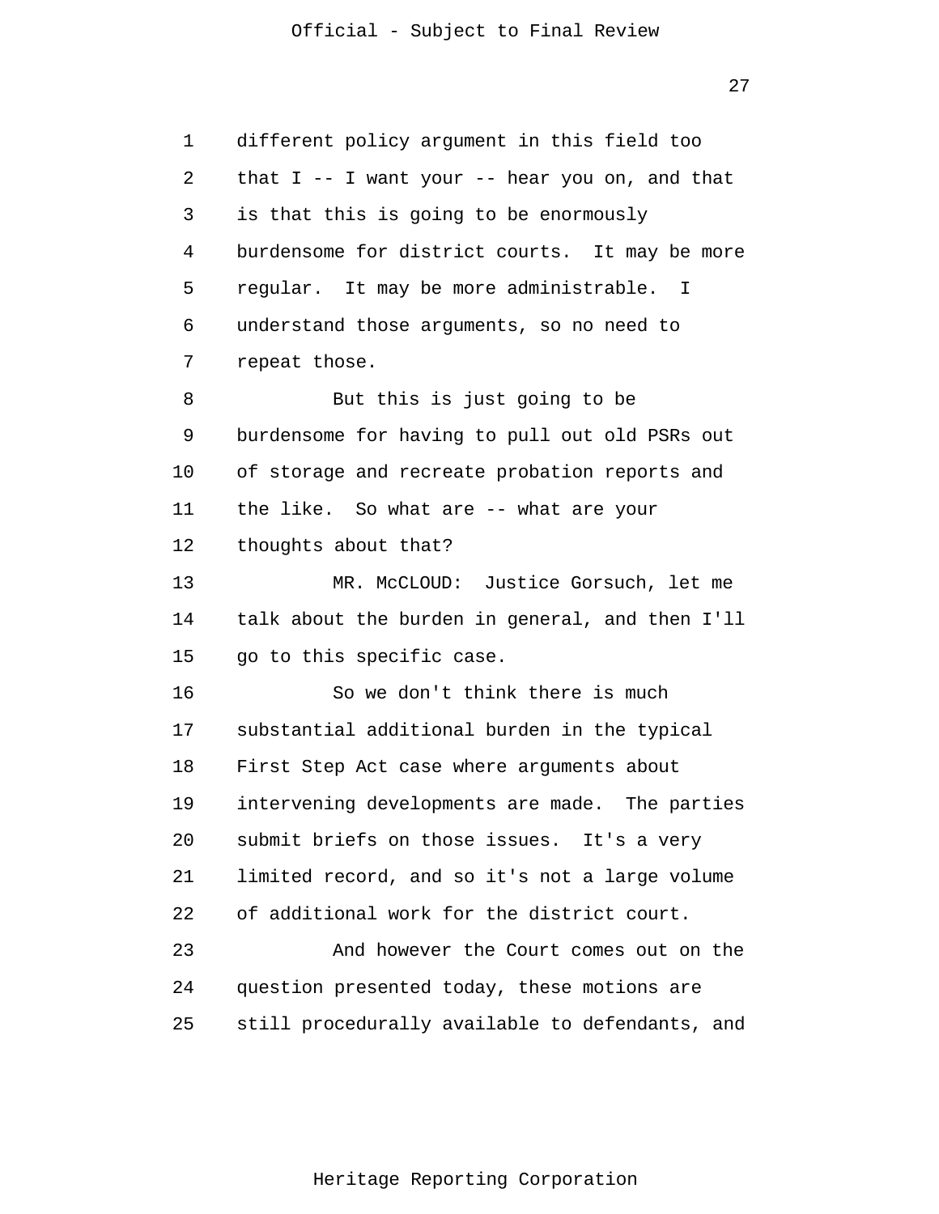different policy argument in this field too that I -- I want your -- hear you on, and that is that this is going to be enormously burdensome for district courts. It may be more regular. It may be more administrable. I understand those arguments, so no need to repeat those.

But this is just going to be burdensome for having to pull out old PSRs out of storage and recreate probation reports and the like. So what are -- what are your thoughts about that?

MR. McCLOUD: Justice Gorsuch, let me talk about the burden in general, and then I'll go to this specific case.

So we don't think there is much substantial additional burden in the typical First Step Act case where arguments about intervening developments are made. The parties submit briefs on those issues. It's a very limited record, and so it's not a large volume of additional work for the district court.

And however the Court comes out on the question presented today, these motions are still procedurally available to defendants, and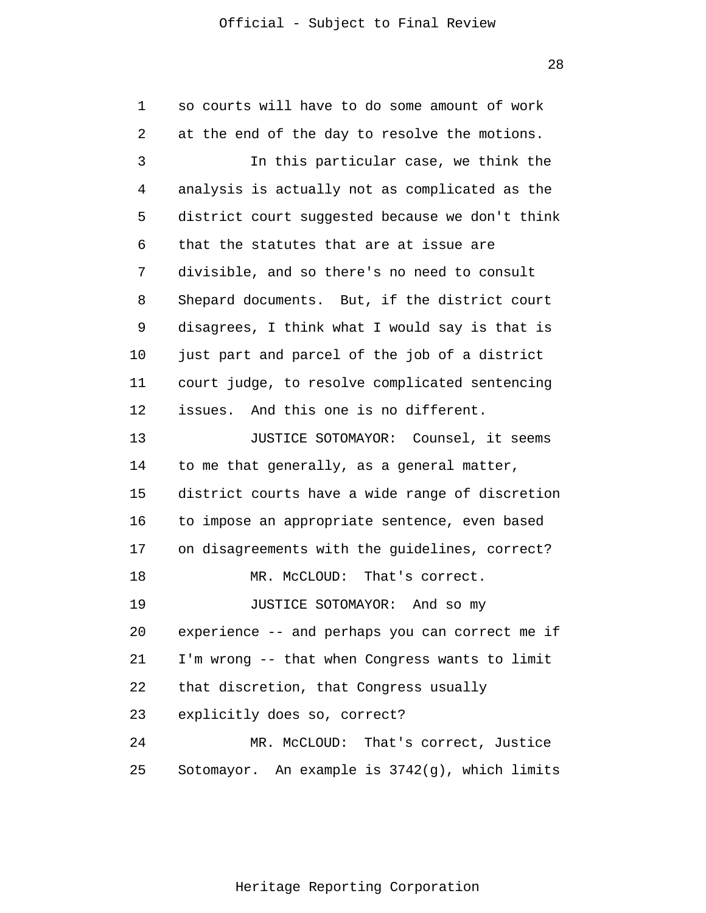so courts will have to do some amount of work at the end of the day to resolve the motions.

In this particular case, we think the analysis is actually not as complicated as the district court suggested because we don't think that the statutes that are at issue are divisible, and so there's no need to consult Shepard documents. But, if the district court disagrees, I think what I would say is that is just part and parcel of the job of a district court judge, to resolve complicated sentencing issues. And this one is no different.

JUSTICE SOTOMAYOR: Counsel, it seems to me that generally, as a general matter, district courts have a wide range of discretion to impose an appropriate sentence, even based on disagreements with the guidelines, correct?

MR. McCLOUD: That's correct.

JUSTICE SOTOMAYOR: And so my experience -- and perhaps you can correct me if I'm wrong -- that when Congress wants to limit that discretion, that Congress usually explicitly does so, correct?

MR. McCLOUD: That's correct, Justice Sotomayor. An example is 3742(g), which limits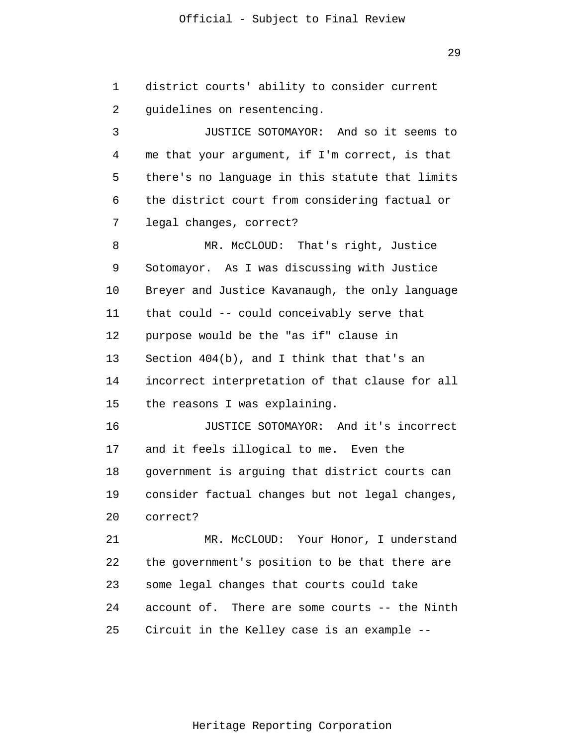district courts' ability to consider current guidelines on resentencing.

JUSTICE SOTOMAYOR: And so it seems to me that your argument, if I'm correct, is that there's no language in this statute that limits the district court from considering factual or legal changes, correct?

MR. McCLOUD: That's right, Justice Sotomayor. As I was discussing with Justice Breyer and Justice Kavanaugh, the only language that could -- could conceivably serve that purpose would be the "as if" clause in Section 404(b), and I think that that's an incorrect interpretation of that clause for all the reasons I was explaining.

JUSTICE SOTOMAYOR: And it's incorrect and it feels illogical to me. Even the government is arguing that district courts can consider factual changes but not legal changes, correct?

MR. McCLOUD: Your Honor, I understand the government's position to be that there are some legal changes that courts could take account of. There are some courts -- the Ninth Circuit in the Kelley case is an example --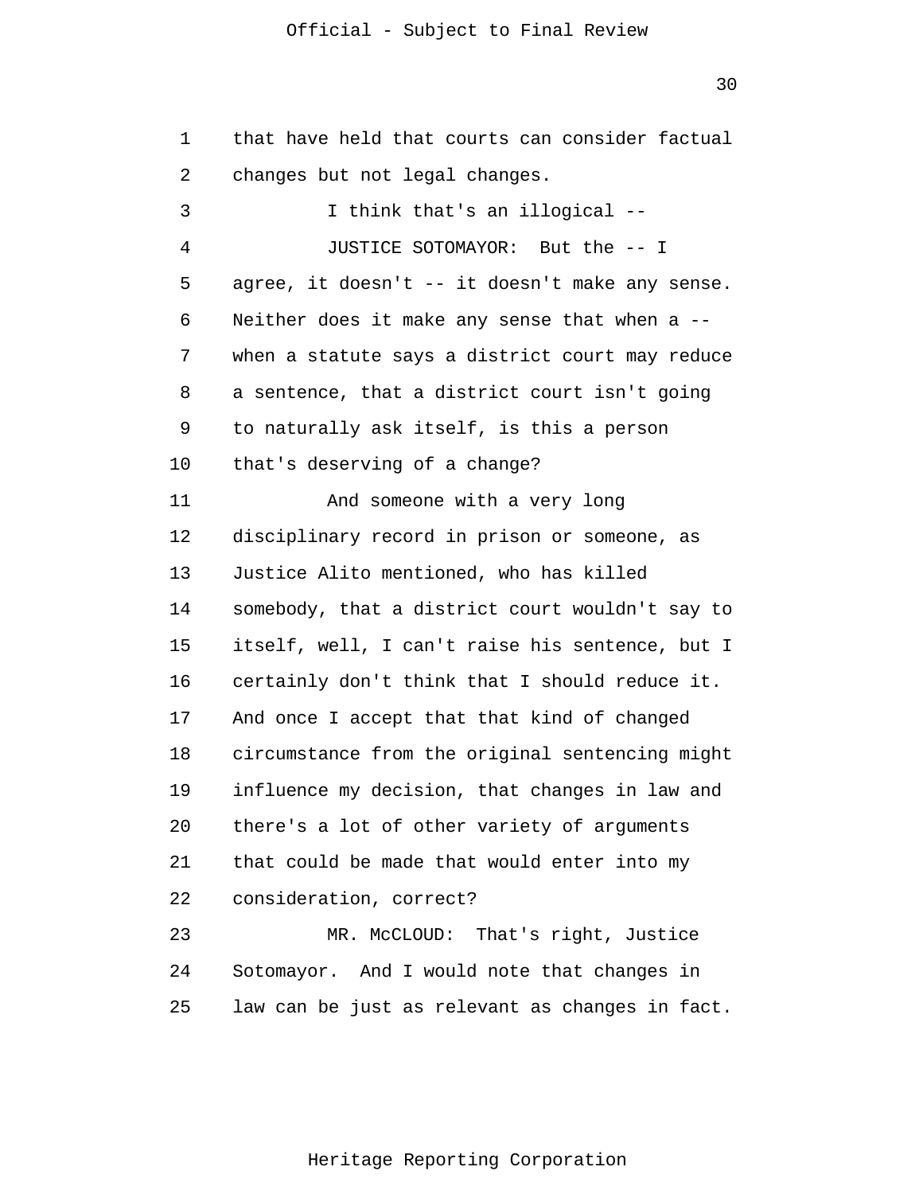that have held that courts can consider factual changes but not legal changes.

I think that's an illogical --

JUSTICE SOTOMAYOR: But the -- I agree, it doesn't -- it doesn't make any sense. Neither does it make any sense that when a -- when a statute says a district court may reduce a sentence, that a district court isn't going to naturally ask itself, is this a person that's deserving of a change?

And someone with a very long disciplinary record in prison or someone, as Justice Alito mentioned, who has killed somebody, that a district court wouldn't say to itself, well, I can't raise his sentence, but I certainly don't think that I should reduce it. And once I accept that that kind of changed circumstance from the original sentencing might influence my decision, that changes in law and there's a lot of other variety of arguments that could be made that would enter into my consideration, correct?

MR. McCLOUD: That's right, Justice Sotomayor. And I would note that changes in law can be just as relevant as changes in fact.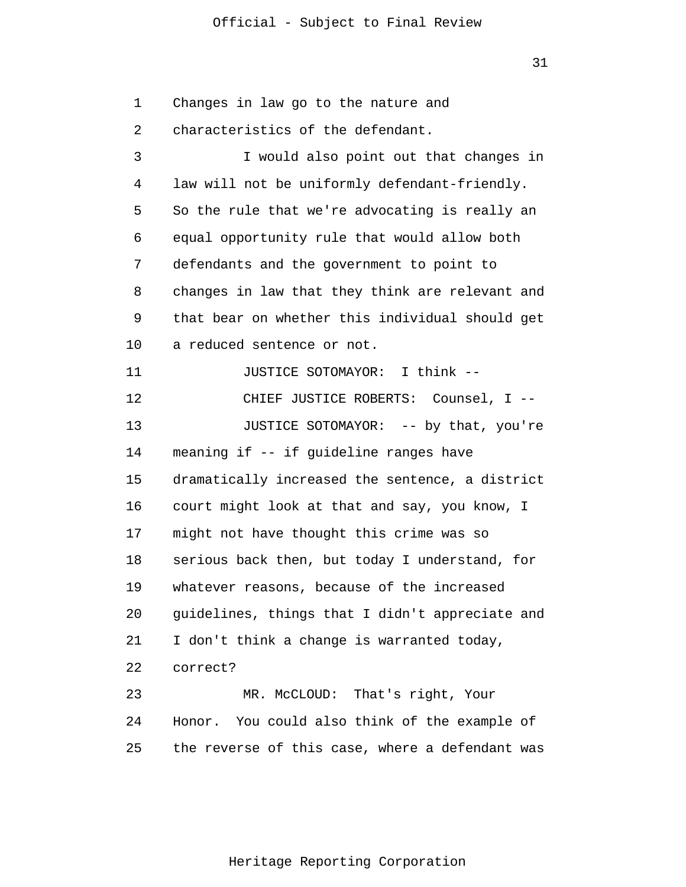Changes in law go to the nature and characteristics of the defendant.

I would also point out that changes in law will not be uniformly defendant-friendly. So the rule that we're advocating is really an equal opportunity rule that would allow both defendants and the government to point to changes in law that they think are relevant and that bear on whether this individual should get a reduced sentence or not.

JUSTICE SOTOMAYOR: I think --

CHIEF JUSTICE ROBERTS: Counsel, I --

JUSTICE SOTOMAYOR: -- by that, you're meaning if -- if guideline ranges have dramatically increased the sentence, a district court might look at that and say, you know, I might not have thought this crime was so serious back then, but today I understand, for whatever reasons, because of the increased guidelines, things that I didn't appreciate and I don't think a change is warranted today, correct?

MR. McCLOUD: That's right, Your Honor. You could also think of the example of the reverse of this case, where a defendant was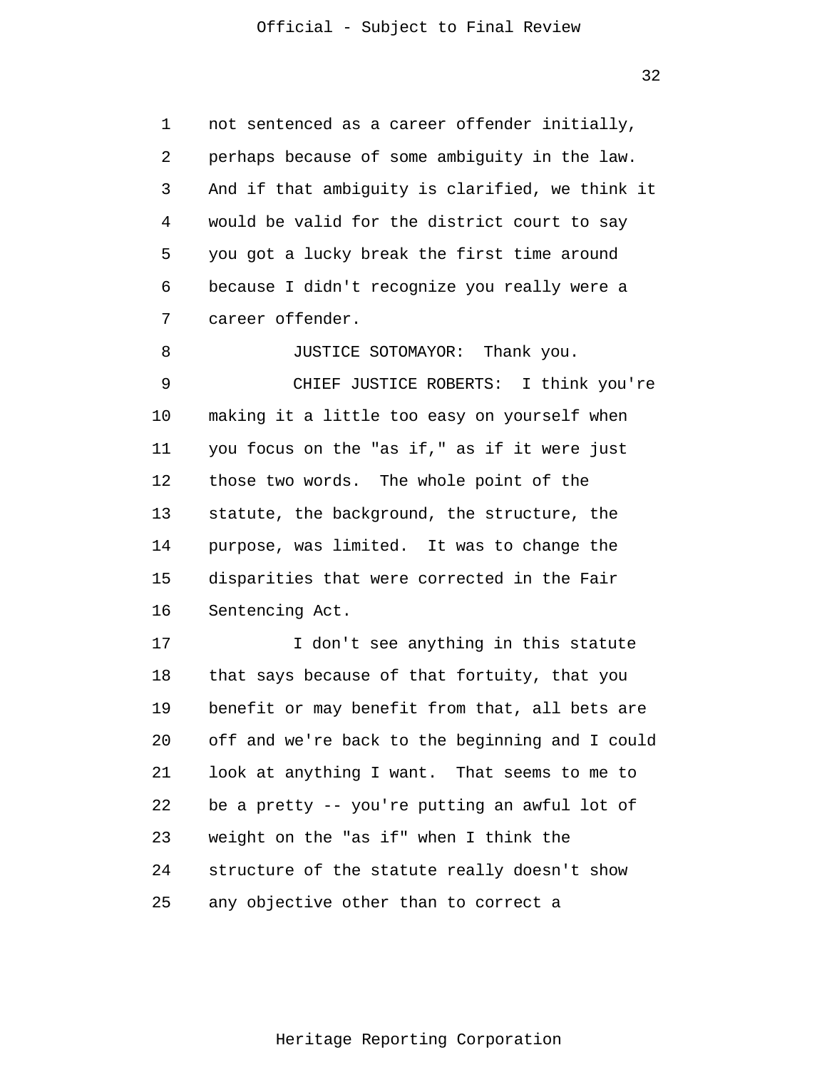not sentenced as a career offender initially, perhaps because of some ambiguity in the law. And if that ambiguity is clarified, we think it would be valid for the district court to say you got a lucky break the first time around because I didn't recognize you really were a career offender.

JUSTICE SOTOMAYOR: Thank you.

CHIEF JUSTICE ROBERTS: I think you're making it a little too easy on yourself when you focus on the "as if," as if it were just those two words. The whole point of the statute, the background, the structure, the purpose, was limited. It was to change the disparities that were corrected in the Fair Sentencing Act.

I don't see anything in this statute that says because of that fortuity, that you benefit or may benefit from that, all bets are off and we're back to the beginning and I could look at anything I want. That seems to me to be a pretty -- you're putting an awful lot of weight on the "as if" when I think the structure of the statute really doesn't show any objective other than to correct a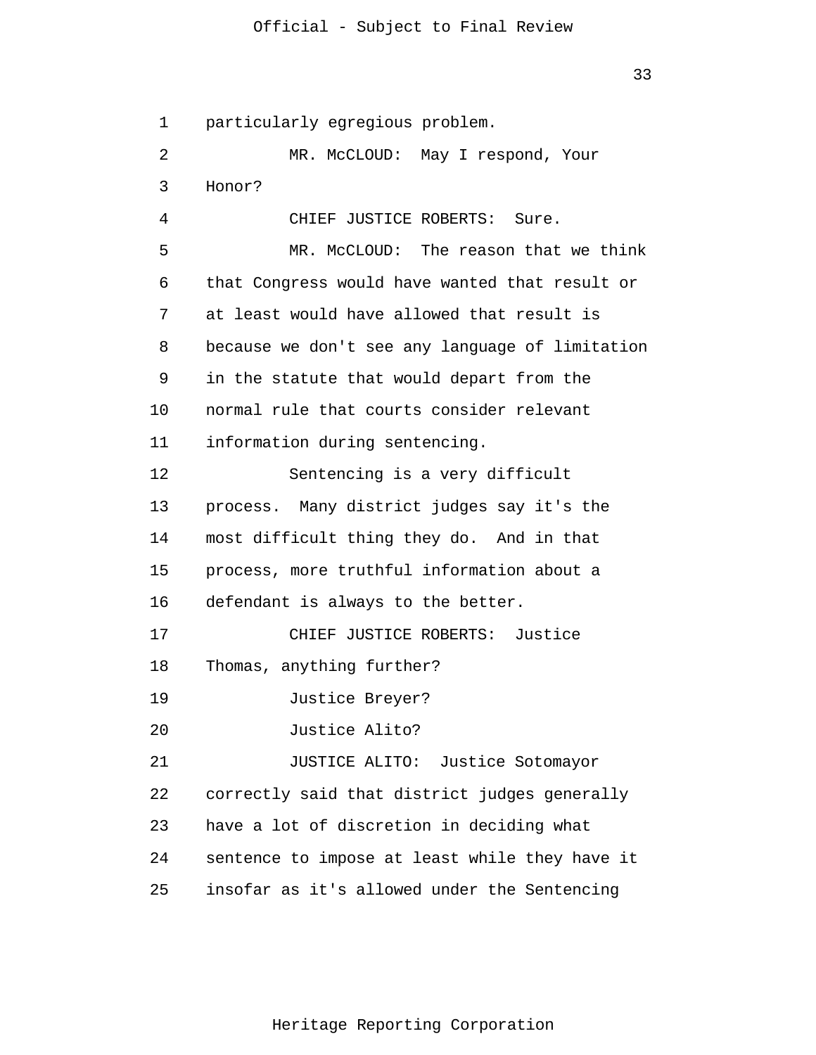particularly egregious problem.

MR. McCLOUD: May I respond, Your Honor?

CHIEF JUSTICE ROBERTS: Sure.

MR. McCLOUD: The reason that we think that Congress would have wanted that result or at least would have allowed that result is because we don't see any language of limitation in the statute that would depart from the normal rule that courts consider relevant information during sentencing.

Sentencing is a very difficult process. Many district judges say it's the most difficult thing they do. And in that process, more truthful information about a defendant is always to the better.

CHIEF JUSTICE ROBERTS: Justice Thomas, anything further?

Justice Breyer?

Justice Alito?

JUSTICE ALITO: Justice Sotomayor correctly said that district judges generally have a lot of discretion in deciding what sentence to impose at least while they have it insofar as it's allowed under the Sentencing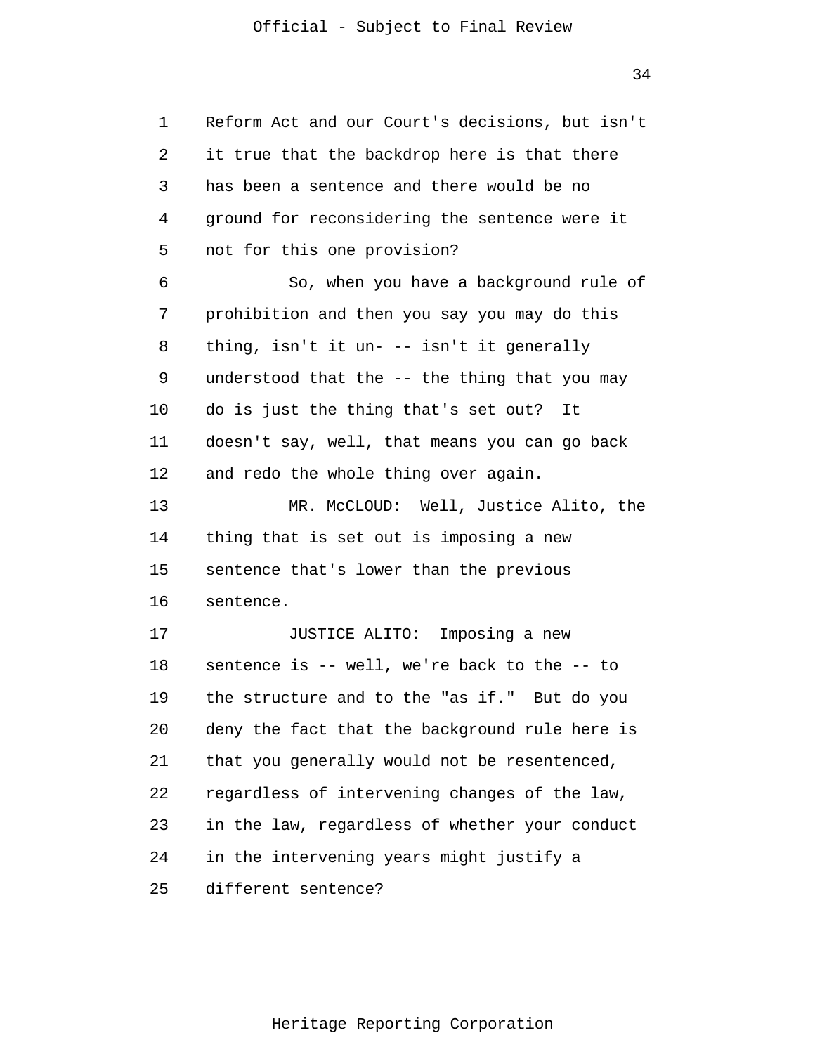Reform Act and our Court's decisions, but isn't it true that the backdrop here is that there has been a sentence and there would be no ground for reconsidering the sentence were it not for this one provision?

So, when you have a background rule of prohibition and then you say you may do this thing, isn't it un- -- isn't it generally understood that the -- the thing that you may do is just the thing that's set out? It doesn't say, well, that means you can go back and redo the whole thing over again.

MR. McCLOUD: Well, Justice Alito, the thing that is set out is imposing a new sentence that's lower than the previous sentence.

JUSTICE ALITO: Imposing a new sentence is -- well, we're back to the -- to the structure and to the "as if." But do you deny the fact that the background rule here is that you generally would not be resentenced, regardless of intervening changes of the law, in the law, regardless of whether your conduct in the intervening years might justify a different sentence?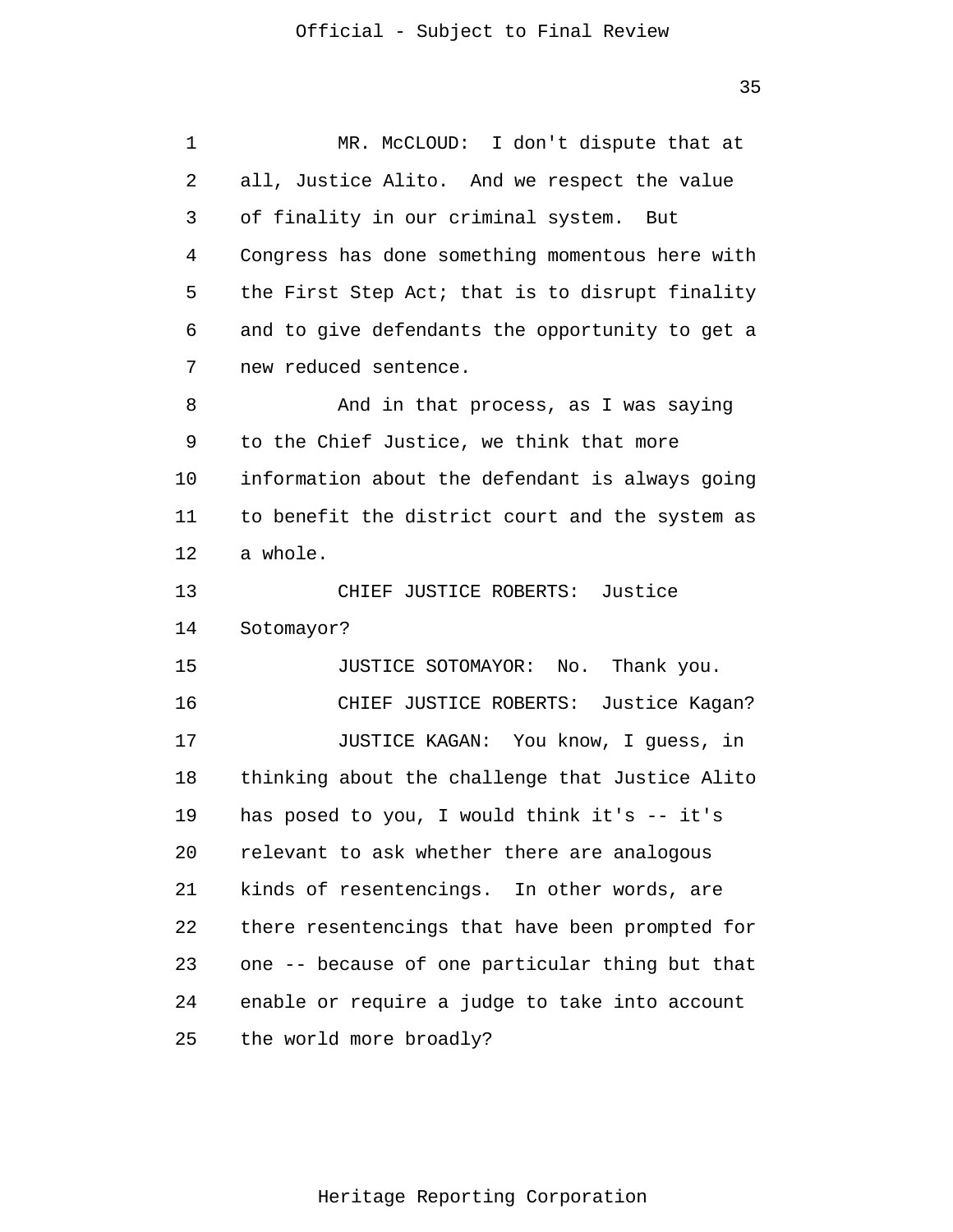MR. McCLOUD: I don't dispute that at all, Justice Alito. And we respect the value of finality in our criminal system. But Congress has done something momentous here with the First Step Act; that is to disrupt finality and to give defendants the opportunity to get a new reduced sentence.

And in that process, as I was saying to the Chief Justice, we think that more information about the defendant is always going to benefit the district court and the system as a whole.

CHIEF JUSTICE ROBERTS: Justice Sotomayor?

JUSTICE SOTOMAYOR: No. Thank you.

CHIEF JUSTICE ROBERTS: Justice Kagan?

JUSTICE KAGAN: You know, I guess, in thinking about the challenge that Justice Alito has posed to you, I would think it's -- it's relevant to ask whether there are analogous kinds of resentencings. In other words, are there resentencings that have been prompted for one -- because of one particular thing but that enable or require a judge to take into account the world more broadly?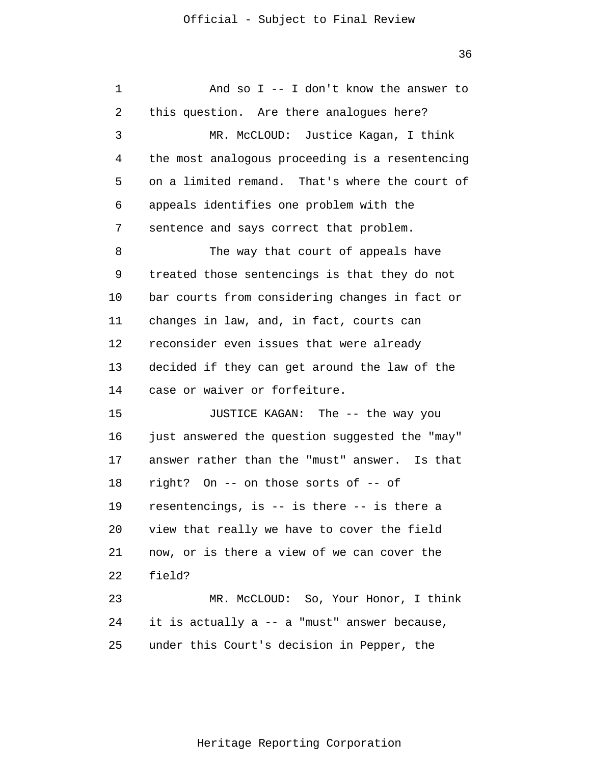And so I -- I don't know the answer to this question. Are there analogues here?

MR. McCLOUD: Justice Kagan, I think the most analogous proceeding is a resentencing on a limited remand. That's where the court of appeals identifies one problem with the sentence and says correct that problem.

The way that court of appeals have treated those sentencings is that they do not bar courts from considering changes in fact or changes in law, and, in fact, courts can reconsider even issues that were already decided if they can get around the law of the case or waiver or forfeiture.

JUSTICE KAGAN: The -- the way you just answered the question suggested the "may" answer rather than the "must" answer. Is that right? On -- on those sorts of -- of resentencings, is -- is there -- is there a view that really we have to cover the field now, or is there a view of we can cover the field?

MR. McCLOUD: So, Your Honor, I think it is actually a -- a "must" answer because, under this Court's decision in Pepper, the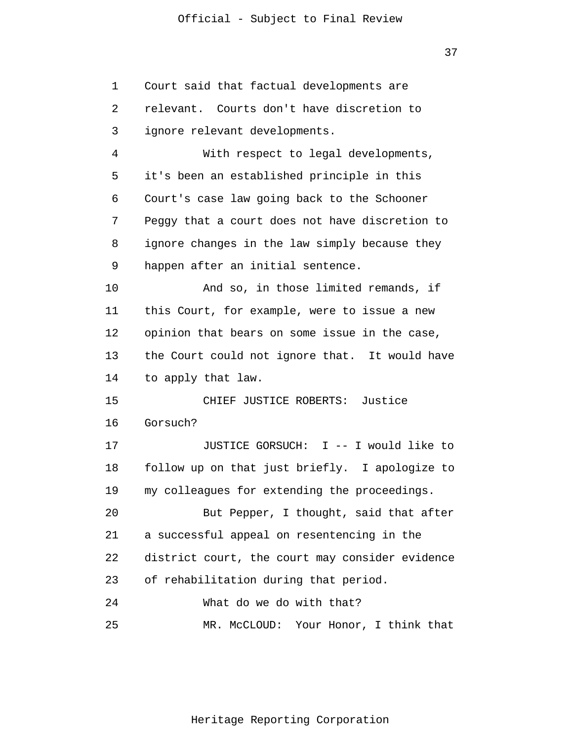Court said that factual developments are relevant. Courts don't have discretion to ignore relevant developments.

With respect to legal developments, it's been an established principle in this Court's case law going back to the Schooner Peggy that a court does not have discretion to ignore changes in the law simply because they happen after an initial sentence.

And so, in those limited remands, if this Court, for example, were to issue a new opinion that bears on some issue in the case, the Court could not ignore that. It would have to apply that law.

CHIEF JUSTICE ROBERTS: Justice Gorsuch?

JUSTICE GORSUCH: I -- I would like to follow up on that just briefly. I apologize to my colleagues for extending the proceedings.

But Pepper, I thought, said that after a successful appeal on resentencing in the district court, the court may consider evidence of rehabilitation during that period.

What do we do with that?

MR. McCLOUD: Your Honor, I think that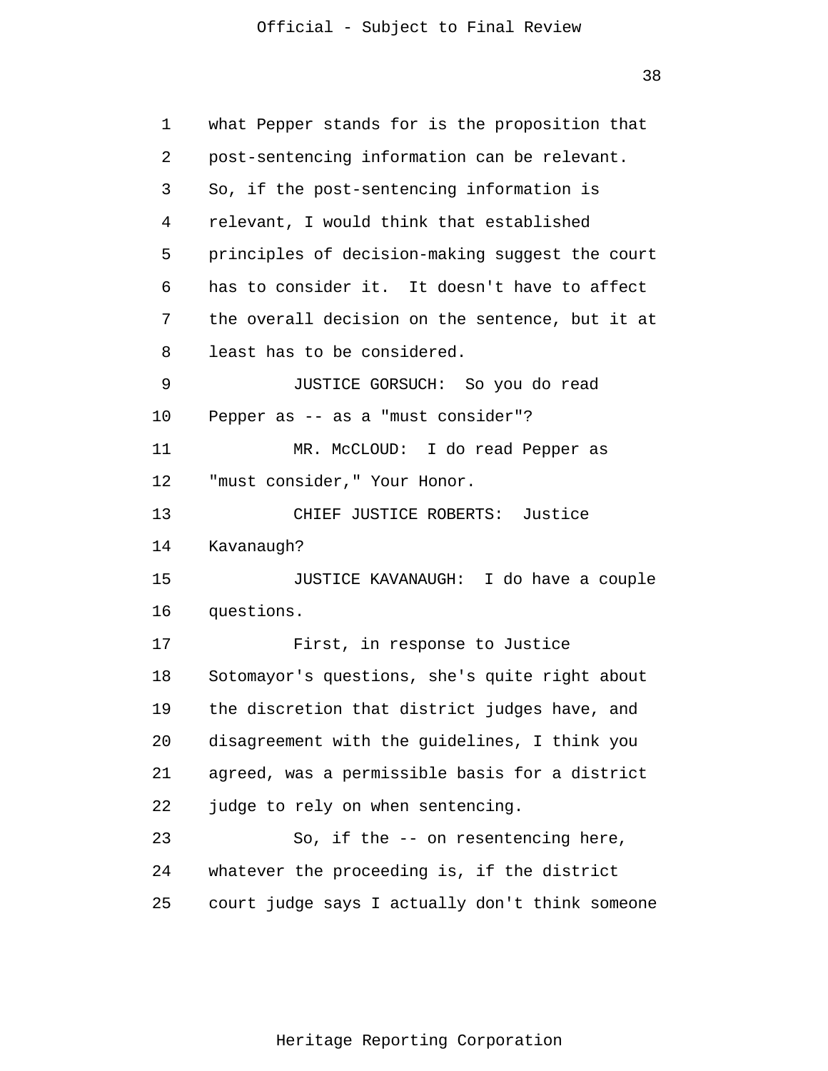what Pepper stands for is the proposition that post-sentencing information can be relevant. So, if the post-sentencing information is relevant, I would think that established principles of decision-making suggest the court has to consider it. It doesn't have to affect the overall decision on the sentence, but it at least has to be considered.

JUSTICE GORSUCH: So you do read Pepper as -- as a "must consider"?

MR. McCLOUD: I do read Pepper as "must consider," Your Honor.

CHIEF JUSTICE ROBERTS: Justice Kavanaugh?

JUSTICE KAVANAUGH: I do have a couple questions.

First, in response to Justice Sotomayor's questions, she's quite right about the discretion that district judges have, and disagreement with the guidelines, I think you agreed, was a permissible basis for a district judge to rely on when sentencing.

So, if the -- on resentencing here, whatever the proceeding is, if the district court judge says I actually don't think someone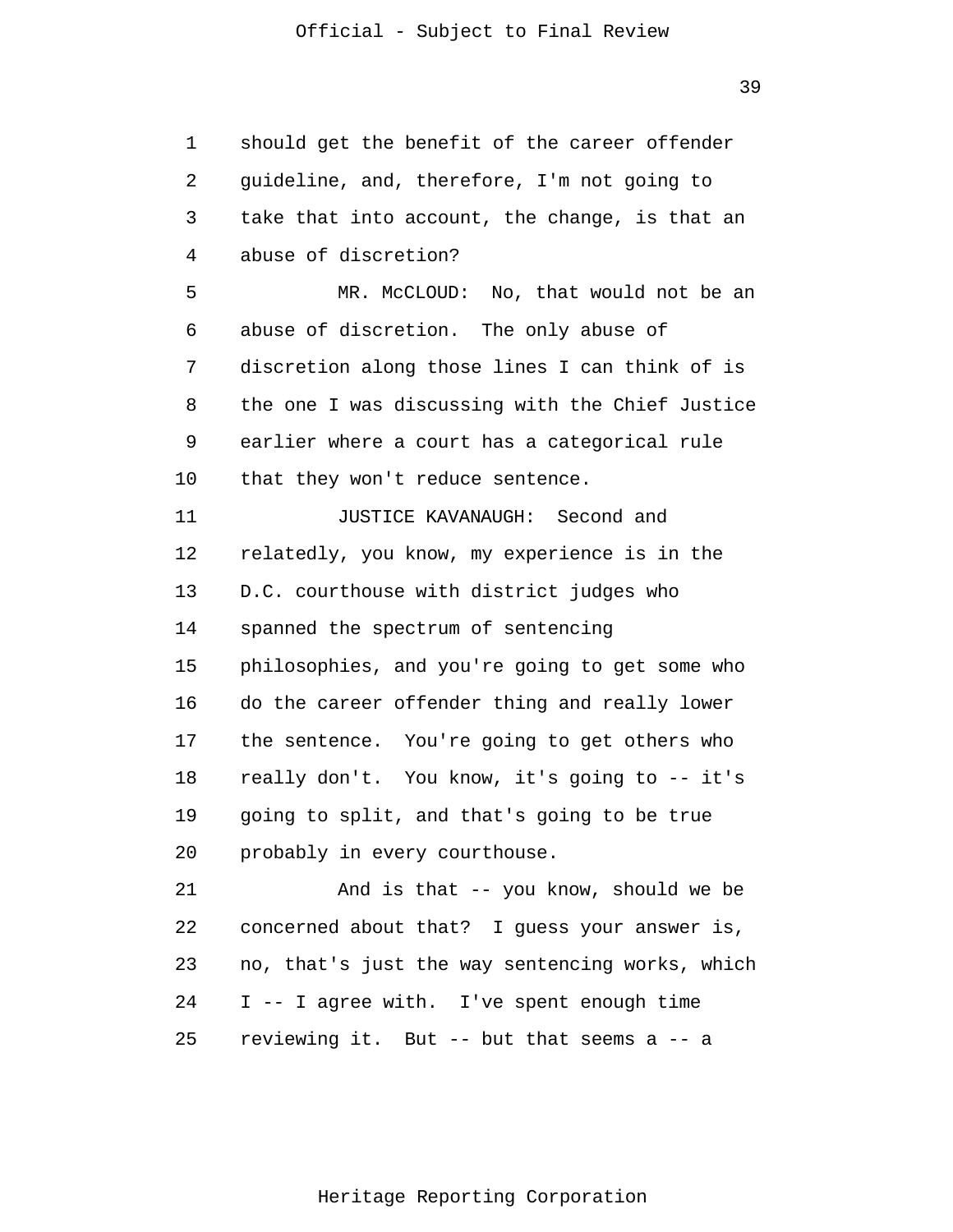should get the benefit of the career offender guideline, and, therefore, I'm not going to take that into account, the change, is that an abuse of discretion?

MR. McCLOUD: No, that would not be an abuse of discretion. The only abuse of discretion along those lines I can think of is the one I was discussing with the Chief Justice earlier where a court has a categorical rule that they won't reduce sentence.

JUSTICE KAVANAUGH: Second and relatedly, you know, my experience is in the D.C. courthouse with district judges who spanned the spectrum of sentencing philosophies, and you're going to get some who do the career offender thing and really lower the sentence. You're going to get others who really don't. You know, it's going to -- it's going to split, and that's going to be true probably in every courthouse.

And is that -- you know, should we be concerned about that? I guess your answer is, no, that's just the way sentencing works, which I -- I agree with. I've spent enough time reviewing it. But -- but that seems a -- a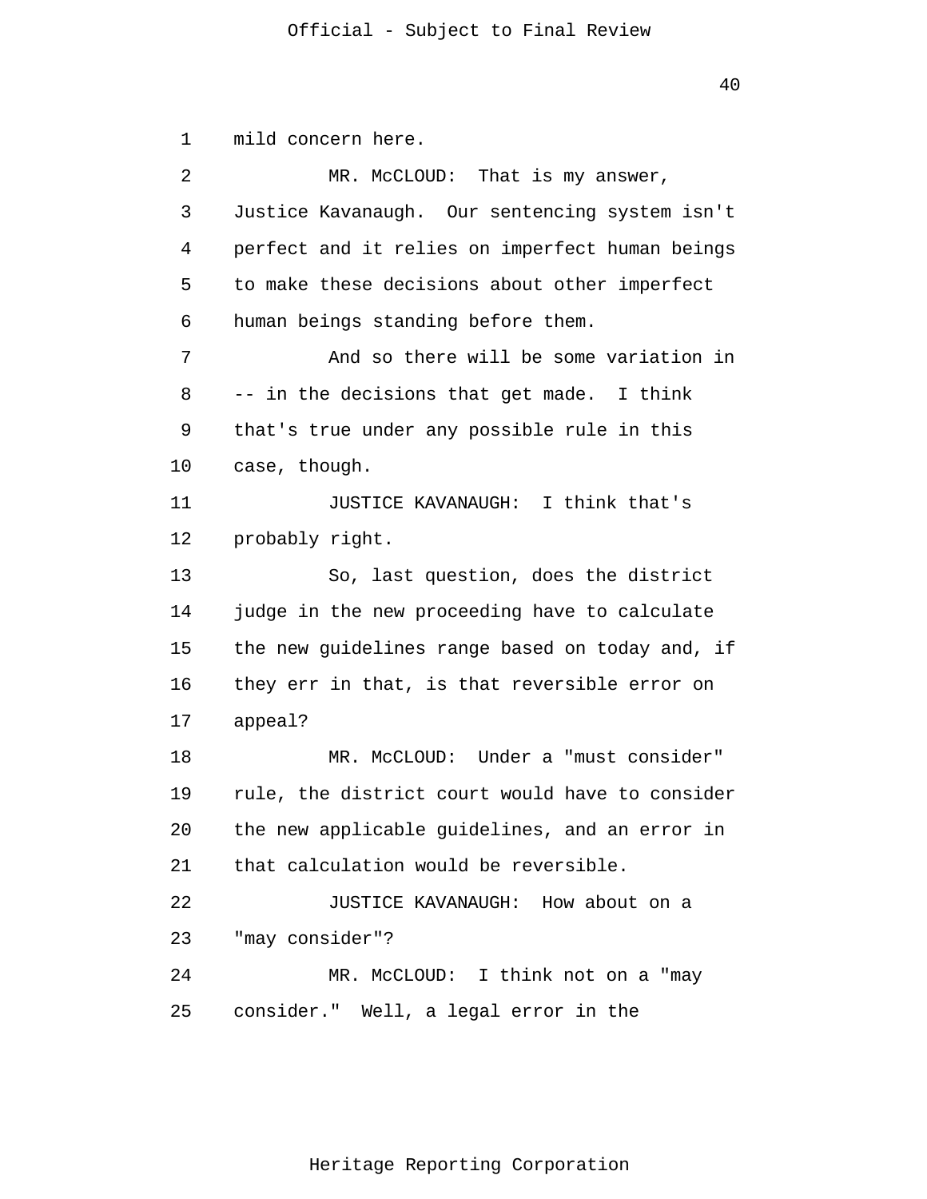mild concern here.

MR. McCLOUD: That is my answer, Justice Kavanaugh. Our sentencing system isn't perfect and it relies on imperfect human beings to make these decisions about other imperfect human beings standing before them.

And so there will be some variation in -- in the decisions that get made. I think that's true under any possible rule in this case, though.

JUSTICE KAVANAUGH: I think that's probably right.

So, last question, does the district judge in the new proceeding have to calculate the new guidelines range based on today and, if they err in that, is that reversible error on appeal?

MR. McCLOUD: Under a "must consider" rule, the district court would have to consider the new applicable guidelines, and an error in that calculation would be reversible.

JUSTICE KAVANAUGH: How about on a "may consider"?

MR. McCLOUD: I think not on a "may consider." Well, a legal error in the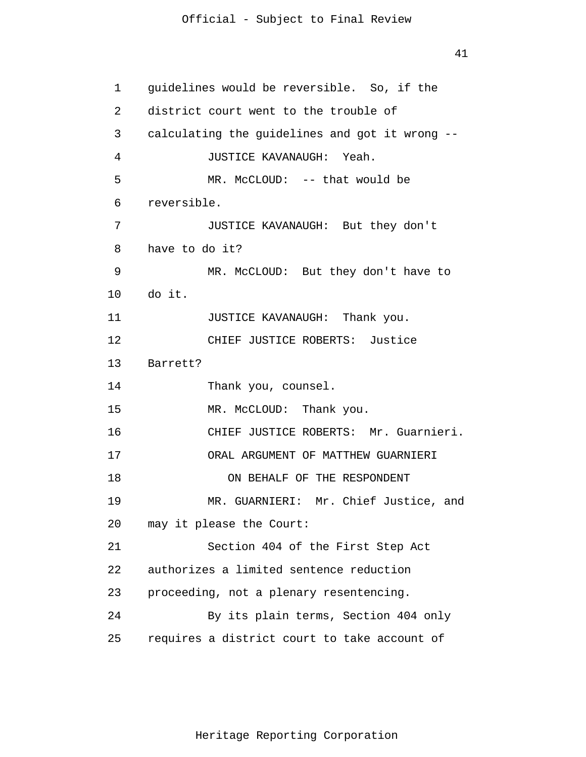guidelines would be reversible. So, if the district court went to the trouble of calculating the guidelines and got it wrong --

JUSTICE KAVANAUGH: Yeah.

MR. McCLOUD: -- that would be reversible.

JUSTICE KAVANAUGH: But they don't have to do it?

MR. McCLOUD: But they don't have to do it.

JUSTICE KAVANAUGH: Thank you.

CHIEF JUSTICE ROBERTS: Justice Barrett?

Thank you, counsel.

MR. McCLOUD: Thank you.

CHIEF JUSTICE ROBERTS: Mr. Guarnieri.

ORAL ARGUMENT OF MATTHEW GUARNIERI

ON BEHALF OF THE RESPONDENT

MR. GUARNIERI: Mr. Chief Justice, and may it please the Court:

Section 404 of the First Step Act authorizes a limited sentence reduction proceeding, not a plenary resentencing.

By its plain terms, Section 404 only requires a district court to take account of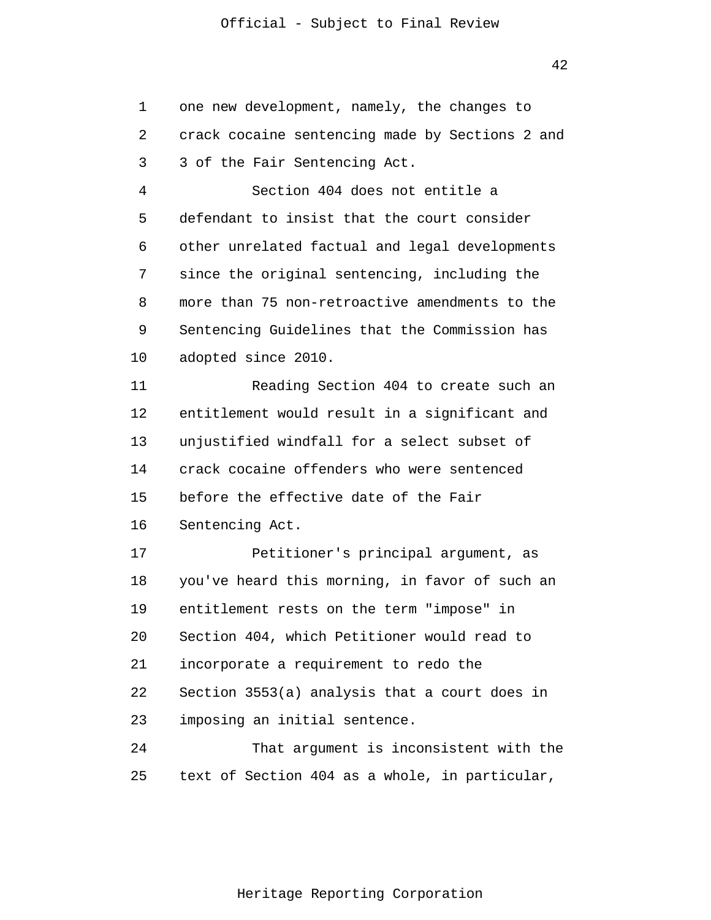one new development, namely, the changes to crack cocaine sentencing made by Sections 2 and 3 of the Fair Sentencing Act.

Section 404 does not entitle a defendant to insist that the court consider other unrelated factual and legal developments since the original sentencing, including the more than 75 non-retroactive amendments to the Sentencing Guidelines that the Commission has adopted since 2010.

Reading Section 404 to create such an entitlement would result in a significant and unjustified windfall for a select subset of crack cocaine offenders who were sentenced before the effective date of the Fair Sentencing Act.

Petitioner's principal argument, as you've heard this morning, in favor of such an entitlement rests on the term "impose" in Section 404, which Petitioner would read to incorporate a requirement to redo the Section 3553(a) analysis that a court does in imposing an initial sentence.

That argument is inconsistent with the text of Section 404 as a whole, in particular,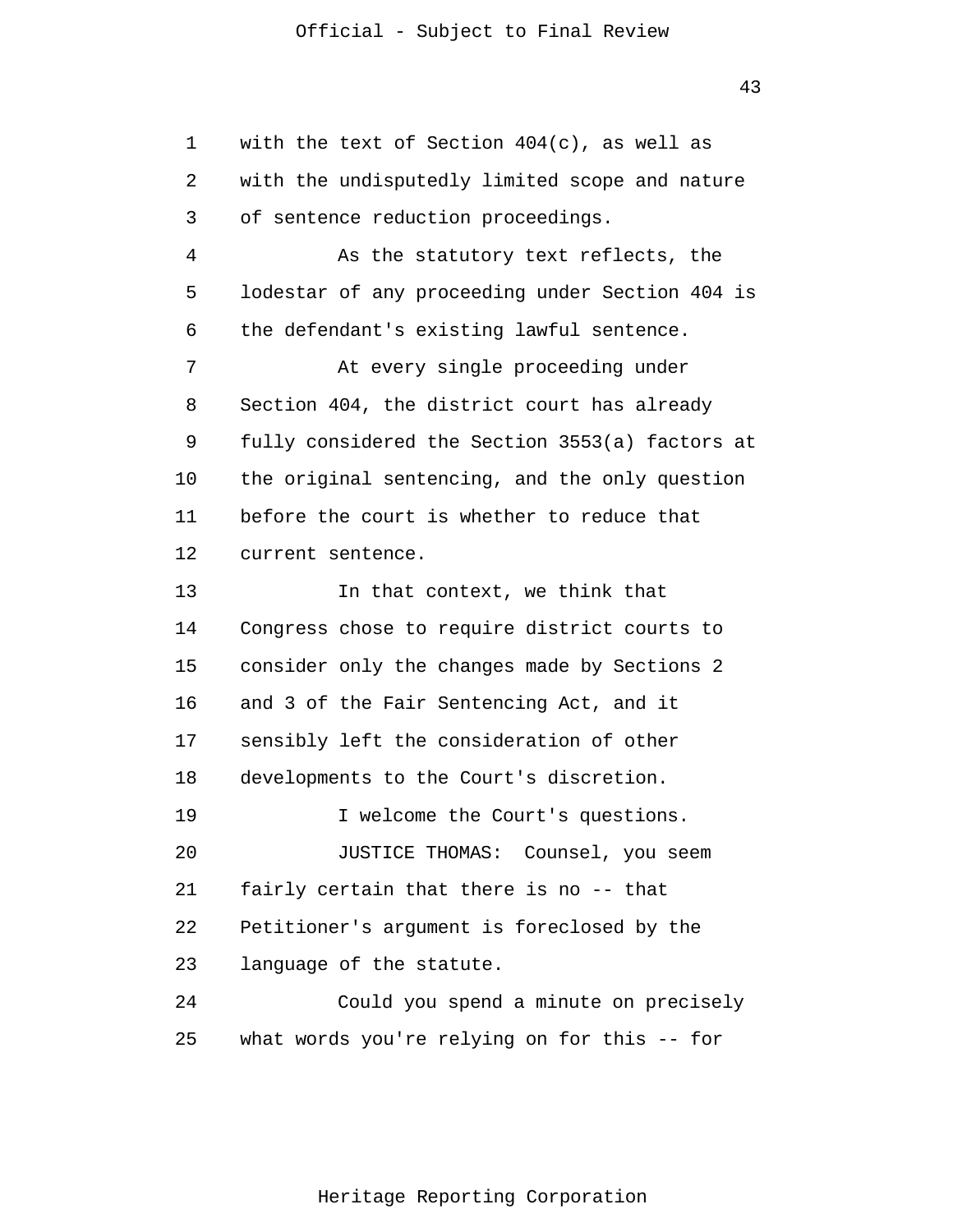with the text of Section 404(c), as well as with the undisputedly limited scope and nature of sentence reduction proceedings.

As the statutory text reflects, the lodestar of any proceeding under Section 404 is the defendant's existing lawful sentence.

At every single proceeding under Section 404, the district court has already fully considered the Section 3553(a) factors at the original sentencing, and the only question before the court is whether to reduce that current sentence.

In that context, we think that Congress chose to require district courts to consider only the changes made by Sections 2 and 3 of the Fair Sentencing Act, and it sensibly left the consideration of other developments to the Court's discretion.

I welcome the Court's questions.

JUSTICE THOMAS: Counsel, you seem fairly certain that there is no -- that Petitioner's argument is foreclosed by the language of the statute.

Could you spend a minute on precisely what words you're relying on for this -- for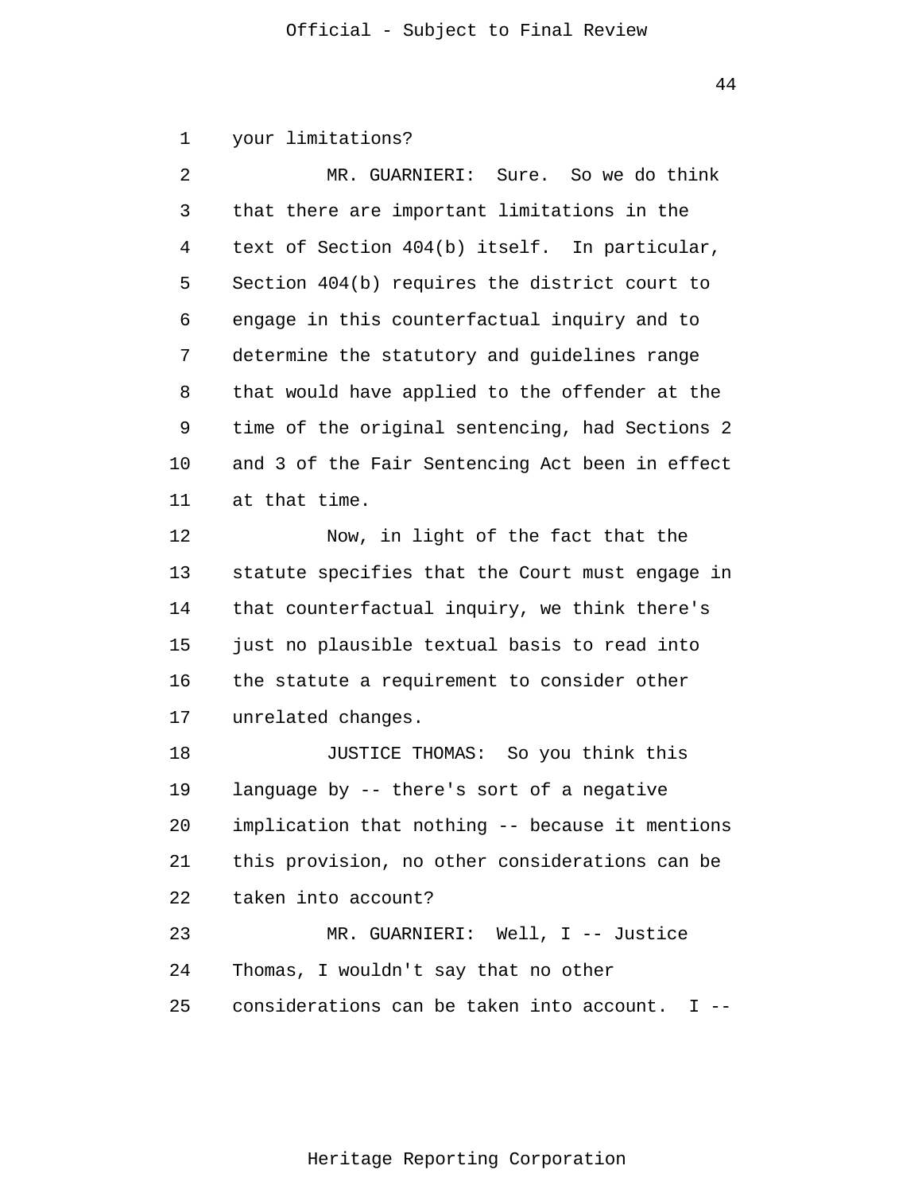your limitations?

MR. GUARNIERI: Sure. So we do think that there are important limitations in the text of Section 404(b) itself. In particular, Section 404(b) requires the district court to engage in this counterfactual inquiry and to determine the statutory and guidelines range that would have applied to the offender at the time of the original sentencing, had Sections 2 and 3 of the Fair Sentencing Act been in effect at that time.

Now, in light of the fact that the statute specifies that the Court must engage in that counterfactual inquiry, we think there's just no plausible textual basis to read into the statute a requirement to consider other unrelated changes.

JUSTICE THOMAS: So you think this language by -- there's sort of a negative implication that nothing -- because it mentions this provision, no other considerations can be taken into account?

MR. GUARNIERI: Well, I -- Justice Thomas, I wouldn't say that no other considerations can be taken into account. I --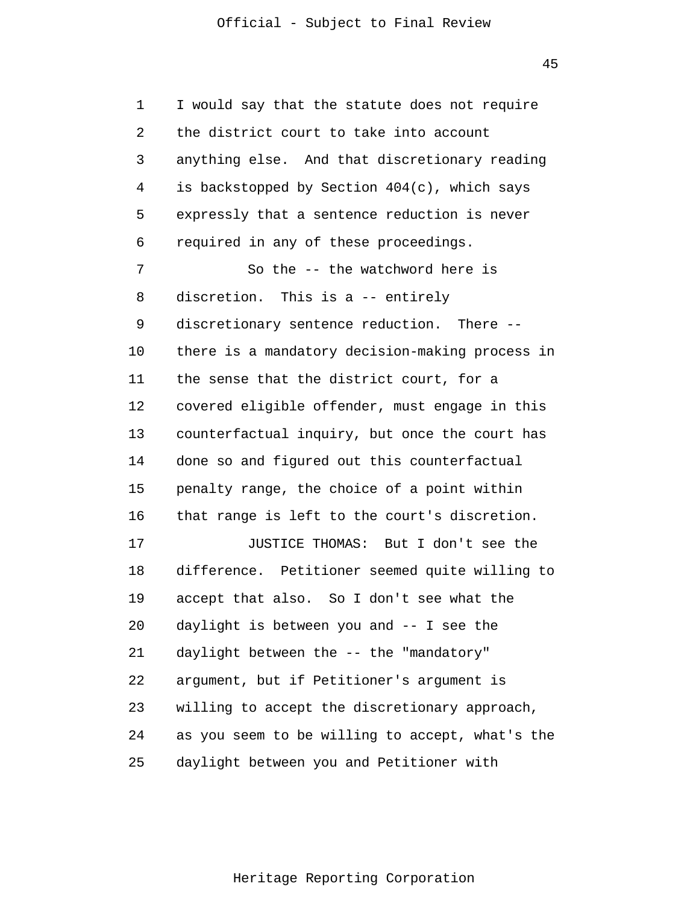I would say that the statute does not require the district court to take into account anything else. And that discretionary reading is backstopped by Section 404(c), which says expressly that a sentence reduction is never required in any of these proceedings.

So the -- the watchword here is discretion. This is a -- entirely discretionary sentence reduction. There -- there is a mandatory decision-making process in the sense that the district court, for a covered eligible offender, must engage in this counterfactual inquiry, but once the court has done so and figured out this counterfactual penalty range, the choice of a point within that range is left to the court's discretion.

JUSTICE THOMAS: But I don't see the difference. Petitioner seemed quite willing to accept that also. So I don't see what the daylight is between you and -- I see the daylight between the -- the "mandatory" argument, but if Petitioner's argument is willing to accept the discretionary approach, as you seem to be willing to accept, what's the daylight between you and Petitioner with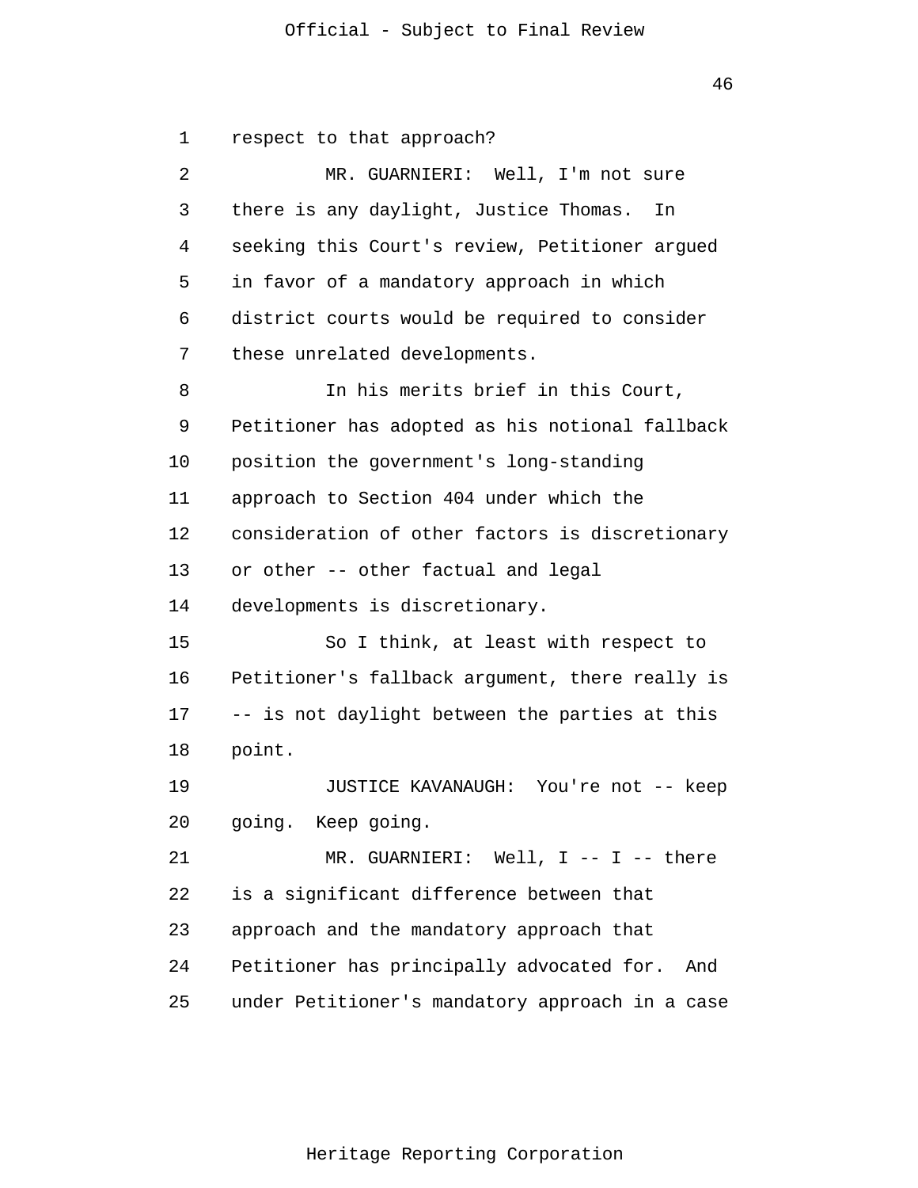respect to that approach?

MR. GUARNIERI: Well, I'm not sure there is any daylight, Justice Thomas. In seeking this Court's review, Petitioner argued in favor of a mandatory approach in which district courts would be required to consider these unrelated developments.

In his merits brief in this Court, Petitioner has adopted as his notional fallback position the government's long-standing approach to Section 404 under which the consideration of other factors is discretionary or other -- other factual and legal developments is discretionary.

So I think, at least with respect to Petitioner's fallback argument, there really is -- is not daylight between the parties at this point.

JUSTICE KAVANAUGH: You're not -- keep going. Keep going.

MR. GUARNIERI: Well, I -- I -- there is a significant difference between that approach and the mandatory approach that Petitioner has principally advocated for. And under Petitioner's mandatory approach in a case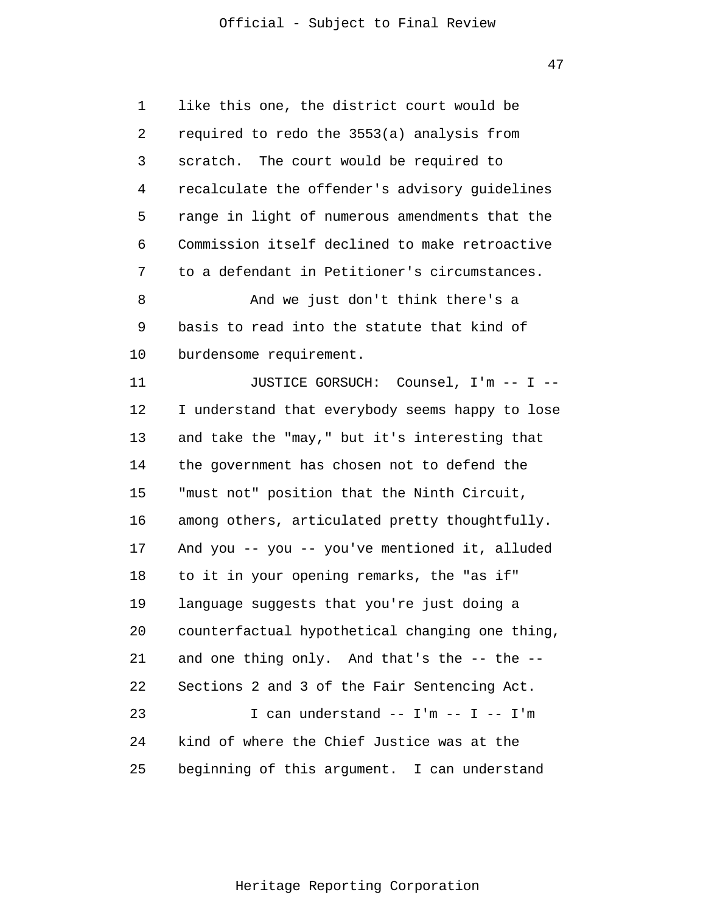like this one, the district court would be required to redo the 3553(a) analysis from scratch. The court would be required to recalculate the offender's advisory guidelines range in light of numerous amendments that the Commission itself declined to make retroactive to a defendant in Petitioner's circumstances.

And we just don't think there's a basis to read into the statute that kind of burdensome requirement.

JUSTICE GORSUCH: Counsel, I'm -- I -- I understand that everybody seems happy to lose and take the "may," but it's interesting that the government has chosen not to defend the "must not" position that the Ninth Circuit, among others, articulated pretty thoughtfully. And you -- you -- you've mentioned it, alluded to it in your opening remarks, the "as if" language suggests that you're just doing a counterfactual hypothetical changing one thing, and one thing only. And that's the -- the -- Sections 2 and 3 of the Fair Sentencing Act.

I can understand -- I'm -- I -- I'm kind of where the Chief Justice was at the beginning of this argument. I can understand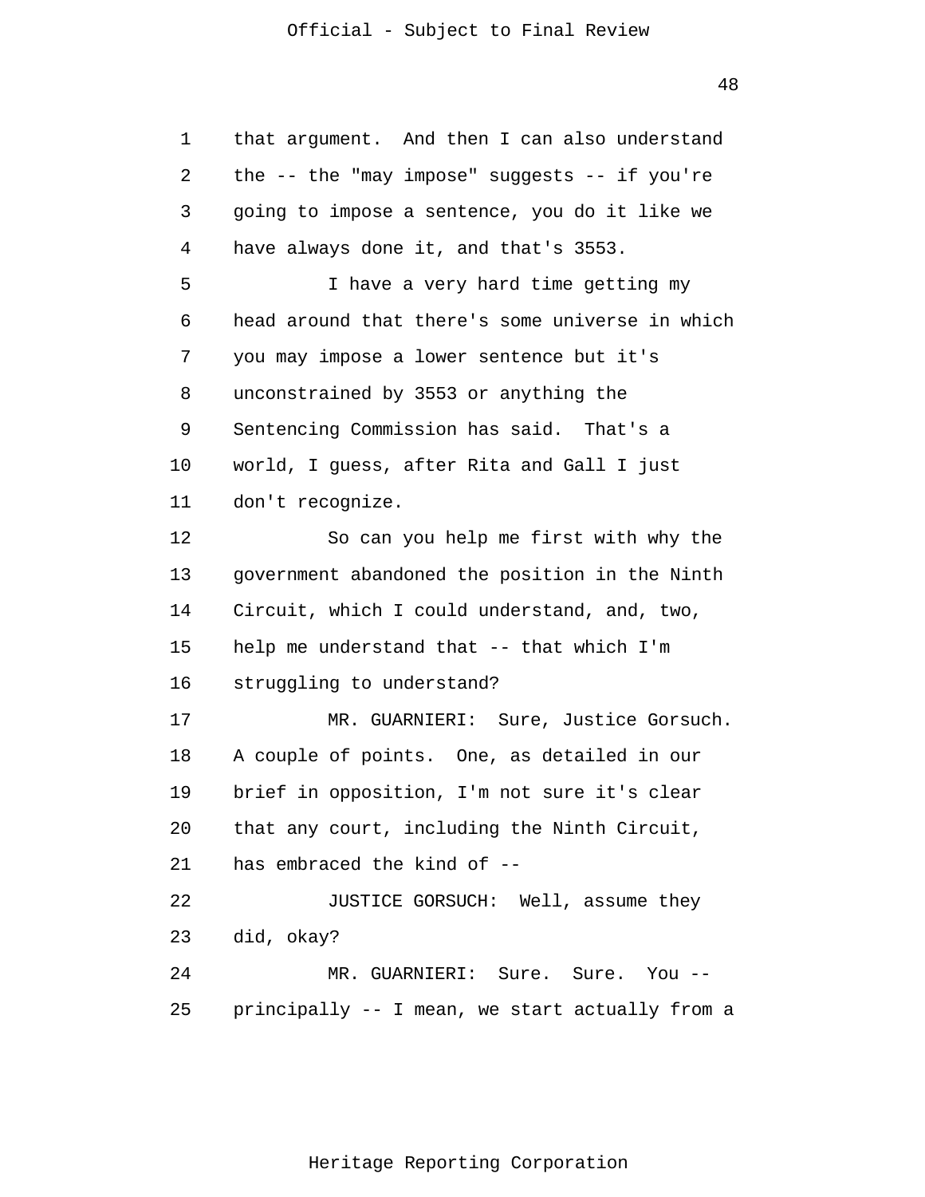that argument. And then I can also understand the -- the "may impose" suggests -- if you're going to impose a sentence, you do it like we have always done it, and that's 3553.

I have a very hard time getting my head around that there's some universe in which you may impose a lower sentence but it's unconstrained by 3553 or anything the Sentencing Commission has said. That's a world, I guess, after Rita and Gall I just don't recognize.

So can you help me first with why the government abandoned the position in the Ninth Circuit, which I could understand, and, two, help me understand that -- that which I'm struggling to understand?

MR. GUARNIERI: Sure, Justice Gorsuch. A couple of points. One, as detailed in our brief in opposition, I'm not sure it's clear that any court, including the Ninth Circuit, has embraced the kind of --

JUSTICE GORSUCH: Well, assume they did, okay?

MR. GUARNIERI: Sure. Sure. You -- principally -- I mean, we start actually from a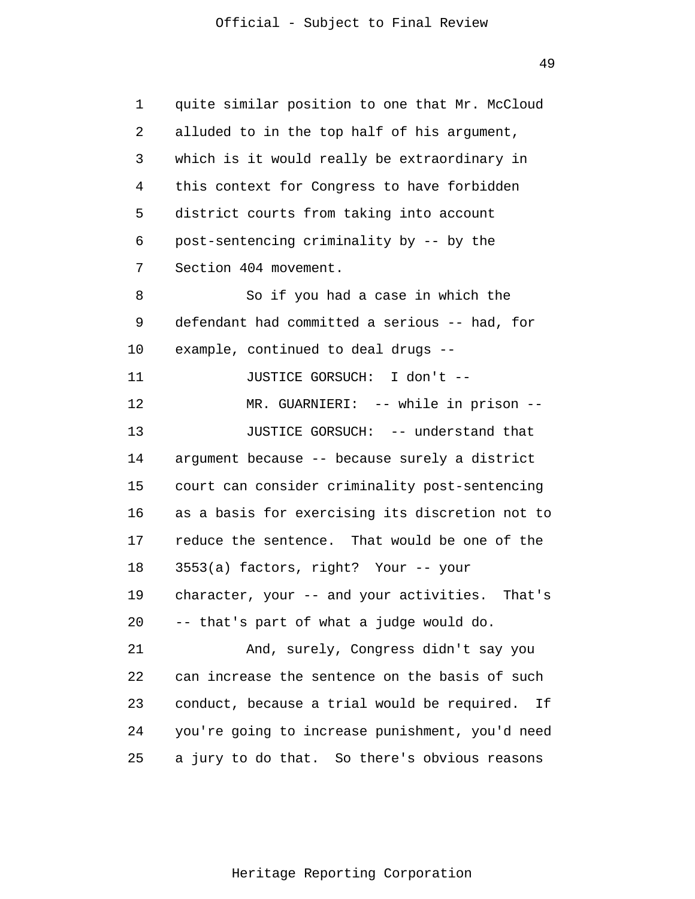quite similar position to one that Mr. McCloud alluded to in the top half of his argument, which is it would really be extraordinary in this context for Congress to have forbidden district courts from taking into account post-sentencing criminality by -- by the Section 404 movement.

So if you had a case in which the defendant had committed a serious -- had, for example, continued to deal drugs --

JUSTICE GORSUCH: I don't --

MR. GUARNIERI: -- while in prison --

JUSTICE GORSUCH: -- understand that argument because -- because surely a district court can consider criminality post-sentencing as a basis for exercising its discretion not to reduce the sentence. That would be one of the 3553(a) factors, right? Your -- your character, your -- and your activities. That's -- that's part of what a judge would do.

And, surely, Congress didn't say you can increase the sentence on the basis of such conduct, because a trial would be required. If you're going to increase punishment, you'd need a jury to do that. So there's obvious reasons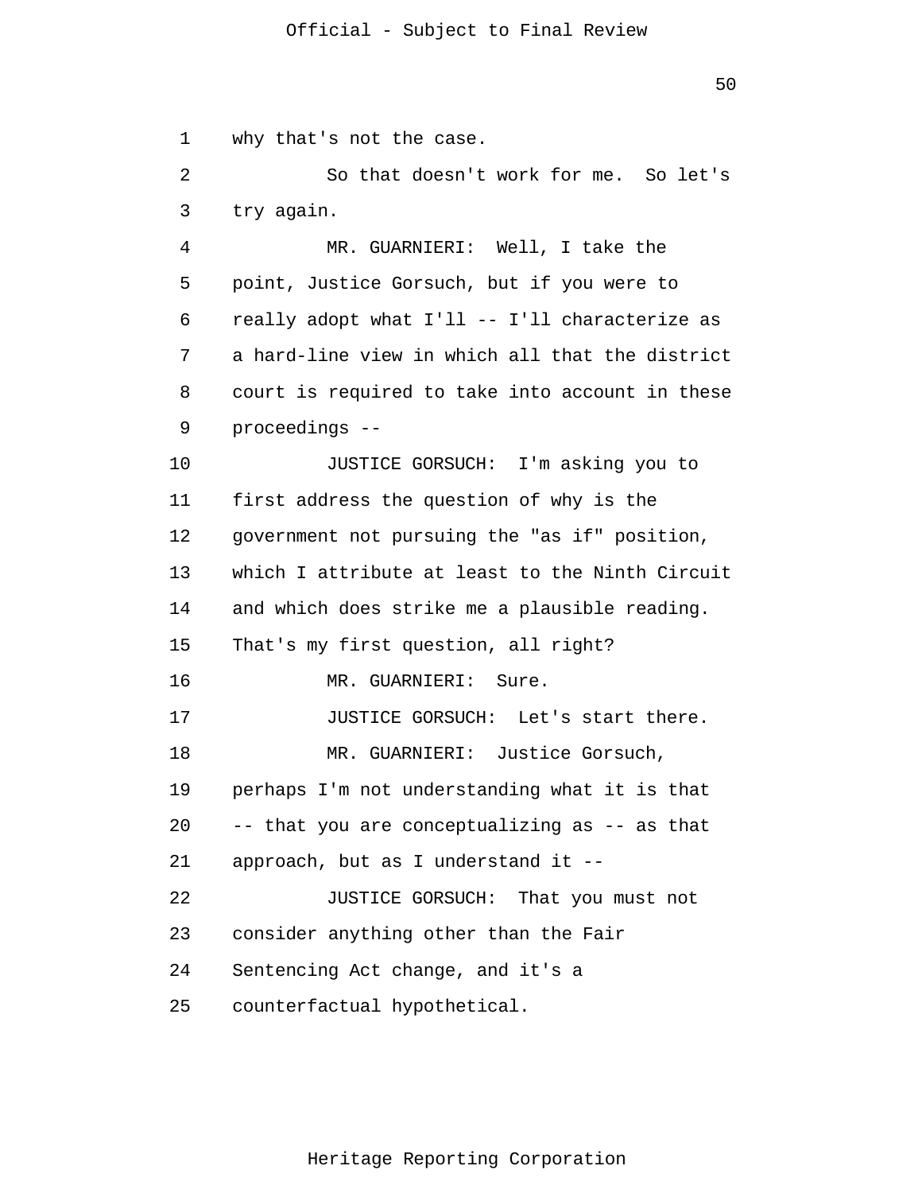why that's not the case.

So that doesn't work for me. So let's try again.

MR. GUARNIERI: Well, I take the point, Justice Gorsuch, but if you were to really adopt what I'll -- I'll characterize as a hard-line view in which all that the district court is required to take into account in these proceedings --

JUSTICE GORSUCH: I'm asking you to first address the question of why is the government not pursuing the "as if" position, which I attribute at least to the Ninth Circuit and which does strike me a plausible reading. That's my first question, all right?

MR. GUARNIERI: Sure.

JUSTICE GORSUCH: Let's start there.

MR. GUARNIERI: Justice Gorsuch, perhaps I'm not understanding what it is that -- that you are conceptualizing as -- as that approach, but as I understand it --

JUSTICE GORSUCH: That you must not consider anything other than the Fair Sentencing Act change, and it's a counterfactual hypothetical.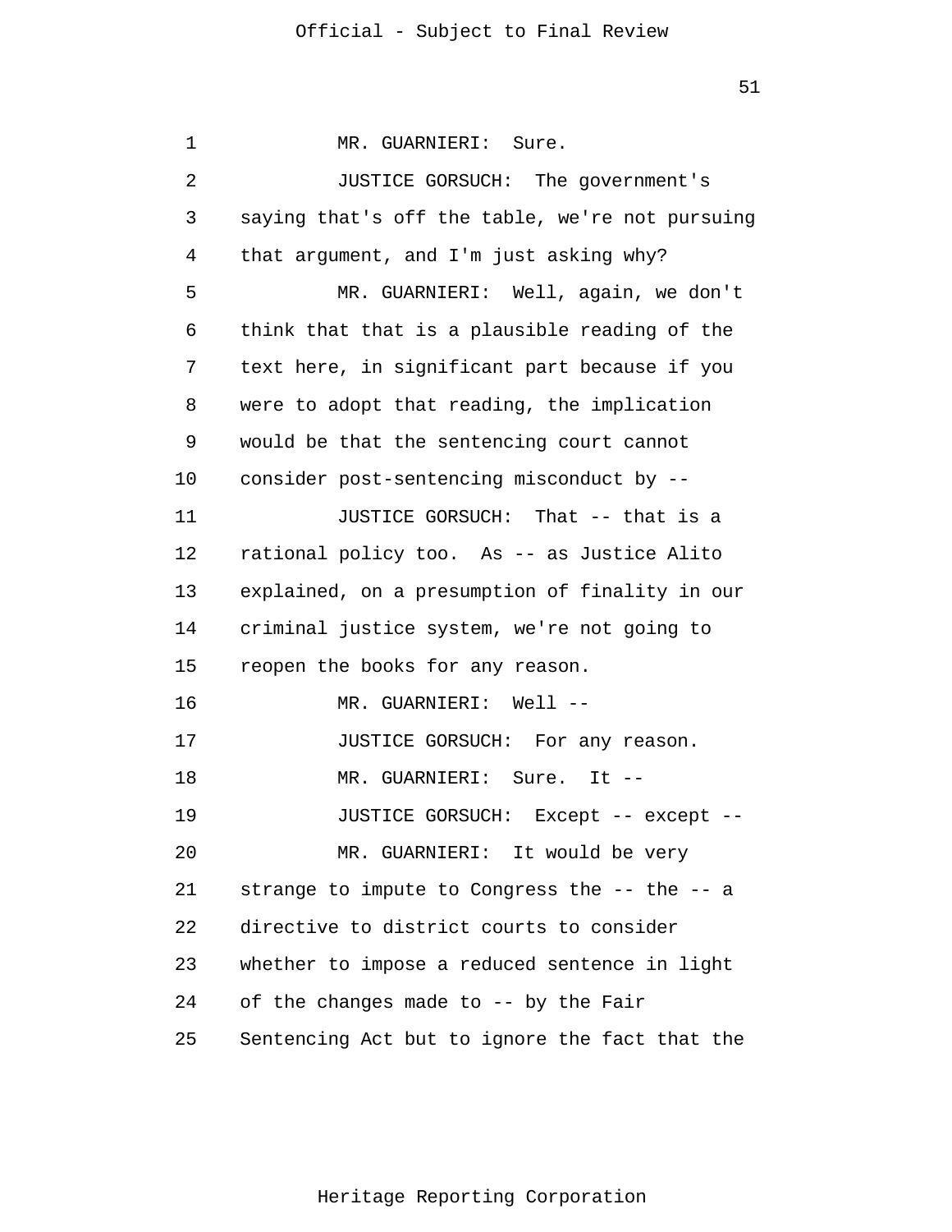MR. GUARNIERI: Sure.

JUSTICE GORSUCH: The government's saying that's off the table, we're not pursuing that argument, and I'm just asking why?

MR. GUARNIERI: Well, again, we don't think that that is a plausible reading of the text here, in significant part because if you were to adopt that reading, the implication would be that the sentencing court cannot consider post-sentencing misconduct by --

JUSTICE GORSUCH: That -- that is a rational policy too. As -- as Justice Alito explained, on a presumption of finality in our criminal justice system, we're not going to reopen the books for any reason.

MR. GUARNIERI: Well --

JUSTICE GORSUCH: For any reason.

MR. GUARNIERI: Sure. It --

JUSTICE GORSUCH: Except -- except --

MR. GUARNIERI: It would be very strange to impute to Congress the -- the -- a directive to district courts to consider whether to impose a reduced sentence in light of the changes made to -- by the Fair Sentencing Act but to ignore the fact that the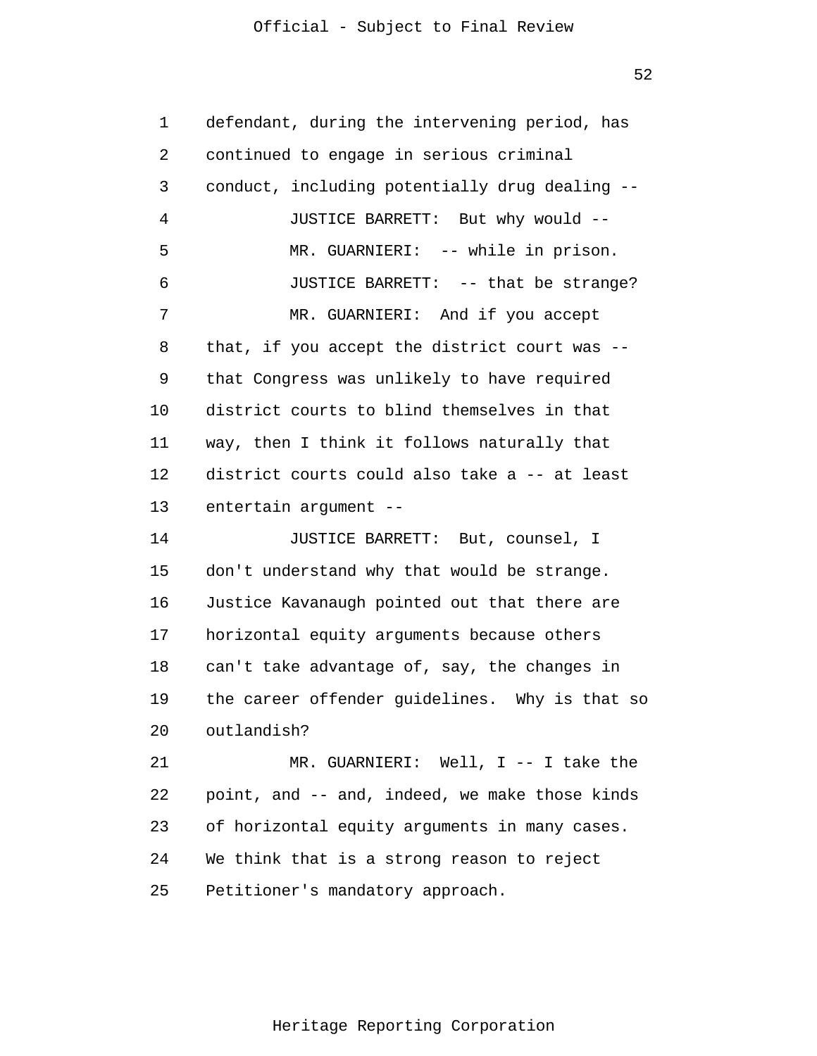defendant, during the intervening period, has continued to engage in serious criminal conduct, including potentially drug dealing --

JUSTICE BARRETT: But why would --

MR. GUARNIERI: -- while in prison.

JUSTICE BARRETT: -- that be strange?

MR. GUARNIERI: And if you accept that, if you accept the district court was -- that Congress was unlikely to have required district courts to blind themselves in that way, then I think it follows naturally that district courts could also take a -- at least entertain argument --

JUSTICE BARRETT: But, counsel, I don't understand why that would be strange. Justice Kavanaugh pointed out that there are horizontal equity arguments because others can't take advantage of, say, the changes in the career offender guidelines. Why is that so outlandish?

MR. GUARNIERI: Well, I -- I take the point, and -- and, indeed, we make those kinds of horizontal equity arguments in many cases. We think that is a strong reason to reject Petitioner's mandatory approach.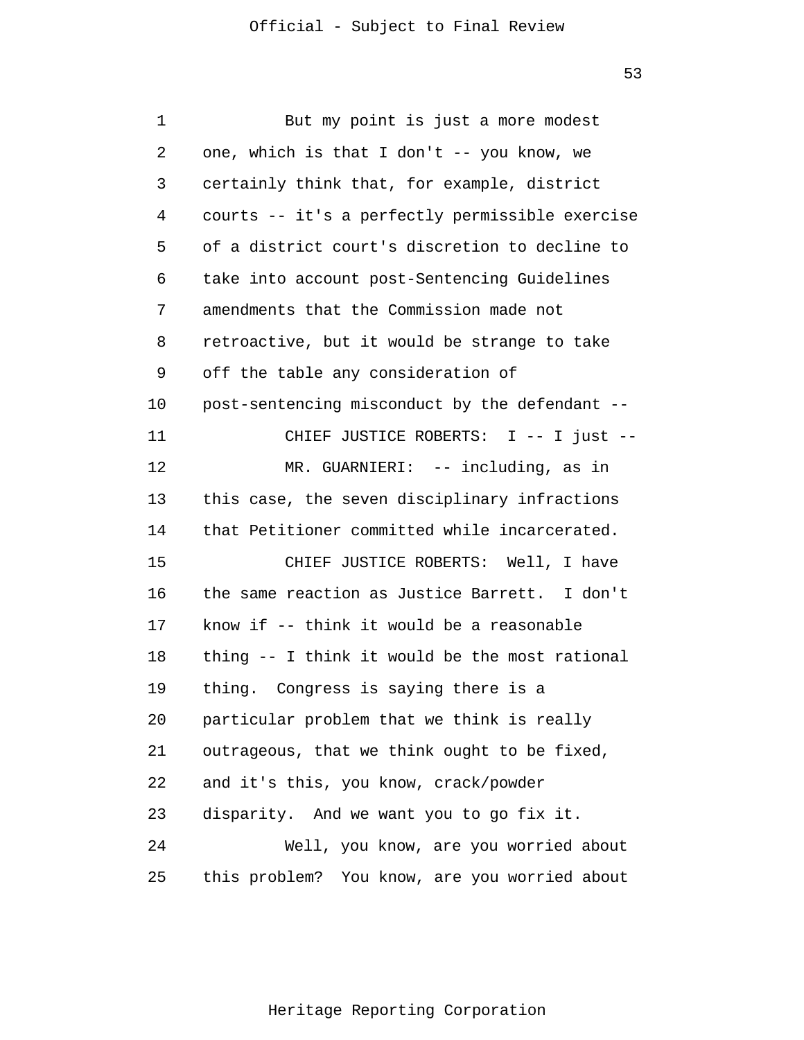But my point is just a more modest one, which is that I don't -- you know, we certainly think that, for example, district courts -- it's a perfectly permissible exercise of a district court's discretion to decline to take into account post-Sentencing Guidelines amendments that the Commission made not retroactive, but it would be strange to take off the table any consideration of post-sentencing misconduct by the defendant --

CHIEF JUSTICE ROBERTS: I -- I just --

MR. GUARNIERI: -- including, as in this case, the seven disciplinary infractions that Petitioner committed while incarcerated.

CHIEF JUSTICE ROBERTS: Well, I have the same reaction as Justice Barrett. I don't know if -- think it would be a reasonable thing -- I think it would be the most rational thing. Congress is saying there is a particular problem that we think is really outrageous, that we think ought to be fixed, and it's this, you know, crack/powder disparity. And we want you to go fix it.

Well, you know, are you worried about this problem? You know, are you worried about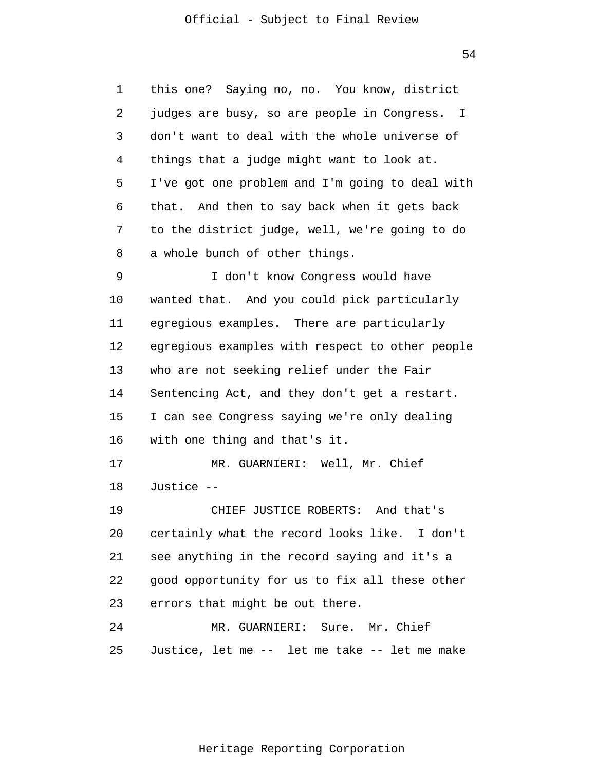this one? Saying no, no. You know, district judges are busy, so are people in Congress. I don't want to deal with the whole universe of things that a judge might want to look at. I've got one problem and I'm going to deal with that. And then to say back when it gets back to the district judge, well, we're going to do a whole bunch of other things.

I don't know Congress would have wanted that. And you could pick particularly egregious examples. There are particularly egregious examples with respect to other people who are not seeking relief under the Fair Sentencing Act, and they don't get a restart. I can see Congress saying we're only dealing with one thing and that's it.

MR. GUARNIERI: Well, Mr. Chief Justice --

CHIEF JUSTICE ROBERTS: And that's certainly what the record looks like. I don't see anything in the record saying and it's a good opportunity for us to fix all these other errors that might be out there.

MR. GUARNIERI: Sure. Mr. Chief Justice, let me -- let me take -- let me make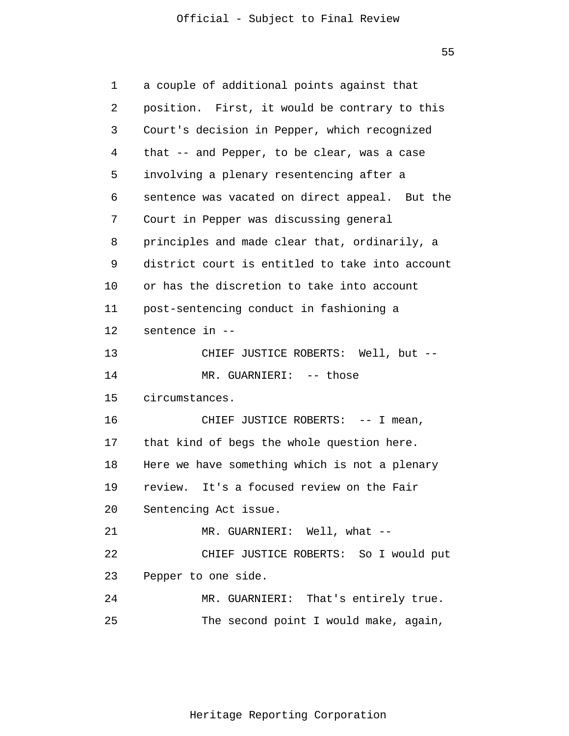a couple of additional points against that position. First, it would be contrary to this Court's decision in Pepper, which recognized that -- and Pepper, to be clear, was a case involving a plenary resentencing after a sentence was vacated on direct appeal. But the Court in Pepper was discussing general principles and made clear that, ordinarily, a district court is entitled to take into account or has the discretion to take into account post-sentencing conduct in fashioning a sentence in --

CHIEF JUSTICE ROBERTS: Well, but --

MR. GUARNIERI: -- those circumstances.

CHIEF JUSTICE ROBERTS: -- I mean, that kind of begs the whole question here. Here we have something which is not a plenary review. It's a focused review on the Fair Sentencing Act issue.

MR. GUARNIERI: Well, what --

CHIEF JUSTICE ROBERTS: So I would put Pepper to one side.

MR. GUARNIERI: That's entirely true.

The second point I would make, again,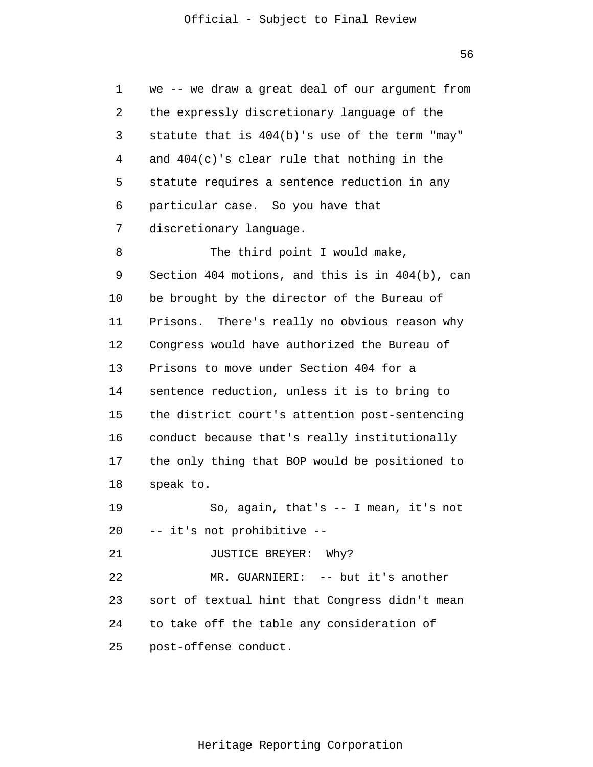we -- we draw a great deal of our argument from the expressly discretionary language of the statute that is 404(b)'s use of the term "may" and 404(c)'s clear rule that nothing in the statute requires a sentence reduction in any particular case. So you have that discretionary language.

The third point I would make, Section 404 motions, and this is in 404(b), can be brought by the director of the Bureau of Prisons. There's really no obvious reason why Congress would have authorized the Bureau of Prisons to move under Section 404 for a sentence reduction, unless it is to bring to the district court's attention post-sentencing conduct because that's really institutionally the only thing that BOP would be positioned to speak to.

So, again, that's -- I mean, it's not -- it's not prohibitive --

JUSTICE BREYER: Why?

MR. GUARNIERI: -- but it's another sort of textual hint that Congress didn't mean to take off the table any consideration of post-offense conduct.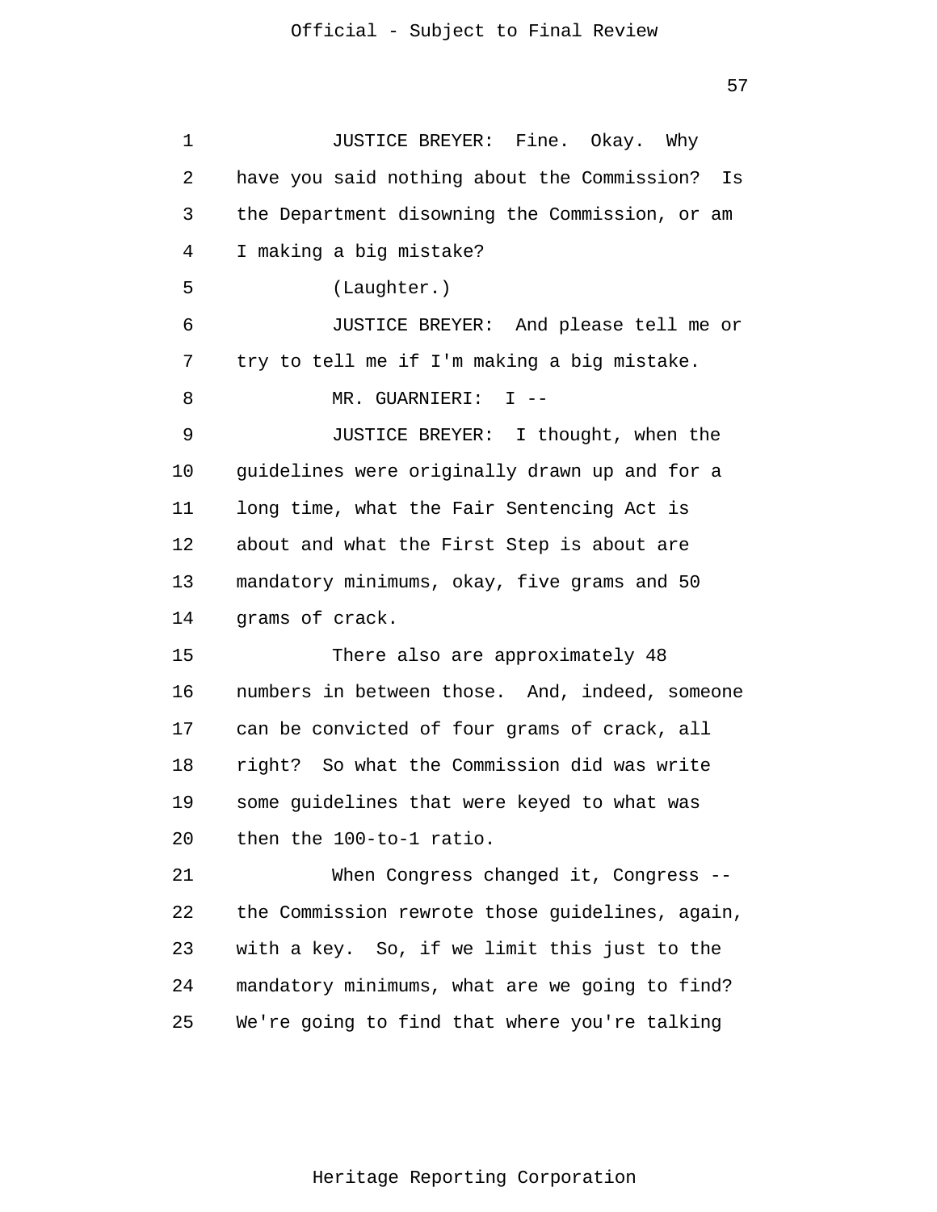JUSTICE BREYER: Fine. Okay. Why have you said nothing about the Commission? Is the Department disowning the Commission, or am I making a big mistake?

(Laughter.)

JUSTICE BREYER: And please tell me or try to tell me if I'm making a big mistake.

MR. GUARNIERI: I --

JUSTICE BREYER: I thought, when the guidelines were originally drawn up and for a long time, what the Fair Sentencing Act is about and what the First Step is about are mandatory minimums, okay, five grams and 50 grams of crack.

There also are approximately 48 numbers in between those. And, indeed, someone can be convicted of four grams of crack, all right? So what the Commission did was write some guidelines that were keyed to what was then the 100-to-1 ratio.

When Congress changed it, Congress -- the Commission rewrote those guidelines, again, with a key. So, if we limit this just to the mandatory minimums, what are we going to find? We're going to find that where you're talking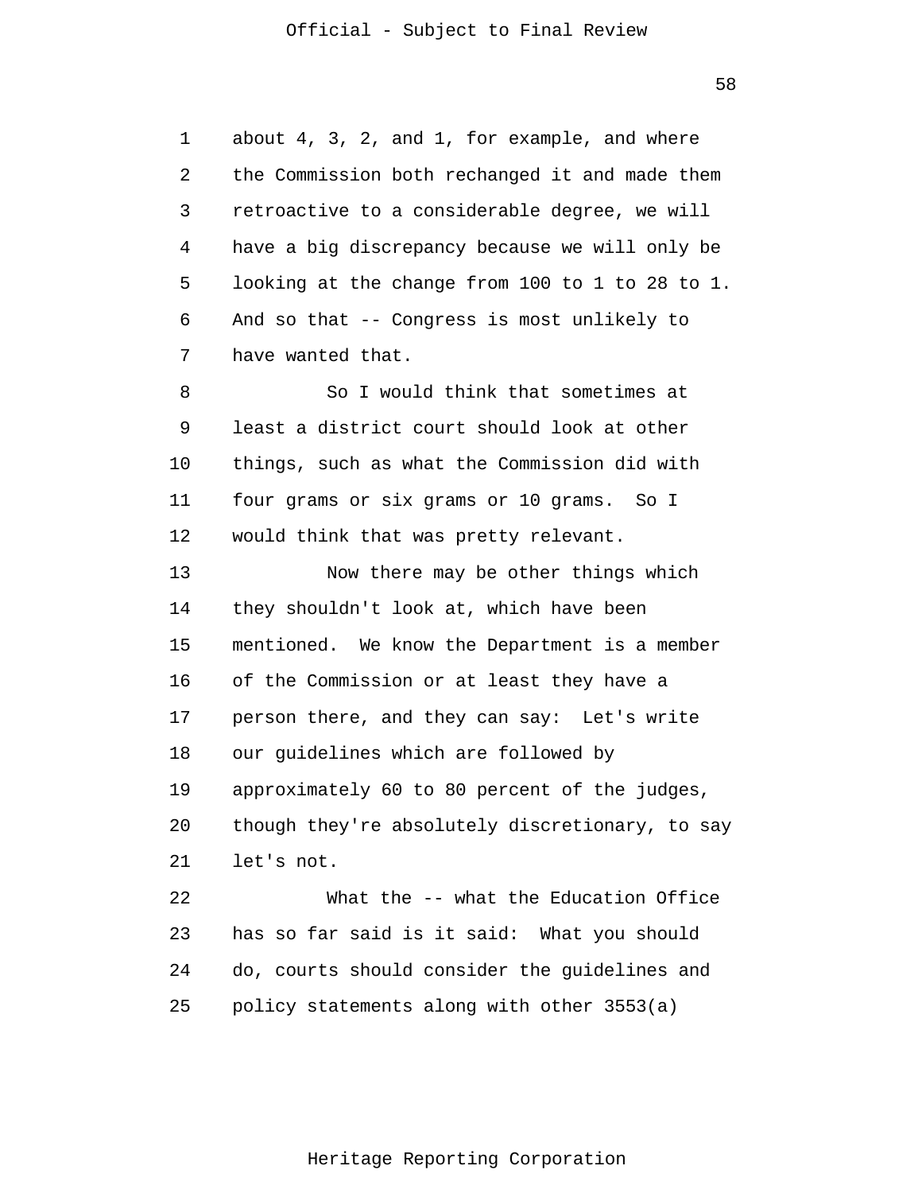about 4, 3, 2, and 1, for example, and where the Commission both rechanged it and made them retroactive to a considerable degree, we will have a big discrepancy because we will only be looking at the change from 100 to 1 to 28 to 1. And so that -- Congress is most unlikely to have wanted that.

So I would think that sometimes at least a district court should look at other things, such as what the Commission did with four grams or six grams or 10 grams. So I would think that was pretty relevant.

Now there may be other things which they shouldn't look at, which have been mentioned. We know the Department is a member of the Commission or at least they have a person there, and they can say: Let's write our guidelines which are followed by approximately 60 to 80 percent of the judges, though they're absolutely discretionary, to say let's not.

What the -- what the Education Office has so far said is it said: What you should do, courts should consider the guidelines and policy statements along with other 3553(a)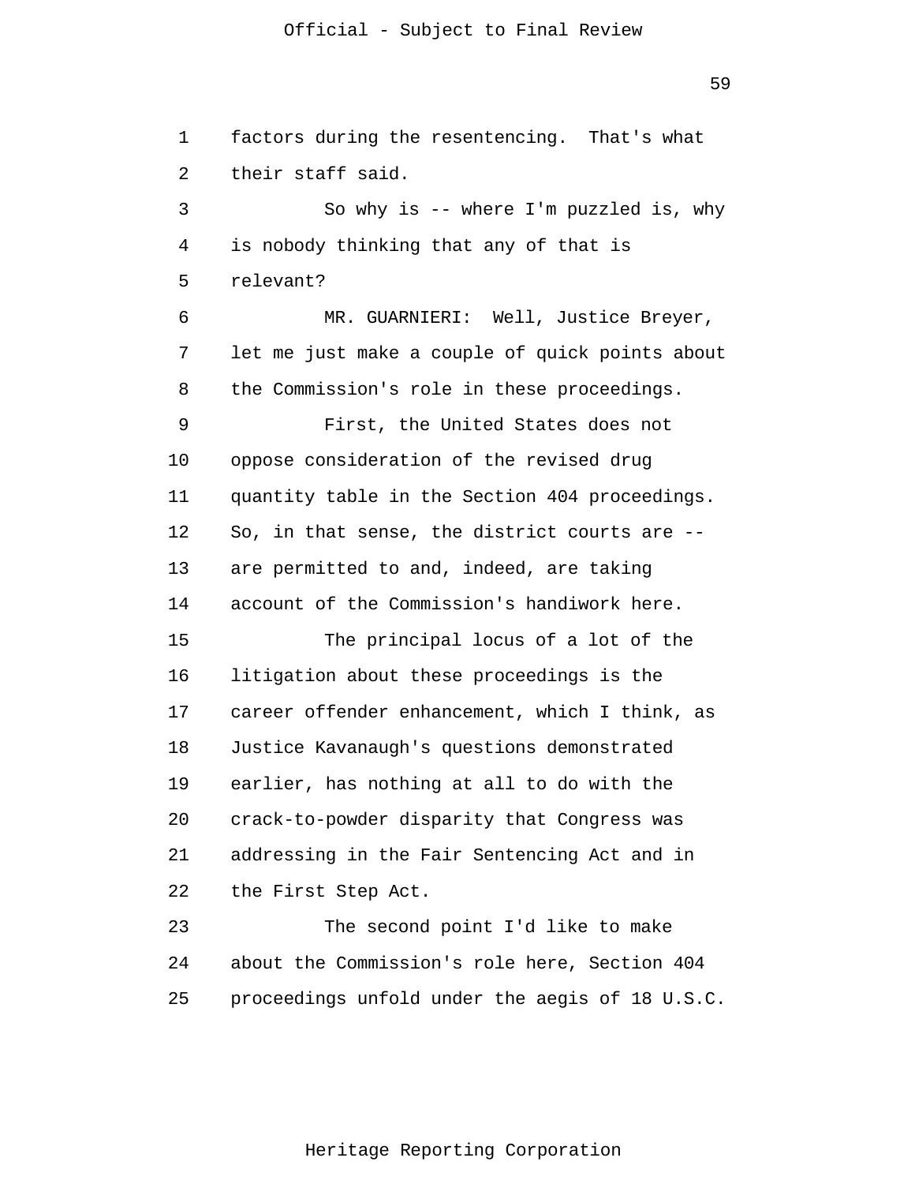factors during the resentencing. That's what their staff said.

So why is -- where I'm puzzled is, why is nobody thinking that any of that is relevant?

MR. GUARNIERI: Well, Justice Breyer, let me just make a couple of quick points about the Commission's role in these proceedings.

First, the United States does not oppose consideration of the revised drug quantity table in the Section 404 proceedings. So, in that sense, the district courts are -- are permitted to and, indeed, are taking account of the Commission's handiwork here.

The principal locus of a lot of the litigation about these proceedings is the career offender enhancement, which I think, as Justice Kavanaugh's questions demonstrated earlier, has nothing at all to do with the crack-to-powder disparity that Congress was addressing in the Fair Sentencing Act and in the First Step Act.

The second point I'd like to make about the Commission's role here, Section 404 proceedings unfold under the aegis of 18 U.S.C.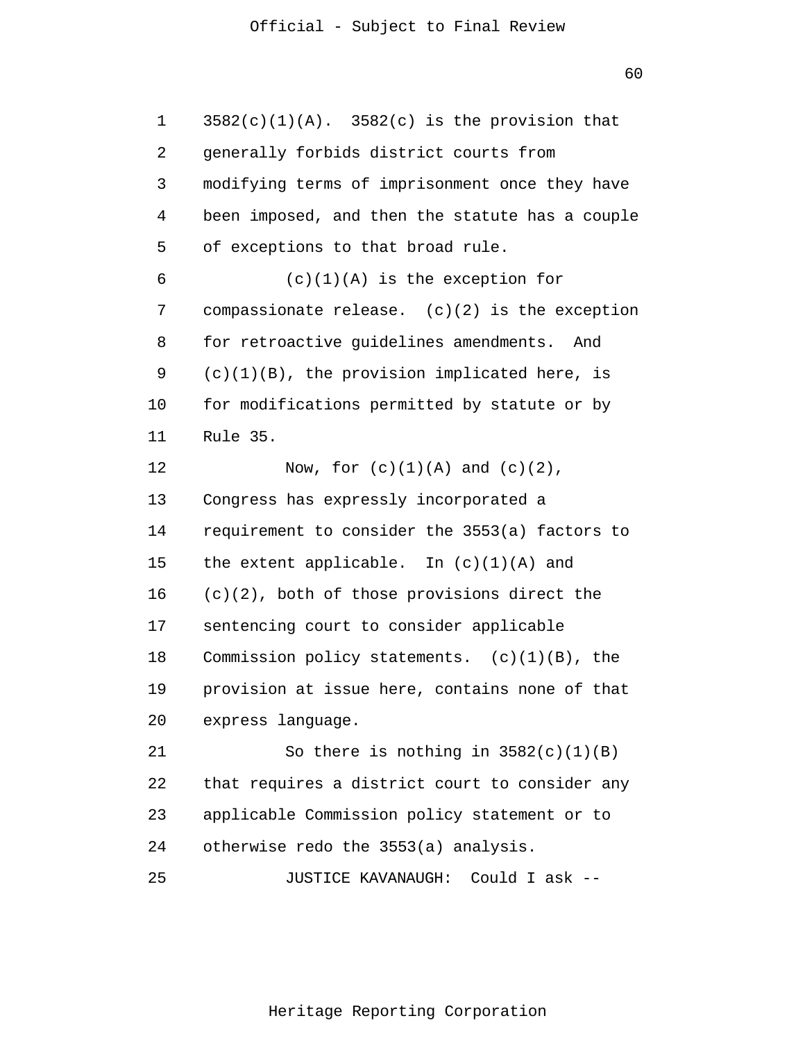3582(c)(1)(A). 3582(c) is the provision that generally forbids district courts from modifying terms of imprisonment once they have been imposed, and then the statute has a couple of exceptions to that broad rule.

(c)(1)(A) is the exception for compassionate release. (c)(2) is the exception for retroactive guidelines amendments. And (c)(1)(B), the provision implicated here, is for modifications permitted by statute or by Rule 35.

Now, for (c)(1)(A) and (c)(2), Congress has expressly incorporated a requirement to consider the 3553(a) factors to the extent applicable. In (c)(1)(A) and (c)(2), both of those provisions direct the sentencing court to consider applicable Commission policy statements. (c)(1)(B), the provision at issue here, contains none of that express language.

So there is nothing in 3582(c)(1)(B) that requires a district court to consider any applicable Commission policy statement or to otherwise redo the 3553(a) analysis.

JUSTICE KAVANAUGH: Could I ask --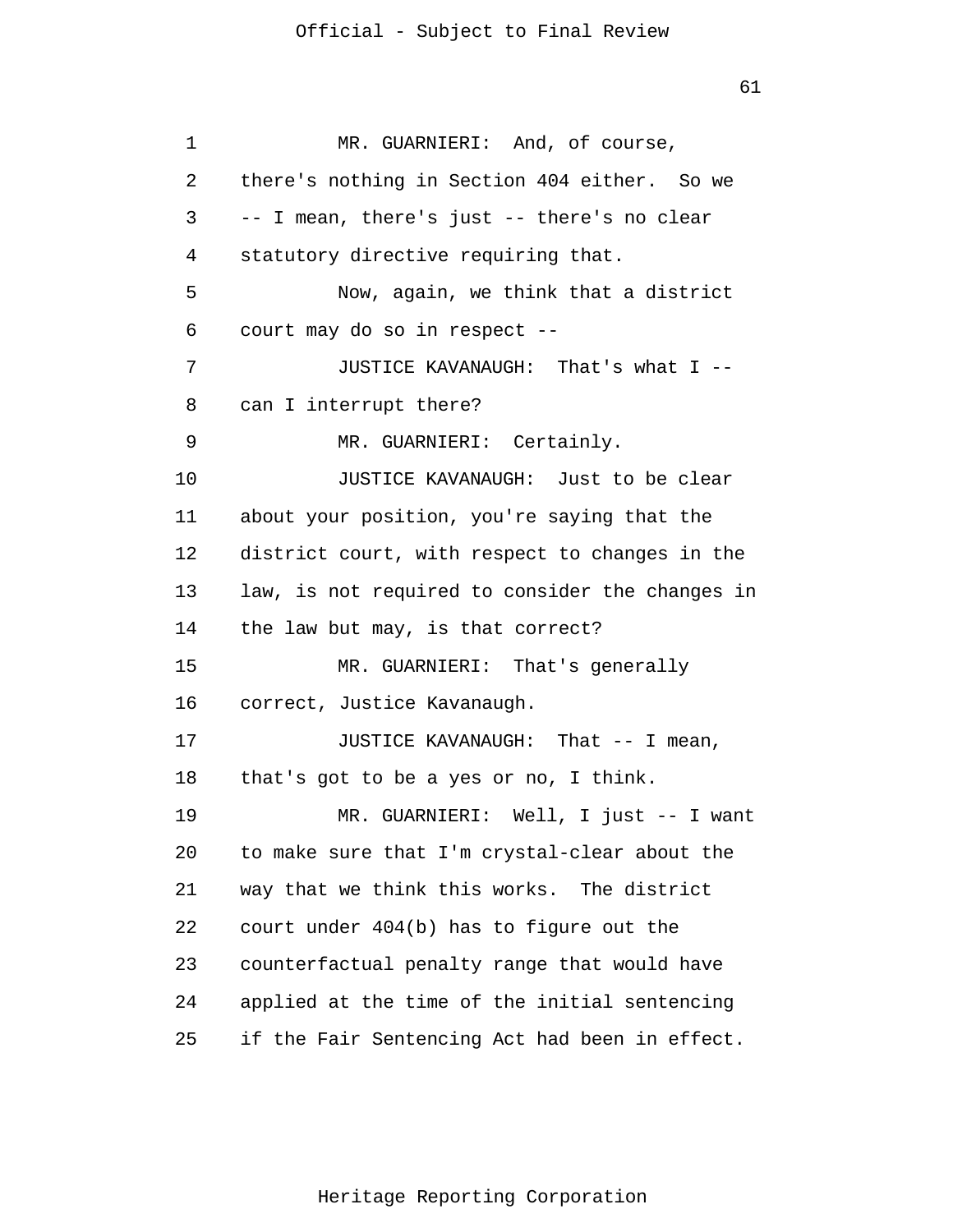MR. GUARNIERI: And, of course, there's nothing in Section 404 either. So we -- I mean, there's just -- there's no clear statutory directive requiring that.

Now, again, we think that a district court may do so in respect --

JUSTICE KAVANAUGH: That's what I -- can I interrupt there?

MR. GUARNIERI: Certainly.

JUSTICE KAVANAUGH: Just to be clear about your position, you're saying that the district court, with respect to changes in the law, is not required to consider the changes in the law but may, is that correct?

MR. GUARNIERI: That's generally correct, Justice Kavanaugh.

JUSTICE KAVANAUGH: That -- I mean, that's got to be a yes or no, I think.

MR. GUARNIERI: Well, I just -- I want to make sure that I'm crystal-clear about the way that we think this works. The district court under 404(b) has to figure out the counterfactual penalty range that would have applied at the time of the initial sentencing if the Fair Sentencing Act had been in effect.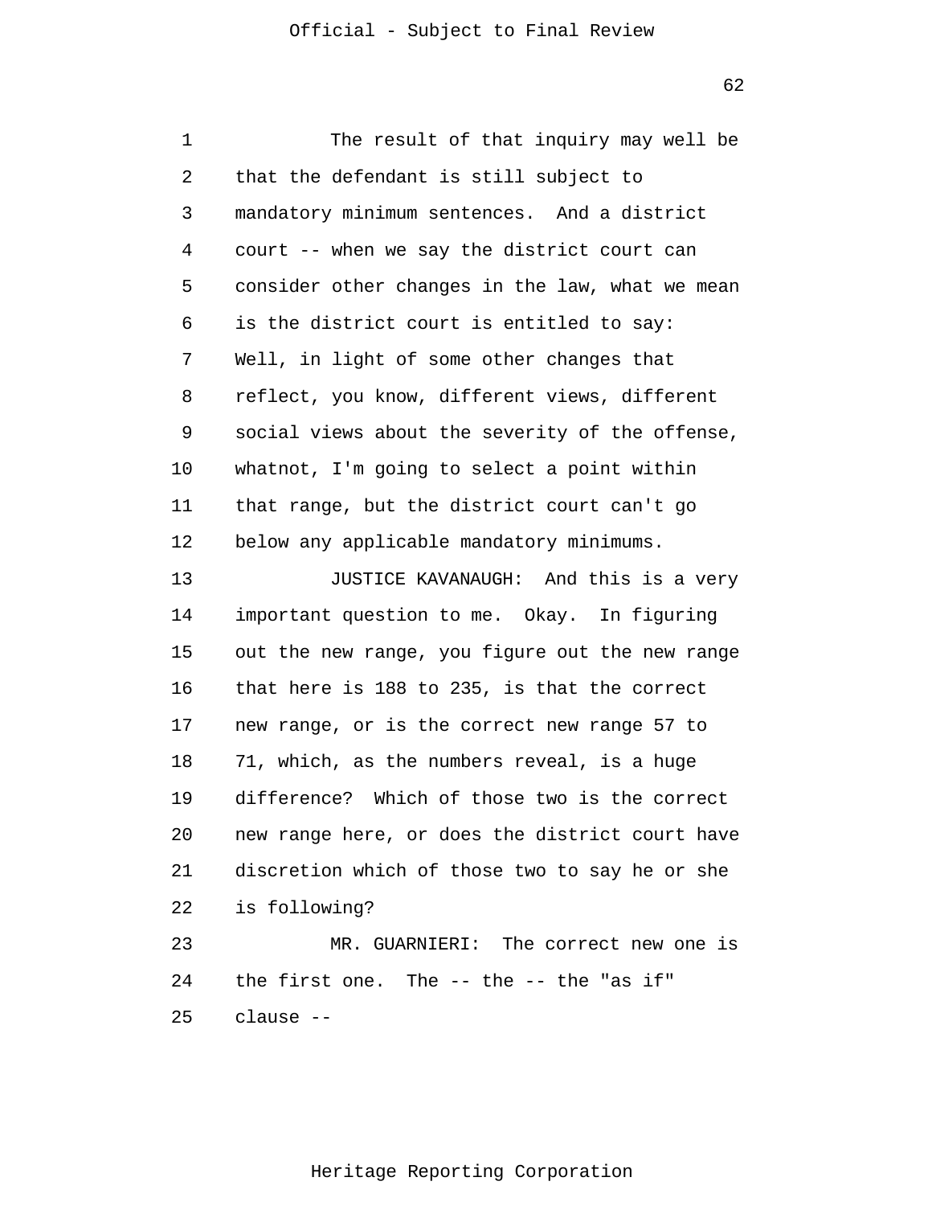The result of that inquiry may well be that the defendant is still subject to mandatory minimum sentences. And a district court -- when we say the district court can consider other changes in the law, what we mean is the district court is entitled to say: Well, in light of some other changes that reflect, you know, different views, different social views about the severity of the offense, whatnot, I'm going to select a point within that range, but the district court can't go below any applicable mandatory minimums.

JUSTICE KAVANAUGH: And this is a very important question to me. Okay. In figuring out the new range, you figure out the new range that here is 188 to 235, is that the correct new range, or is the correct new range 57 to 71, which, as the numbers reveal, is a huge difference? Which of those two is the correct new range here, or does the district court have discretion which of those two to say he or she is following?

MR. GUARNIERI: The correct new one is the first one. The -- the -- the "as if" clause --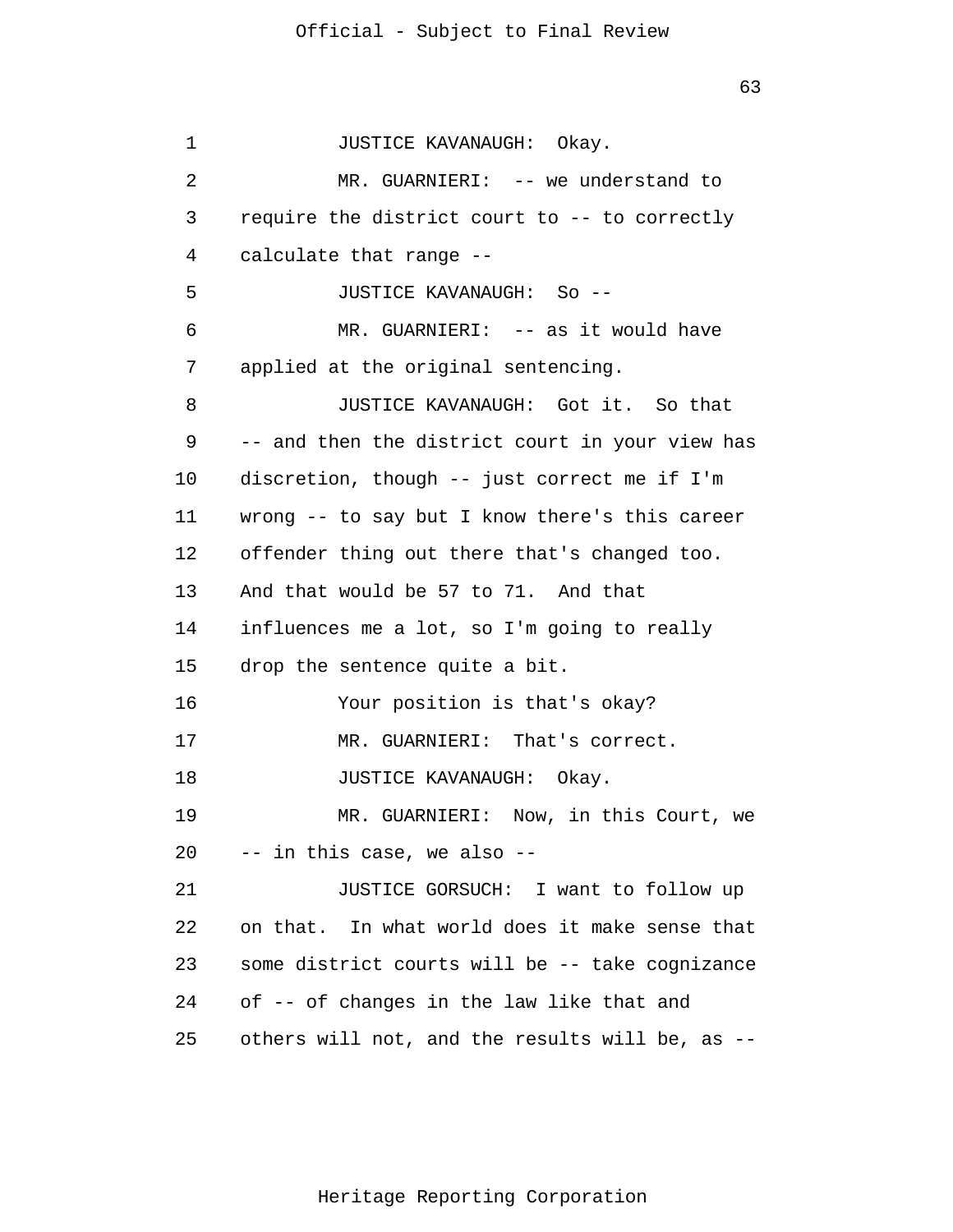JUSTICE KAVANAUGH: Okay.

MR. GUARNIERI: -- we understand to require the district court to -- to correctly calculate that range --

JUSTICE KAVANAUGH: So --

MR. GUARNIERI: -- as it would have applied at the original sentencing.

JUSTICE KAVANAUGH: Got it. So that -- and then the district court in your view has discretion, though -- just correct me if I'm wrong -- to say but I know there's this career offender thing out there that's changed too. And that would be 57 to 71. And that influences me a lot, so I'm going to really drop the sentence quite a bit.

Your position is that's okay?

MR. GUARNIERI: That's correct.

JUSTICE KAVANAUGH: Okay.

MR. GUARNIERI: Now, in this Court, we -- in this case, we also --

JUSTICE GORSUCH: I want to follow up on that. In what world does it make sense that some district courts will be -- take cognizance of -- of changes in the law like that and others will not, and the results will be, as --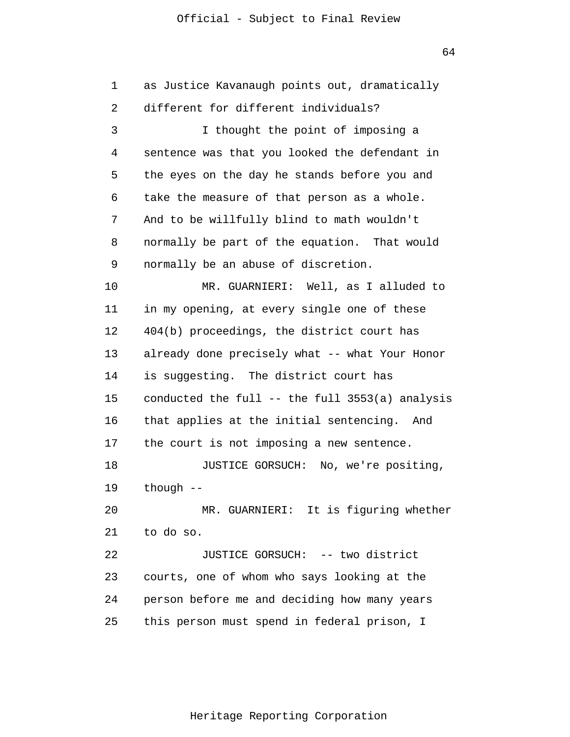as Justice Kavanaugh points out, dramatically different for different individuals?

I thought the point of imposing a sentence was that you looked the defendant in the eyes on the day he stands before you and take the measure of that person as a whole. And to be willfully blind to math wouldn't normally be part of the equation. That would normally be an abuse of discretion.

MR. GUARNIERI: Well, as I alluded to in my opening, at every single one of these 404(b) proceedings, the district court has already done precisely what -- what Your Honor is suggesting. The district court has conducted the full -- the full 3553(a) analysis that applies at the initial sentencing. And the court is not imposing a new sentence.

JUSTICE GORSUCH: No, we're positing, though --

MR. GUARNIERI: It is figuring whether to do so.

JUSTICE GORSUCH: -- two district courts, one of whom who says looking at the person before me and deciding how many years this person must spend in federal prison, I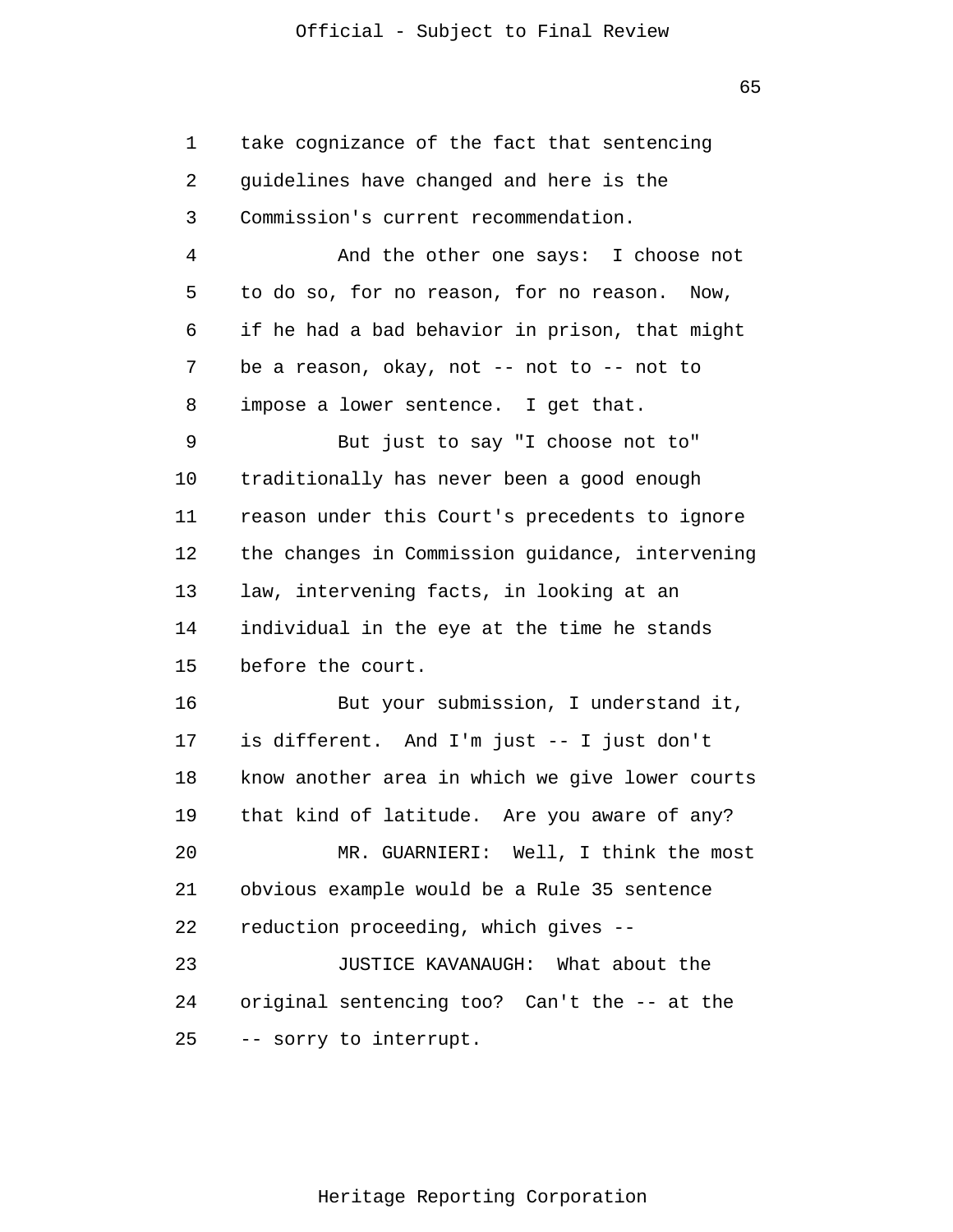take cognizance of the fact that sentencing guidelines have changed and here is the Commission's current recommendation.

And the other one says: I choose not to do so, for no reason, for no reason. Now, if he had a bad behavior in prison, that might be a reason, okay, not -- not to -- not to impose a lower sentence. I get that.

But just to say "I choose not to" traditionally has never been a good enough reason under this Court's precedents to ignore the changes in Commission guidance, intervening law, intervening facts, in looking at an individual in the eye at the time he stands before the court.

But your submission, I understand it, is different. And I'm just -- I just don't know another area in which we give lower courts that kind of latitude. Are you aware of any?

MR. GUARNIERI: Well, I think the most obvious example would be a Rule 35 sentence reduction proceeding, which gives --

JUSTICE KAVANAUGH: What about the original sentencing too? Can't the -- at the -- sorry to interrupt.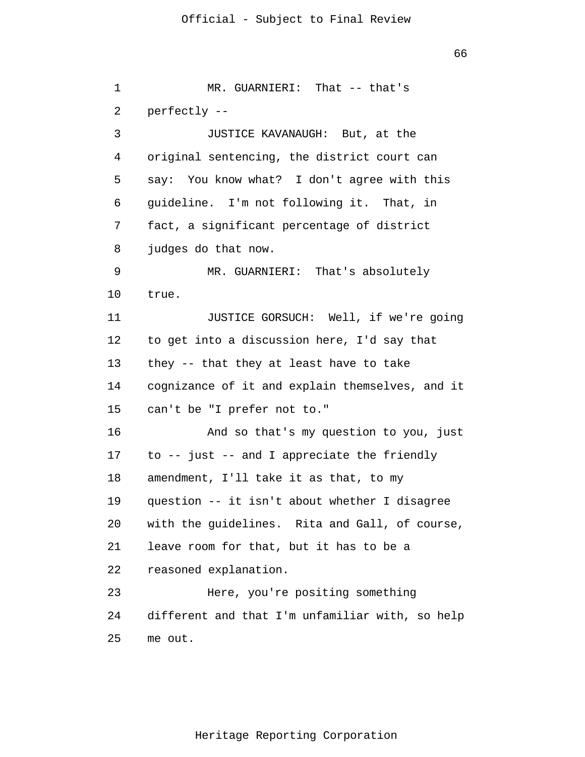MR. GUARNIERI: That -- that's perfectly --

JUSTICE KAVANAUGH: But, at the original sentencing, the district court can say: You know what? I don't agree with this guideline. I'm not following it. That, in fact, a significant percentage of district judges do that now.

MR. GUARNIERI: That's absolutely true.

JUSTICE GORSUCH: Well, if we're going to get into a discussion here, I'd say that they -- that they at least have to take cognizance of it and explain themselves, and it can't be "I prefer not to."

And so that's my question to you, just to -- just -- and I appreciate the friendly amendment, I'll take it as that, to my question -- it isn't about whether I disagree with the guidelines. Rita and Gall, of course, leave room for that, but it has to be a reasoned explanation.

Here, you're positing something different and that I'm unfamiliar with, so help me out.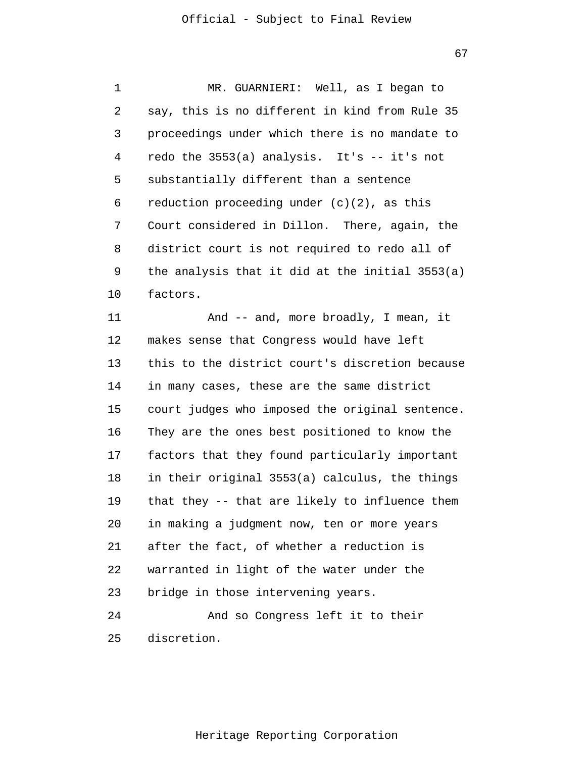MR. GUARNIERI: Well, as I began to say, this is no different in kind from Rule 35 proceedings under which there is no mandate to redo the 3553(a) analysis. It's -- it's not substantially different than a sentence reduction proceeding under (c)(2), as this Court considered in Dillon. There, again, the district court is not required to redo all of the analysis that it did at the initial 3553(a) factors.

And -- and, more broadly, I mean, it makes sense that Congress would have left this to the district court's discretion because in many cases, these are the same district court judges who imposed the original sentence. They are the ones best positioned to know the factors that they found particularly important in their original 3553(a) calculus, the things that they -- that are likely to influence them in making a judgment now, ten or more years after the fact, of whether a reduction is warranted in light of the water under the bridge in those intervening years.

And so Congress left it to their discretion.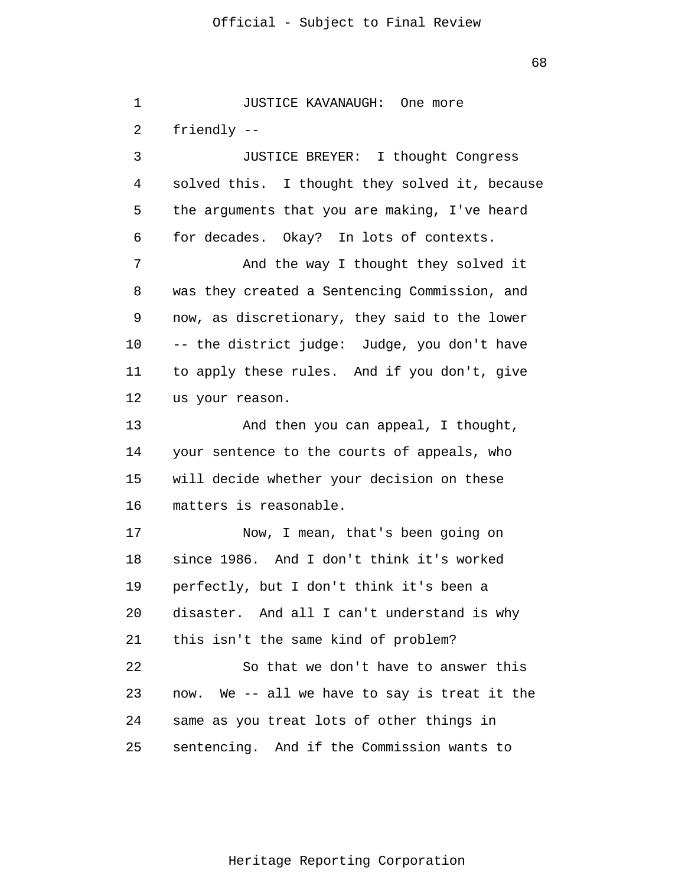JUSTICE KAVANAUGH: One more friendly --

JUSTICE BREYER: I thought Congress solved this. I thought they solved it, because the arguments that you are making, I've heard for decades. Okay? In lots of contexts.

And the way I thought they solved it was they created a Sentencing Commission, and now, as discretionary, they said to the lower -- the district judge: Judge, you don't have to apply these rules. And if you don't, give us your reason.

And then you can appeal, I thought, your sentence to the courts of appeals, who will decide whether your decision on these matters is reasonable.

Now, I mean, that's been going on since 1986. And I don't think it's worked perfectly, but I don't think it's been a disaster. And all I can't understand is why this isn't the same kind of problem?

So that we don't have to answer this now. We -- all we have to say is treat it the same as you treat lots of other things in sentencing. And if the Commission wants to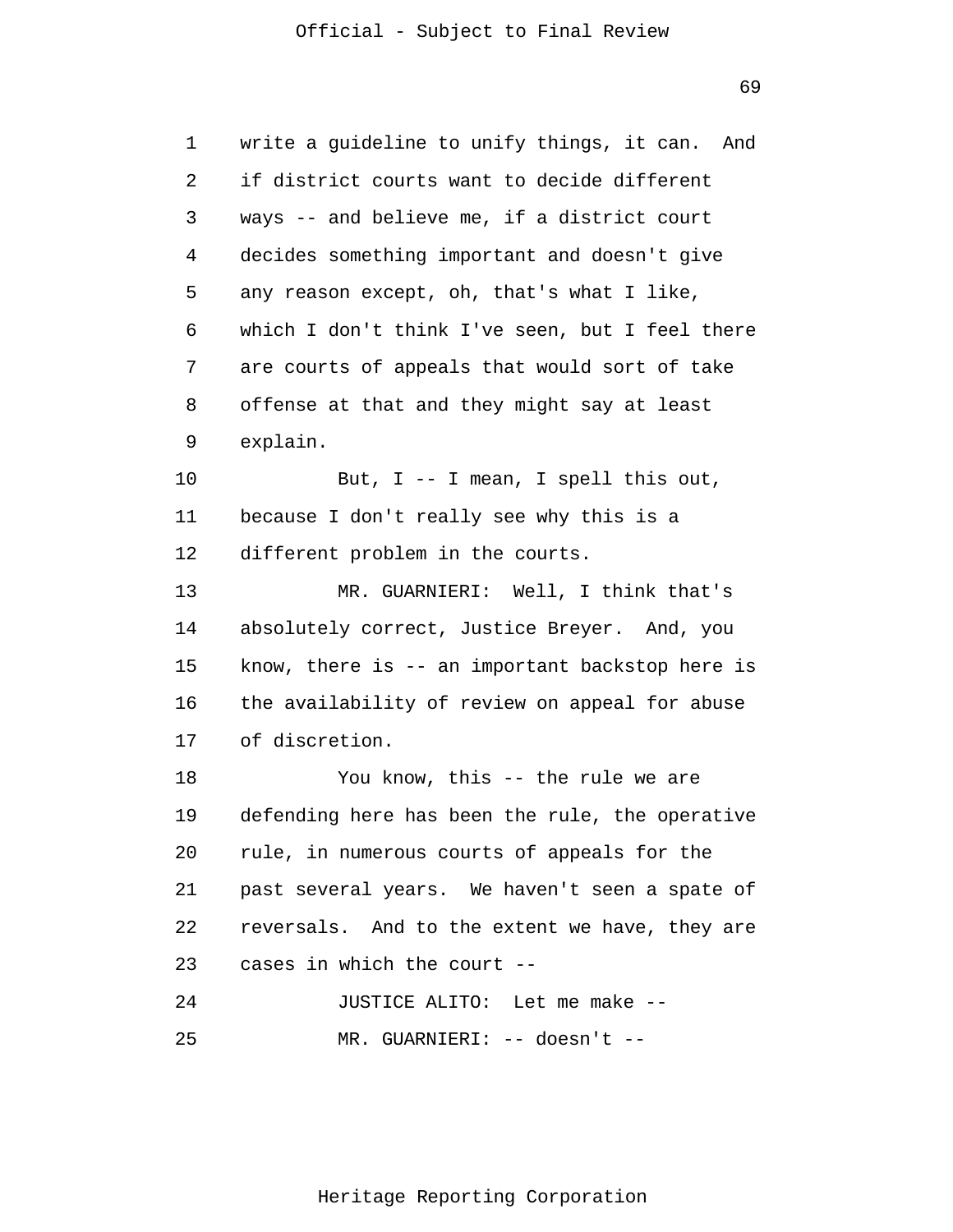write a guideline to unify things, it can. And if district courts want to decide different ways -- and believe me, if a district court decides something important and doesn't give any reason except, oh, that's what I like, which I don't think I've seen, but I feel there are courts of appeals that would sort of take offense at that and they might say at least explain.

But, I -- I mean, I spell this out, because I don't really see why this is a different problem in the courts.

MR. GUARNIERI: Well, I think that's absolutely correct, Justice Breyer. And, you know, there is -- an important backstop here is the availability of review on appeal for abuse of discretion.

You know, this -- the rule we are defending here has been the rule, the operative rule, in numerous courts of appeals for the past several years. We haven't seen a spate of reversals. And to the extent we have, they are cases in which the court --

JUSTICE ALITO: Let me make --

MR. GUARNIERI: -- doesn't --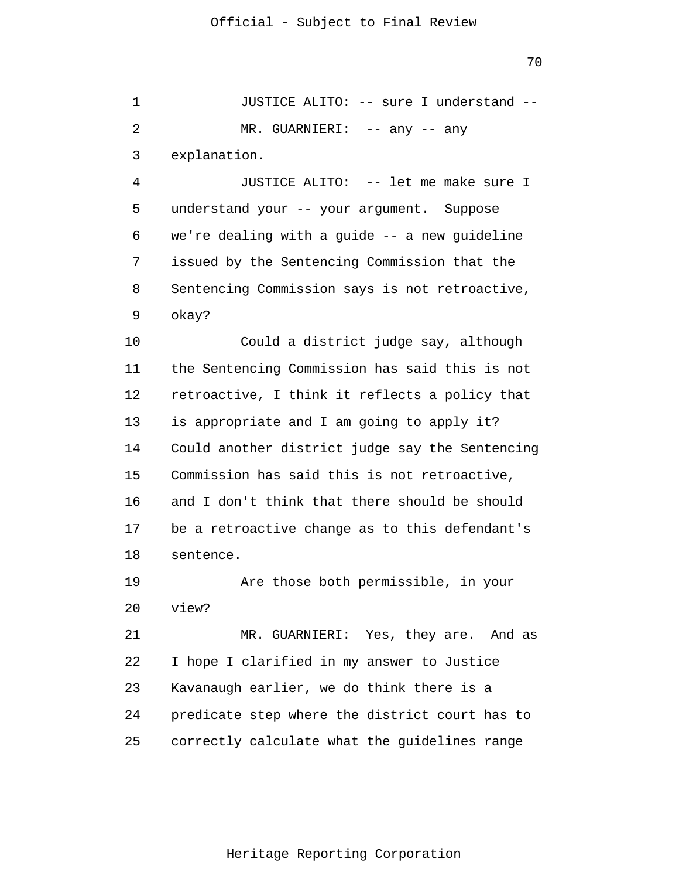JUSTICE ALITO: -- sure I understand --

MR. GUARNIERI: -- any -- any explanation.

JUSTICE ALITO: -- let me make sure I understand your -- your argument. Suppose we're dealing with a guide -- a new guideline issued by the Sentencing Commission that the Sentencing Commission says is not retroactive, okay?

Could a district judge say, although the Sentencing Commission has said this is not retroactive, I think it reflects a policy that is appropriate and I am going to apply it? Could another district judge say the Sentencing Commission has said this is not retroactive, and I don't think that there should be should be a retroactive change as to this defendant's sentence.

Are those both permissible, in your view?

MR. GUARNIERI: Yes, they are. And as I hope I clarified in my answer to Justice Kavanaugh earlier, we do think there is a predicate step where the district court has to correctly calculate what the guidelines range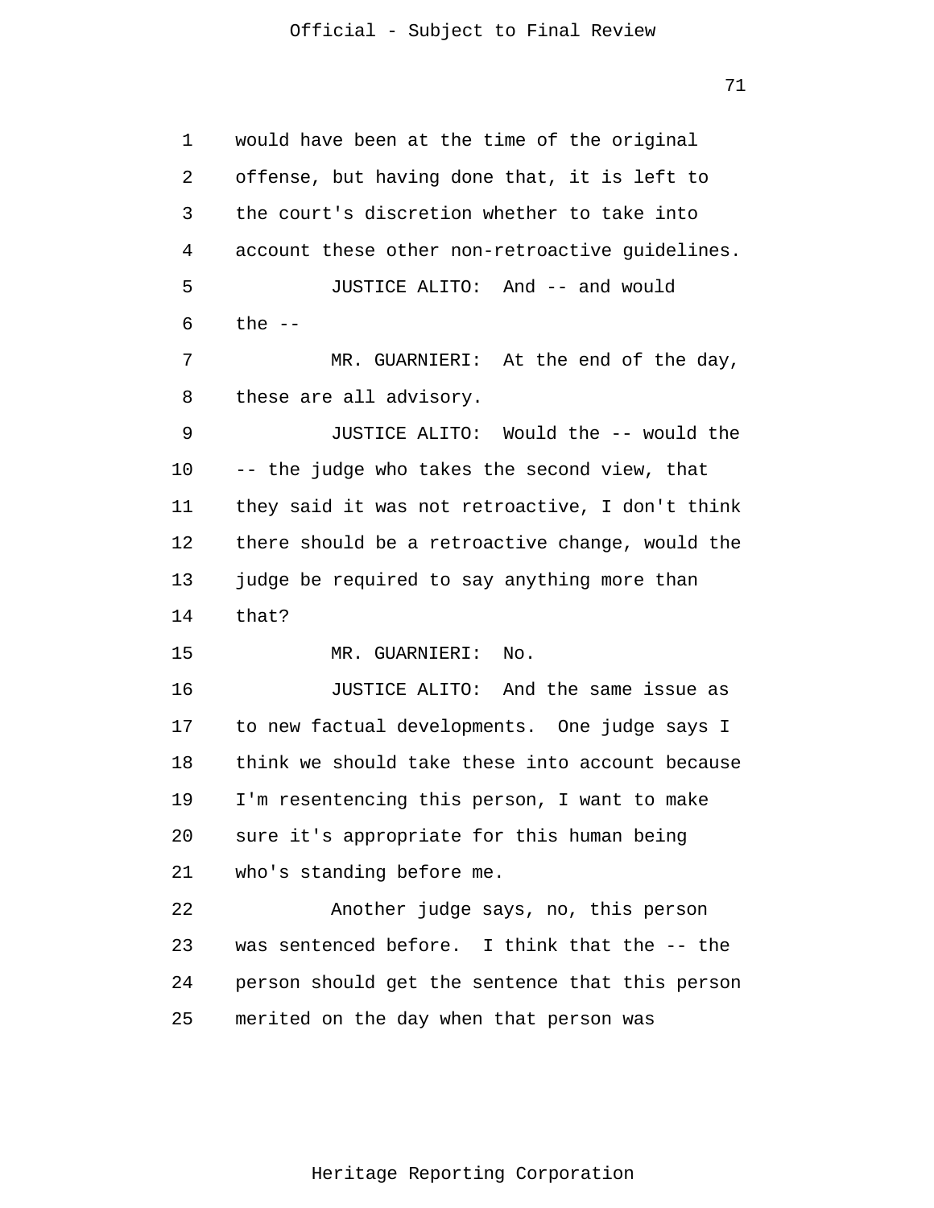would have been at the time of the original offense, but having done that, it is left to the court's discretion whether to take into account these other non-retroactive guidelines.

JUSTICE ALITO: And -- and would the --

MR. GUARNIERI: At the end of the day, these are all advisory.

JUSTICE ALITO: Would the -- would the -- the judge who takes the second view, that they said it was not retroactive, I don't think there should be a retroactive change, would the judge be required to say anything more than that?

MR. GUARNIERI: No.

JUSTICE ALITO: And the same issue as to new factual developments. One judge says I think we should take these into account because I'm resentencing this person, I want to make sure it's appropriate for this human being who's standing before me.

Another judge says, no, this person was sentenced before. I think that the -- the person should get the sentence that this person merited on the day when that person was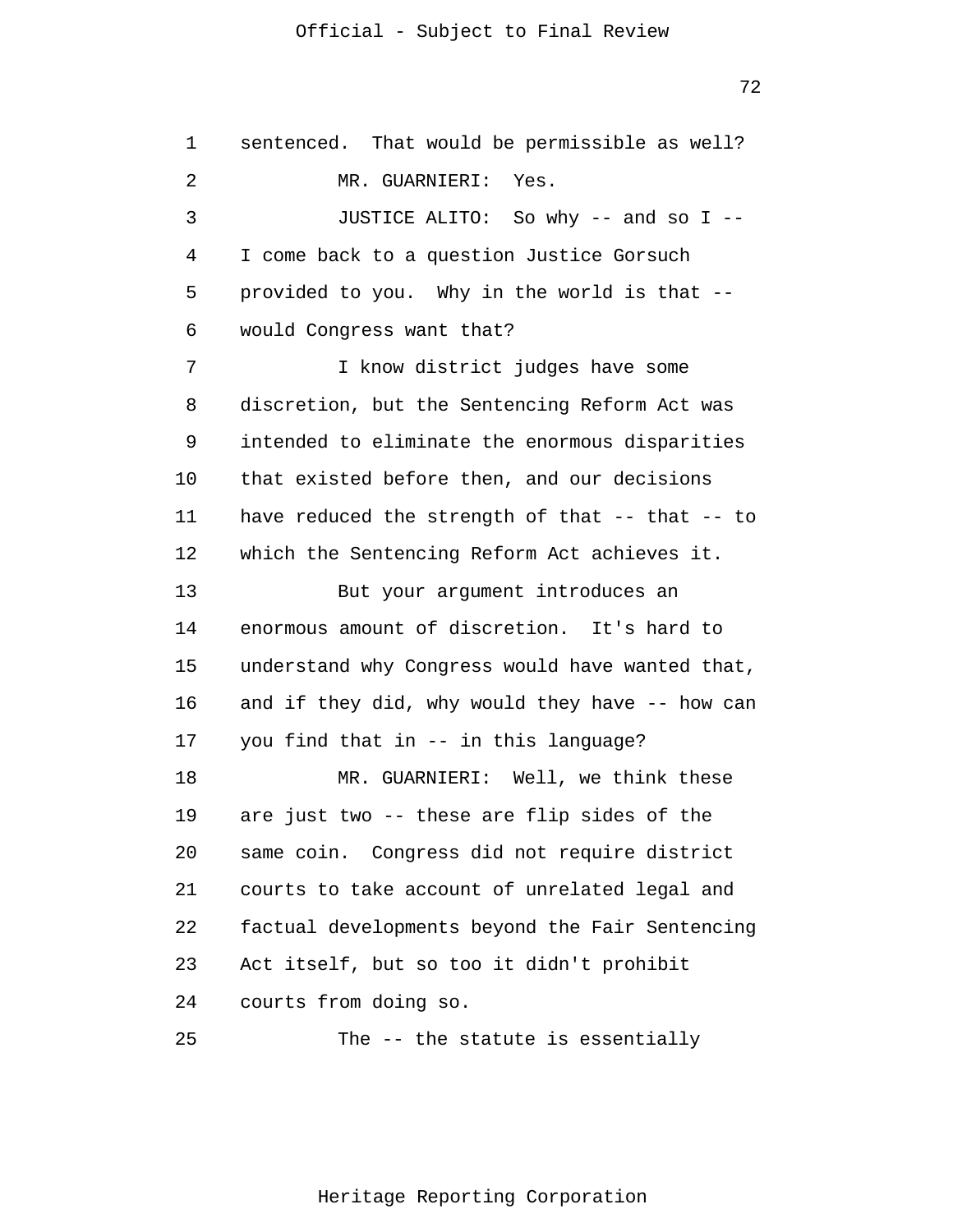sentenced. That would be permissible as well?

MR. GUARNIERI: Yes.

JUSTICE ALITO: So why -- and so I -- I come back to a question Justice Gorsuch provided to you. Why in the world is that -- would Congress want that?

I know district judges have some discretion, but the Sentencing Reform Act was intended to eliminate the enormous disparities that existed before then, and our decisions have reduced the strength of that -- that -- to which the Sentencing Reform Act achieves it.

But your argument introduces an enormous amount of discretion. It's hard to understand why Congress would have wanted that, and if they did, why would they have -- how can you find that in -- in this language?

MR. GUARNIERI: Well, we think these are just two -- these are flip sides of the same coin. Congress did not require district courts to take account of unrelated legal and factual developments beyond the Fair Sentencing Act itself, but so too it didn't prohibit courts from doing so.

The -- the statute is essentially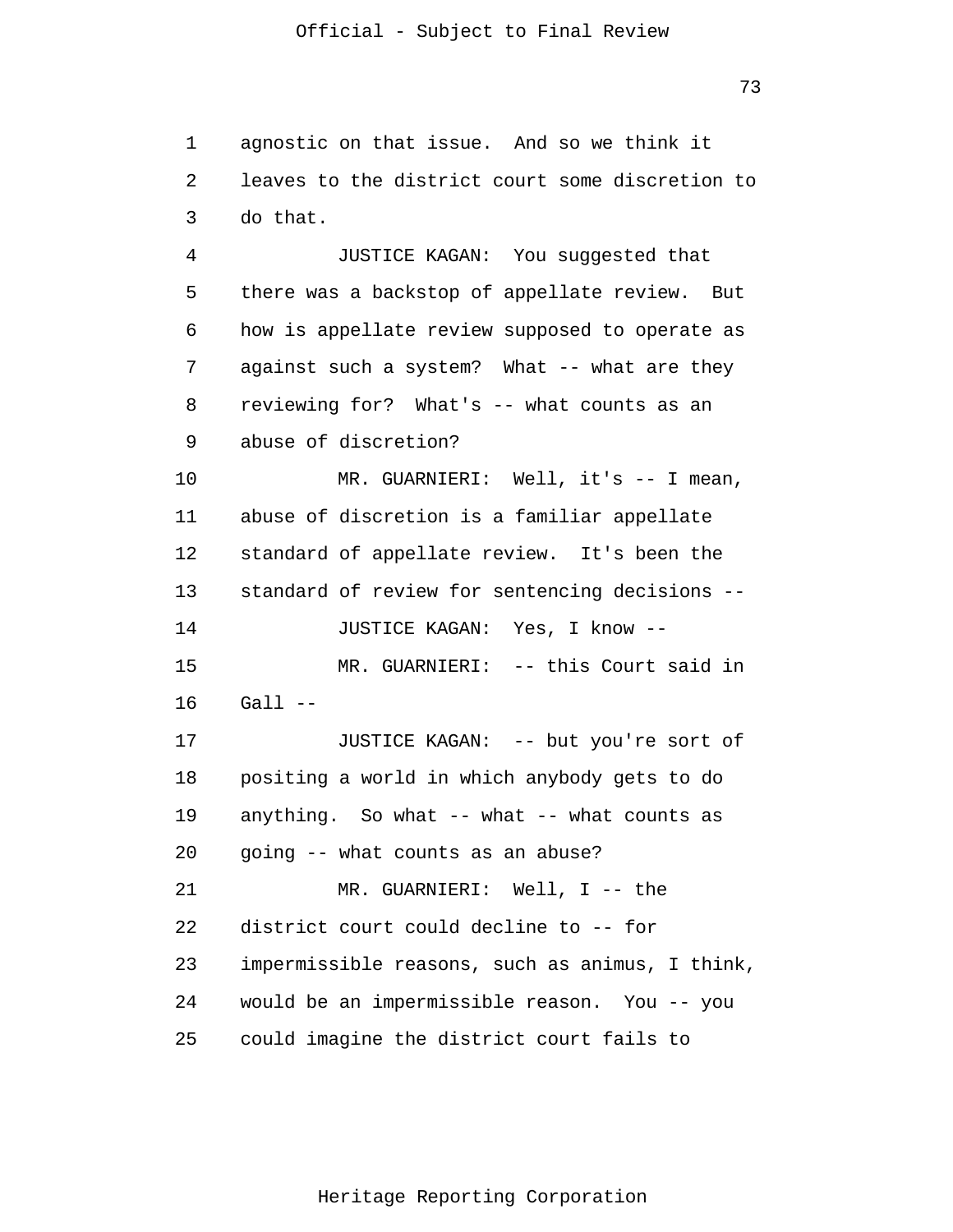agnostic on that issue. And so we think it leaves to the district court some discretion to do that.

JUSTICE KAGAN: You suggested that there was a backstop of appellate review. But how is appellate review supposed to operate as against such a system? What -- what are they reviewing for? What's -- what counts as an abuse of discretion?

MR. GUARNIERI: Well, it's -- I mean, abuse of discretion is a familiar appellate standard of appellate review. It's been the standard of review for sentencing decisions --

JUSTICE KAGAN: Yes, I know --

MR. GUARNIERI: -- this Court said in Gall --

JUSTICE KAGAN: -- but you're sort of positing a world in which anybody gets to do anything. So what -- what -- what counts as going -- what counts as an abuse?

MR. GUARNIERI: Well, I -- the district court could decline to -- for impermissible reasons, such as animus, I think, would be an impermissible reason. You -- you could imagine the district court fails to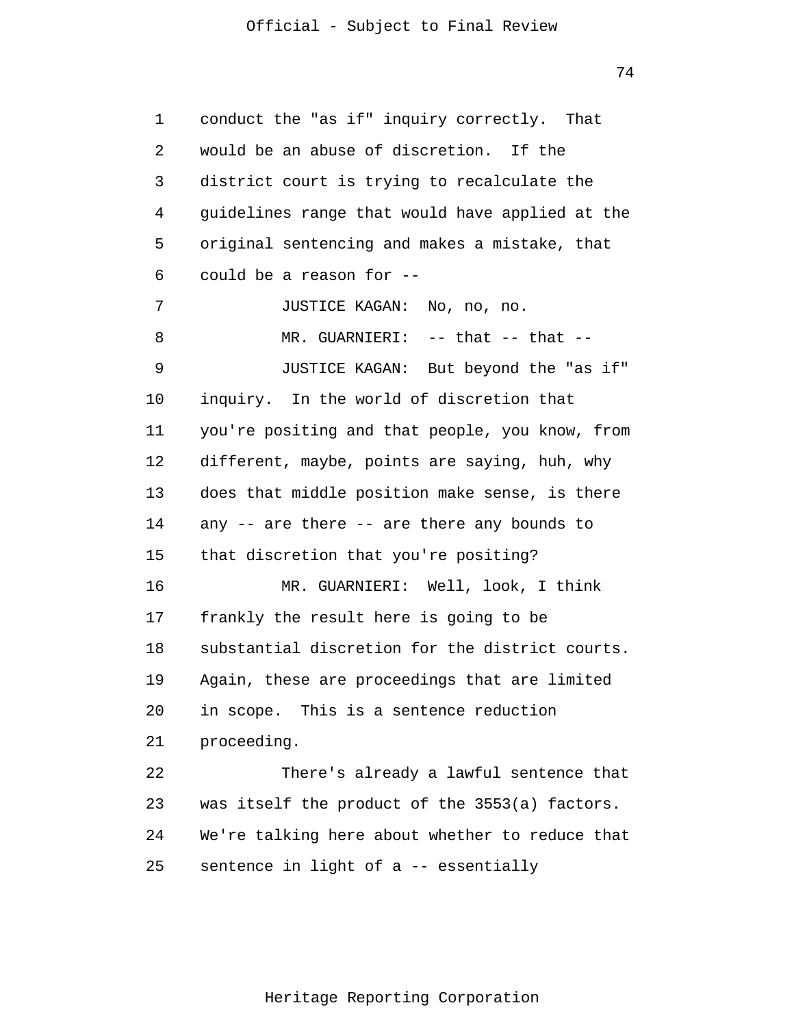conduct the "as if" inquiry correctly. That would be an abuse of discretion. If the district court is trying to recalculate the guidelines range that would have applied at the original sentencing and makes a mistake, that could be a reason for --

JUSTICE KAGAN: No, no, no.

MR. GUARNIERI: -- that -- that --

JUSTICE KAGAN: But beyond the "as if" inquiry. In the world of discretion that you're positing and that people, you know, from different, maybe, points are saying, huh, why does that middle position make sense, is there any -- are there -- are there any bounds to that discretion that you're positing?

MR. GUARNIERI: Well, look, I think frankly the result here is going to be substantial discretion for the district courts. Again, these are proceedings that are limited in scope. This is a sentence reduction proceeding.

There's already a lawful sentence that was itself the product of the 3553(a) factors. We're talking here about whether to reduce that sentence in light of a -- essentially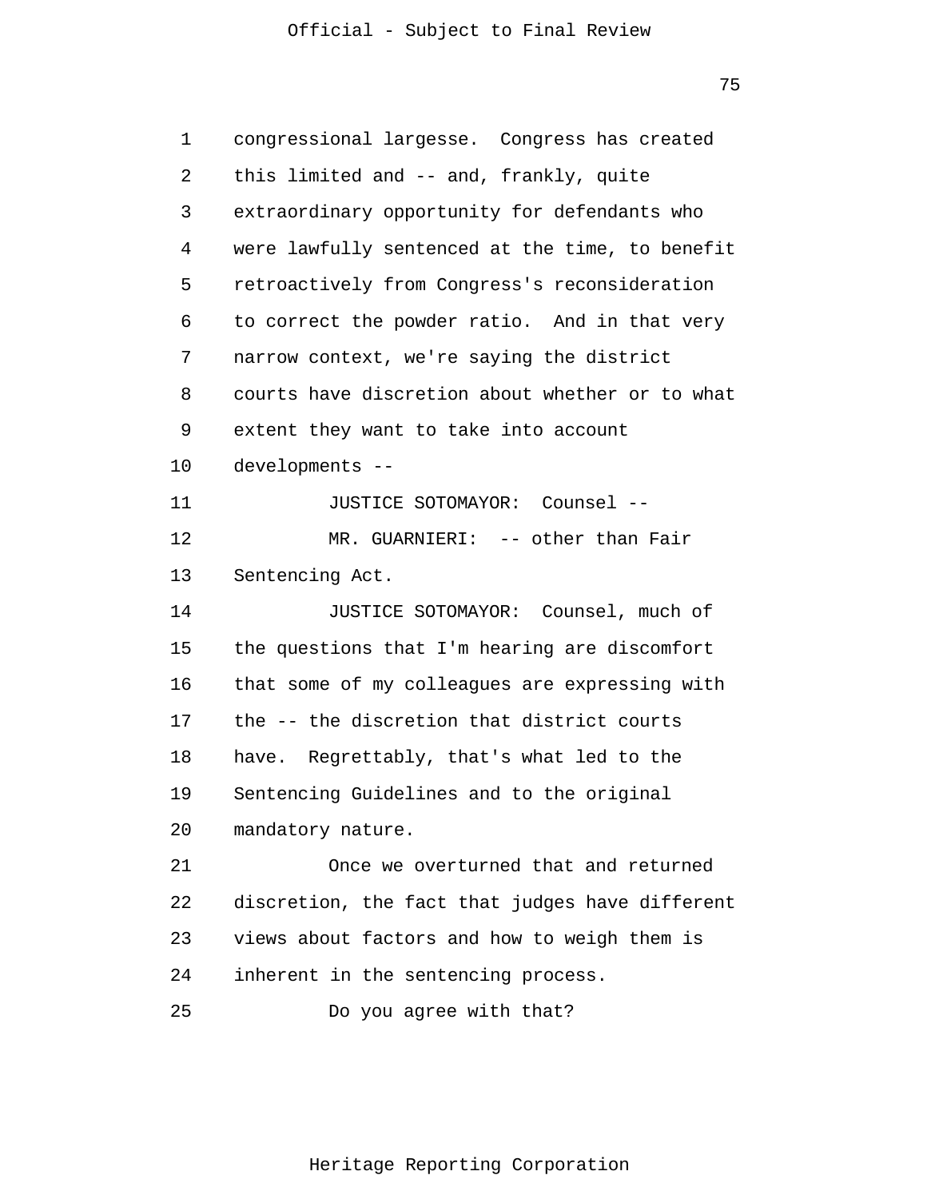congressional largesse. Congress has created this limited and -- and, frankly, quite extraordinary opportunity for defendants who were lawfully sentenced at the time, to benefit retroactively from Congress's reconsideration to correct the powder ratio. And in that very narrow context, we're saying the district courts have discretion about whether or to what extent they want to take into account developments --

JUSTICE SOTOMAYOR: Counsel --

MR. GUARNIERI: -- other than Fair Sentencing Act.

JUSTICE SOTOMAYOR: Counsel, much of the questions that I'm hearing are discomfort that some of my colleagues are expressing with the -- the discretion that district courts have. Regrettably, that's what led to the Sentencing Guidelines and to the original mandatory nature.

Once we overturned that and returned discretion, the fact that judges have different views about factors and how to weigh them is inherent in the sentencing process.

Do you agree with that?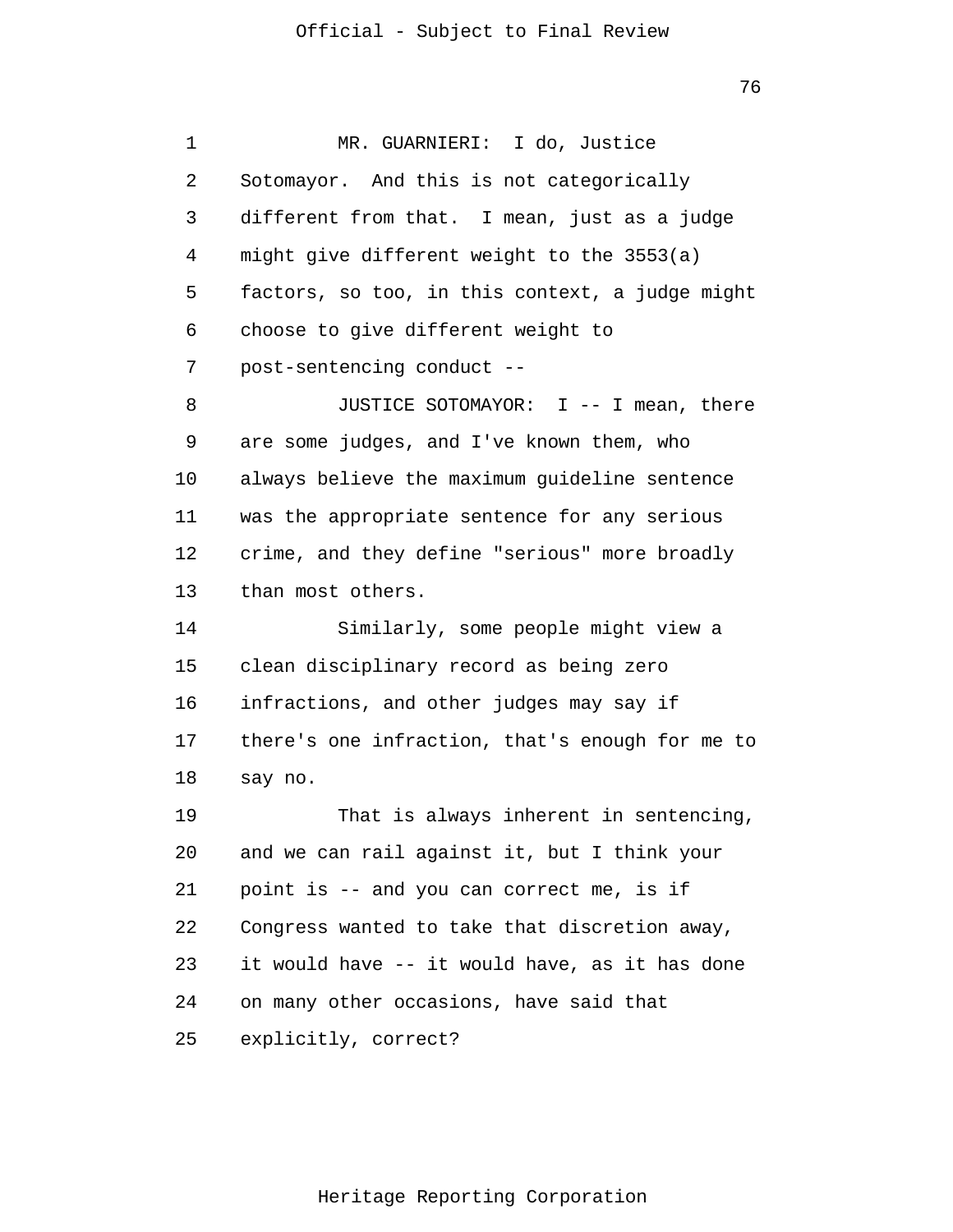MR. GUARNIERI: I do, Justice Sotomayor. And this is not categorically different from that. I mean, just as a judge might give different weight to the 3553(a) factors, so too, in this context, a judge might choose to give different weight to post-sentencing conduct --

JUSTICE SOTOMAYOR: I -- I mean, there are some judges, and I've known them, who always believe the maximum guideline sentence was the appropriate sentence for any serious crime, and they define "serious" more broadly than most others.

Similarly, some people might view a clean disciplinary record as being zero infractions, and other judges may say if there's one infraction, that's enough for me to say no.

That is always inherent in sentencing, and we can rail against it, but I think your point is -- and you can correct me, is if Congress wanted to take that discretion away, it would have -- it would have, as it has done on many other occasions, have said that explicitly, correct?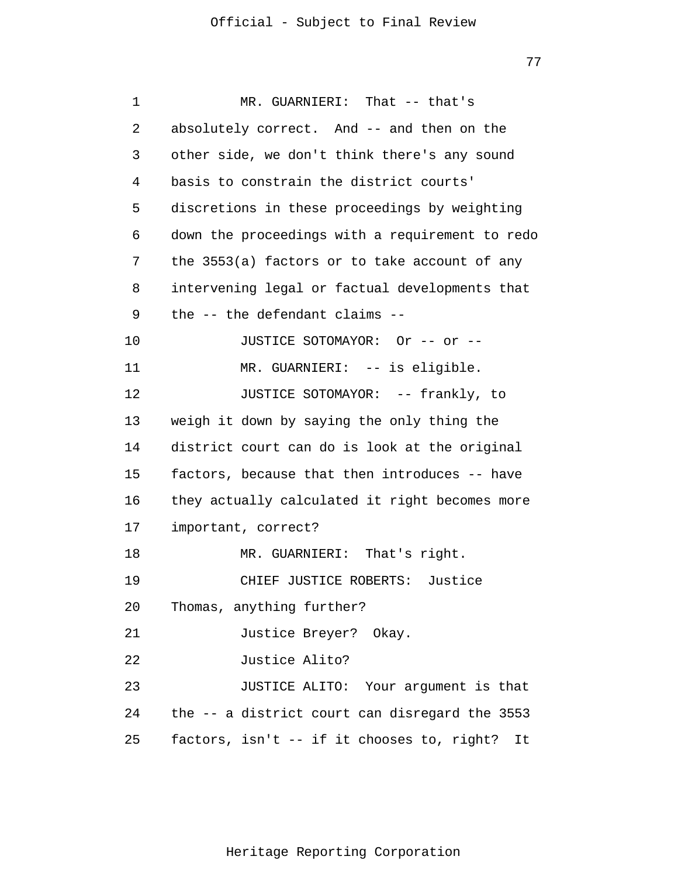MR. GUARNIERI: That -- that's absolutely correct. And -- and then on the other side, we don't think there's any sound basis to constrain the district courts' discretions in these proceedings by weighting down the proceedings with a requirement to redo the 3553(a) factors or to take account of any intervening legal or factual developments that the -- the defendant claims --

JUSTICE SOTOMAYOR: Or -- or --

MR. GUARNIERI: -- is eligible.

JUSTICE SOTOMAYOR: -- frankly, to weigh it down by saying the only thing the district court can do is look at the original factors, because that then introduces -- have they actually calculated it right becomes more important, correct?

MR. GUARNIERI: That's right.

CHIEF JUSTICE ROBERTS: Justice Thomas, anything further?

Justice Breyer? Okay.

Justice Alito?

JUSTICE ALITO: Your argument is that the -- a district court can disregard the 3553 factors, isn't -- if it chooses to, right? It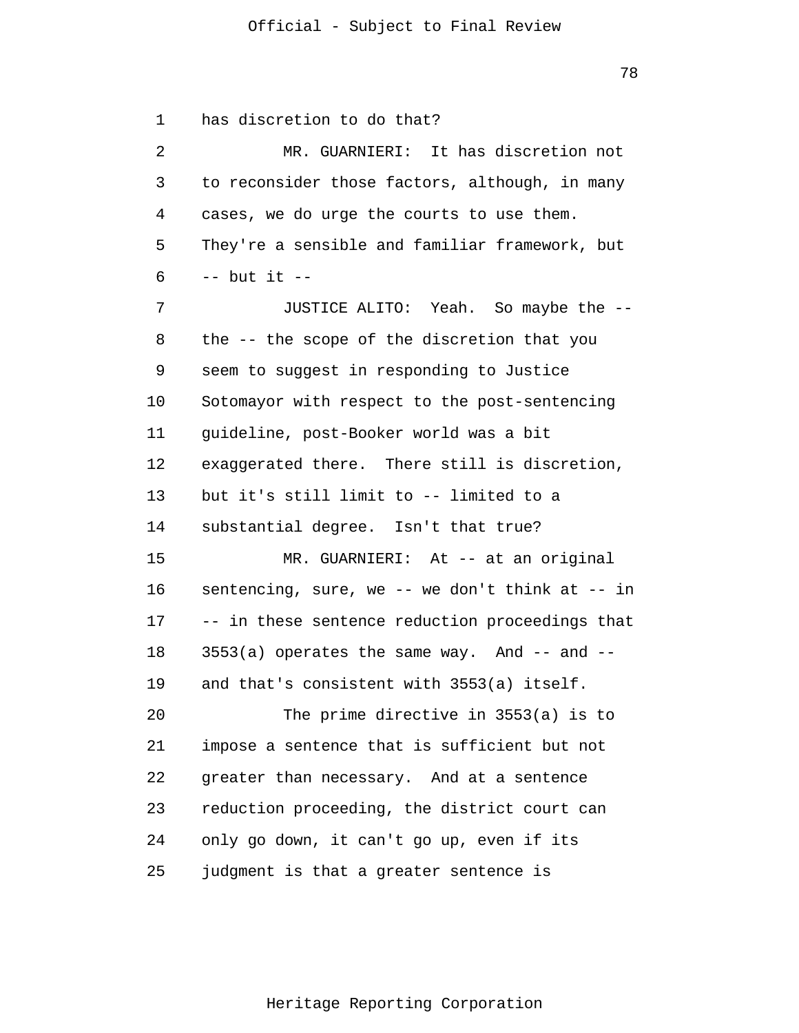has discretion to do that?

MR. GUARNIERI: It has discretion not to reconsider those factors, although, in many cases, we do urge the courts to use them. They're a sensible and familiar framework, but -- but it --

JUSTICE ALITO: Yeah. So maybe the -- the -- the scope of the discretion that you seem to suggest in responding to Justice Sotomayor with respect to the post-sentencing guideline, post-Booker world was a bit exaggerated there. There still is discretion, but it's still limit to -- limited to a substantial degree. Isn't that true?

MR. GUARNIERI: At -- at an original sentencing, sure, we -- we don't think at -- in -- in these sentence reduction proceedings that 3553(a) operates the same way. And -- and -- and that's consistent with 3553(a) itself.

The prime directive in 3553(a) is to impose a sentence that is sufficient but not greater than necessary. And at a sentence reduction proceeding, the district court can only go down, it can't go up, even if its judgment is that a greater sentence is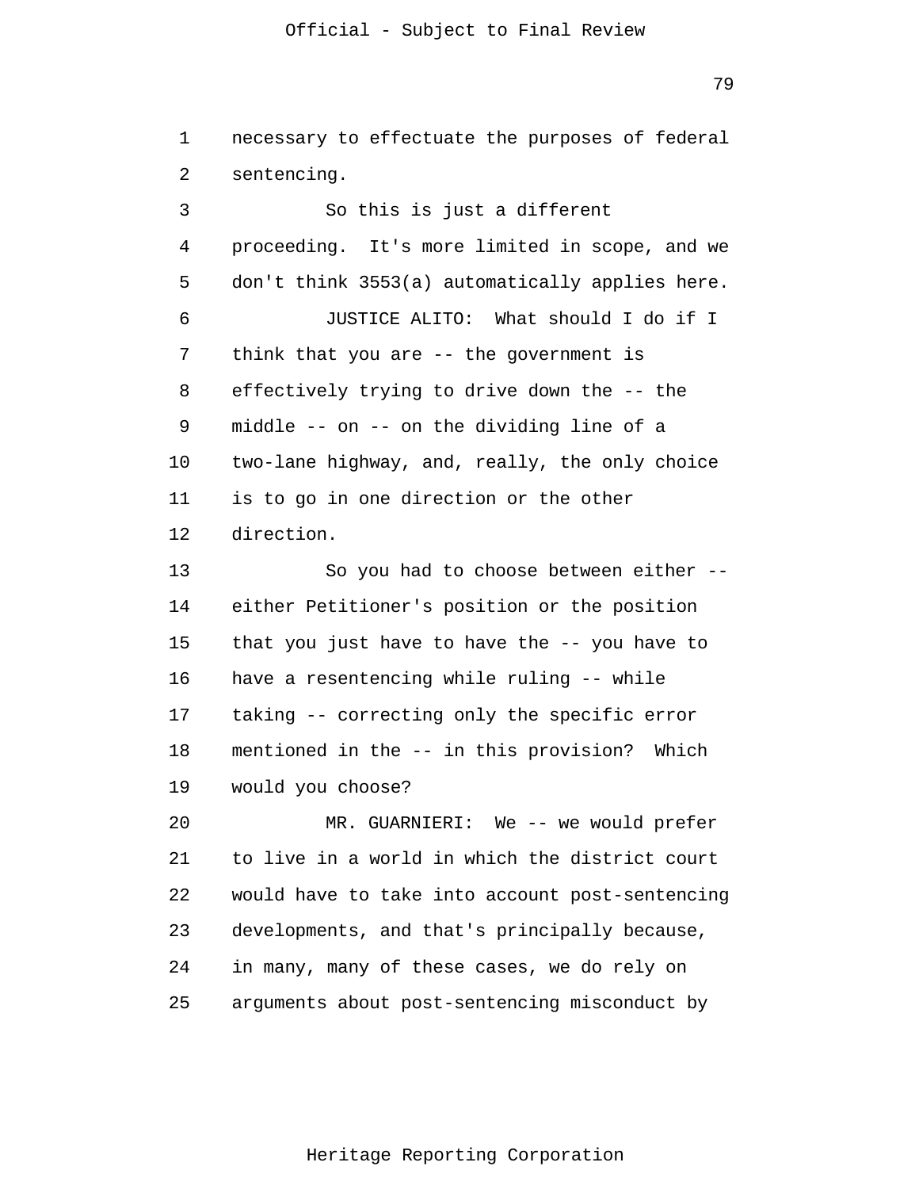necessary to effectuate the purposes of federal sentencing.

So this is just a different proceeding. It's more limited in scope, and we don't think 3553(a) automatically applies here.

JUSTICE ALITO: What should I do if I think that you are -- the government is effectively trying to drive down the -- the middle -- on -- on the dividing line of a two-lane highway, and, really, the only choice is to go in one direction or the other direction.

So you had to choose between either -- either Petitioner's position or the position that you just have to have the -- you have to have a resentencing while ruling -- while taking -- correcting only the specific error mentioned in the -- in this provision? Which would you choose?

MR. GUARNIERI: We -- we would prefer to live in a world in which the district court would have to take into account post-sentencing developments, and that's principally because, in many, many of these cases, we do rely on arguments about post-sentencing misconduct by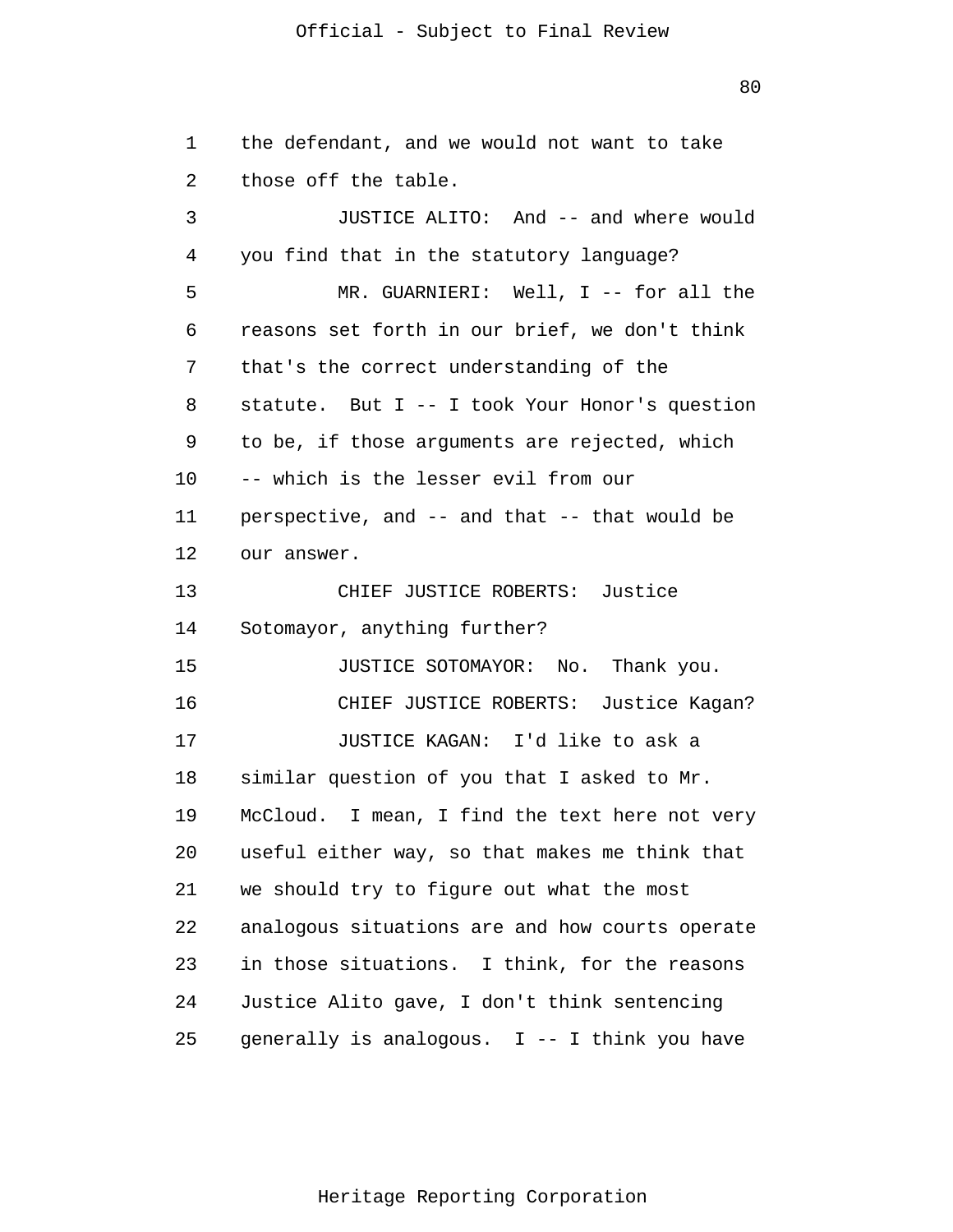the defendant, and we would not want to take those off the table.

JUSTICE ALITO: And -- and where would you find that in the statutory language?

MR. GUARNIERI: Well, I -- for all the reasons set forth in our brief, we don't think that's the correct understanding of the statute. But I -- I took Your Honor's question to be, if those arguments are rejected, which -- which is the lesser evil from our perspective, and -- and that -- that would be our answer.

CHIEF JUSTICE ROBERTS: Justice Sotomayor, anything further?

JUSTICE SOTOMAYOR: No. Thank you.

CHIEF JUSTICE ROBERTS: Justice Kagan?

JUSTICE KAGAN: I'd like to ask a similar question of you that I asked to Mr. McCloud. I mean, I find the text here not very useful either way, so that makes me think that we should try to figure out what the most analogous situations are and how courts operate in those situations. I think, for the reasons Justice Alito gave, I don't think sentencing generally is analogous. I -- I think you have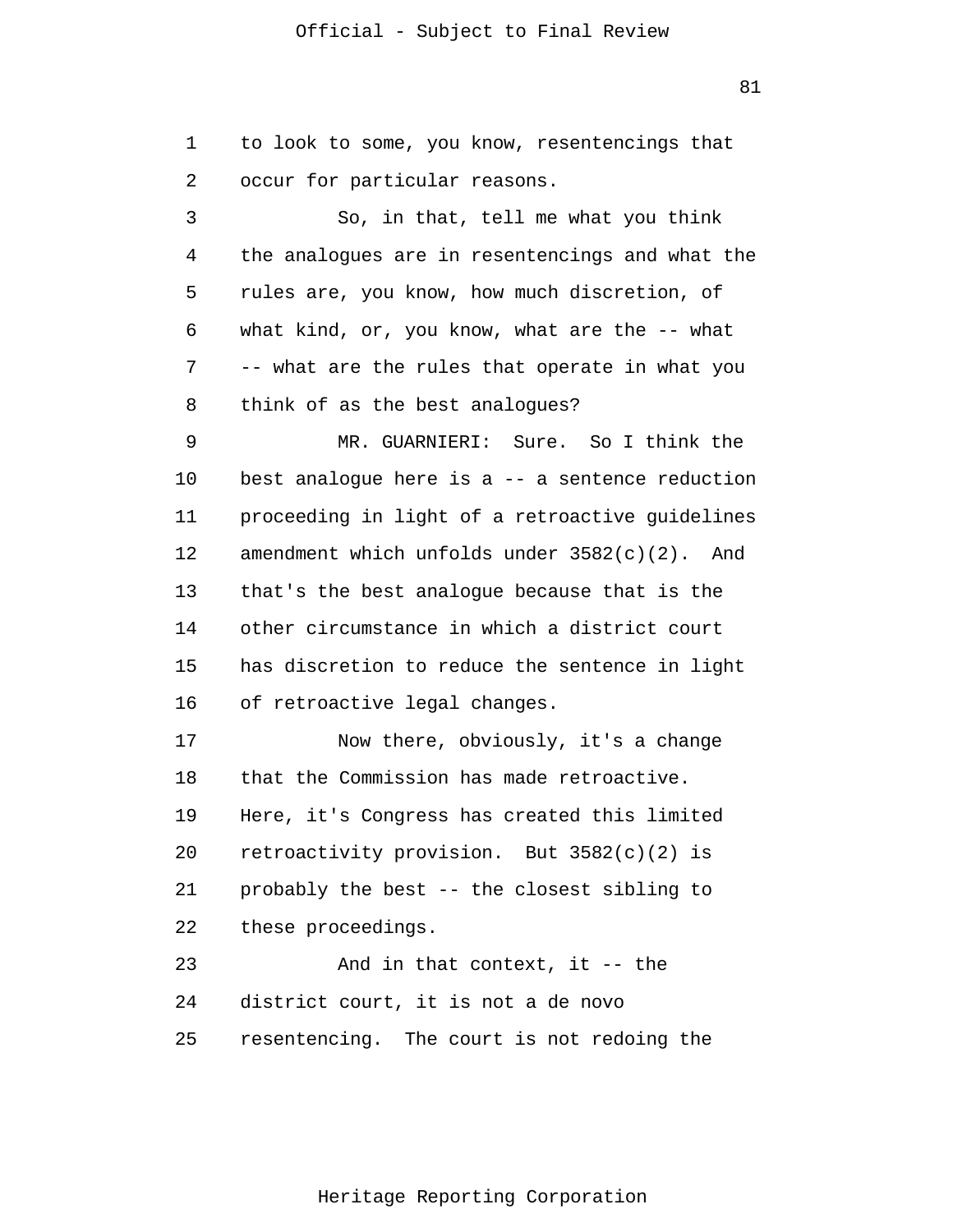to look to some, you know, resentencings that occur for particular reasons.

So, in that, tell me what you think the analogues are in resentencings and what the rules are, you know, how much discretion, of what kind, or, you know, what are the -- what -- what are the rules that operate in what you think of as the best analogues?

MR. GUARNIERI: Sure. So I think the best analogue here is a -- a sentence reduction proceeding in light of a retroactive guidelines amendment which unfolds under 3582(c)(2). And that's the best analogue because that is the other circumstance in which a district court has discretion to reduce the sentence in light of retroactive legal changes.

Now there, obviously, it's a change that the Commission has made retroactive. Here, it's Congress has created this limited retroactivity provision. But 3582(c)(2) is probably the best -- the closest sibling to these proceedings.

And in that context, it -- the district court, it is not a de novo resentencing. The court is not redoing the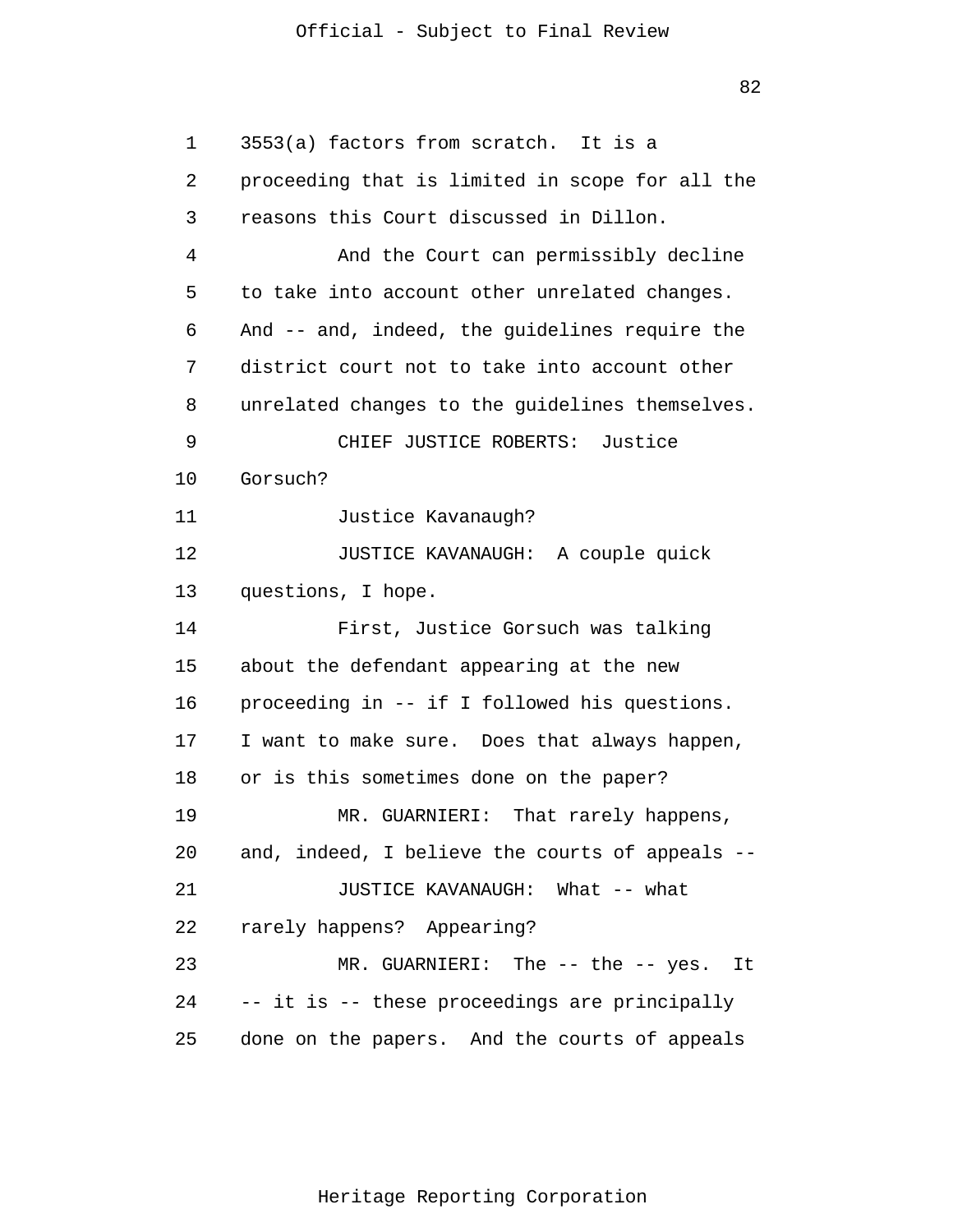3553(a) factors from scratch. It is a proceeding that is limited in scope for all the reasons this Court discussed in Dillon.

And the Court can permissibly decline to take into account other unrelated changes. And -- and, indeed, the guidelines require the district court not to take into account other unrelated changes to the guidelines themselves.

CHIEF JUSTICE ROBERTS: Justice Gorsuch?

Justice Kavanaugh?

JUSTICE KAVANAUGH: A couple quick questions, I hope.

First, Justice Gorsuch was talking about the defendant appearing at the new proceeding in -- if I followed his questions. I want to make sure. Does that always happen, or is this sometimes done on the paper?

MR. GUARNIERI: That rarely happens, and, indeed, I believe the courts of appeals --

JUSTICE KAVANAUGH: What -- what rarely happens? Appearing?

MR. GUARNIERI: The -- the -- yes. It -- it is -- these proceedings are principally done on the papers. And the courts of appeals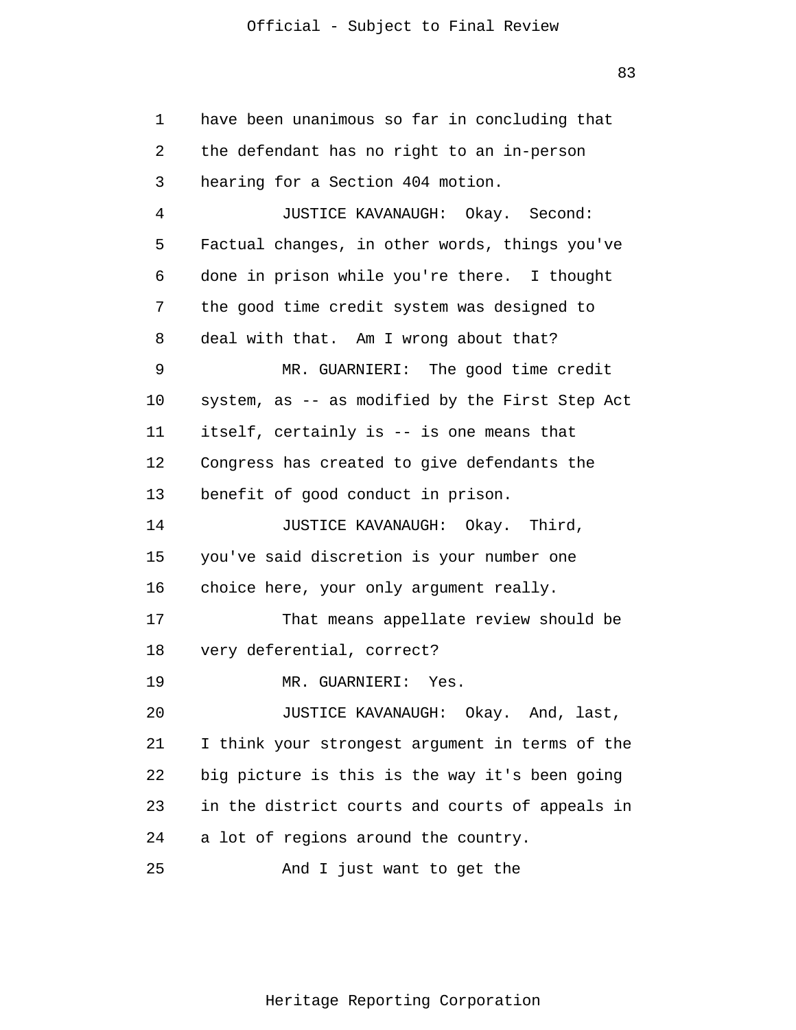have been unanimous so far in concluding that the defendant has no right to an in-person hearing for a Section 404 motion.

JUSTICE KAVANAUGH: Okay. Second: Factual changes, in other words, things you've done in prison while you're there. I thought the good time credit system was designed to deal with that. Am I wrong about that?

MR. GUARNIERI: The good time credit system, as -- as modified by the First Step Act itself, certainly is -- is one means that Congress has created to give defendants the benefit of good conduct in prison.

JUSTICE KAVANAUGH: Okay. Third, you've said discretion is your number one choice here, your only argument really.

That means appellate review should be very deferential, correct?

MR. GUARNIERI: Yes.

JUSTICE KAVANAUGH: Okay. And, last, I think your strongest argument in terms of the big picture is this is the way it's been going in the district courts and courts of appeals in a lot of regions around the country.

And I just want to get the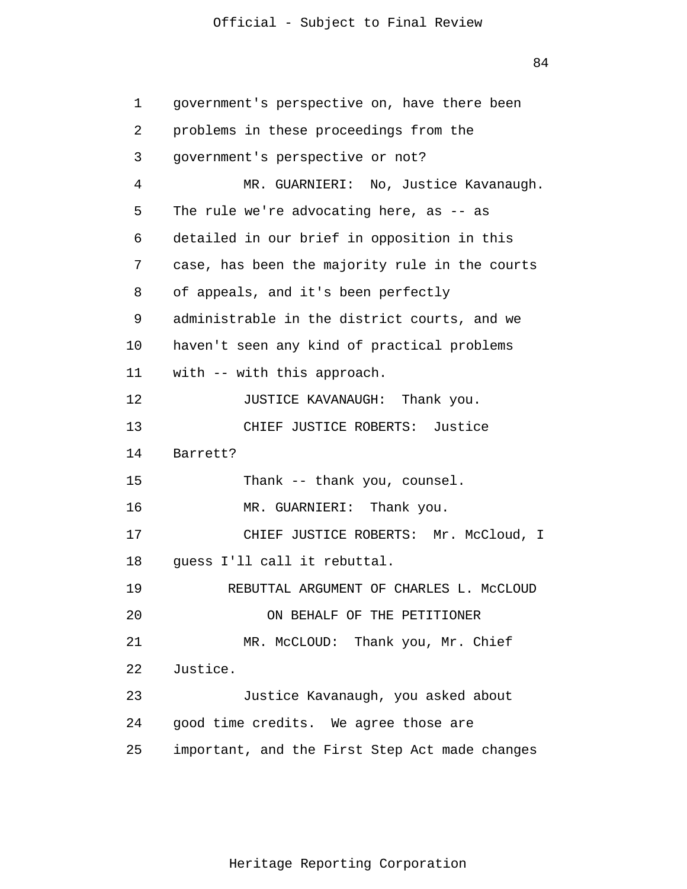government's perspective on, have there been problems in these proceedings from the government's perspective or not?

MR. GUARNIERI: No, Justice Kavanaugh. The rule we're advocating here, as -- as detailed in our brief in opposition in this case, has been the majority rule in the courts of appeals, and it's been perfectly administrable in the district courts, and we haven't seen any kind of practical problems with -- with this approach.

JUSTICE KAVANAUGH: Thank you.

CHIEF JUSTICE ROBERTS: Justice Barrett?

Thank -- thank you, counsel.

MR. GUARNIERI: Thank you.

CHIEF JUSTICE ROBERTS: Mr. McCloud, I guess I'll call it rebuttal.

REBUTTAL ARGUMENT OF CHARLES L. McCLOUD

ON BEHALF OF THE PETITIONER

MR. McCLOUD: Thank you, Mr. Chief Justice.

Justice Kavanaugh, you asked about good time credits. We agree those are important, and the First Step Act made changes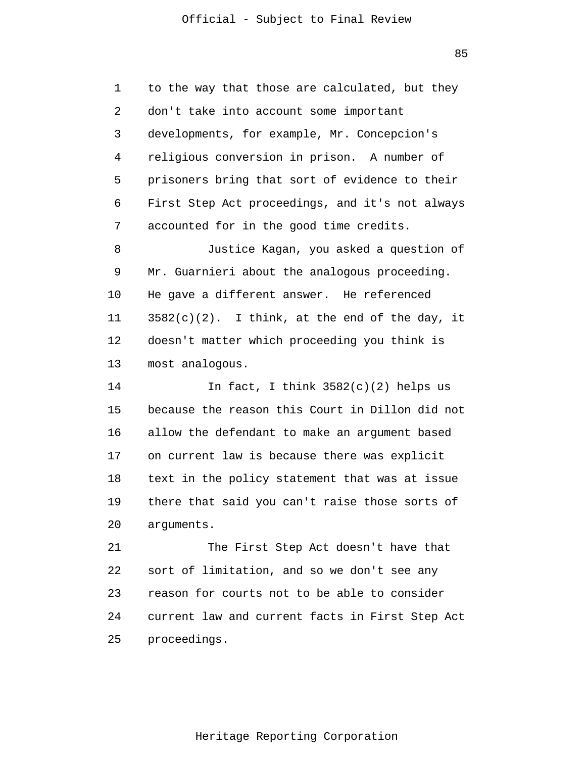to the way that those are calculated, but they don't take into account some important developments, for example, Mr. Concepcion's religious conversion in prison. A number of prisoners bring that sort of evidence to their First Step Act proceedings, and it's not always accounted for in the good time credits.

Justice Kagan, you asked a question of Mr. Guarnieri about the analogous proceeding. He gave a different answer. He referenced 3582(c)(2). I think, at the end of the day, it doesn't matter which proceeding you think is most analogous.

In fact, I think 3582(c)(2) helps us because the reason this Court in Dillon did not allow the defendant to make an argument based on current law is because there was explicit text in the policy statement that was at issue there that said you can't raise those sorts of arguments.

The First Step Act doesn't have that sort of limitation, and so we don't see any reason for courts not to be able to consider current law and current facts in First Step Act proceedings.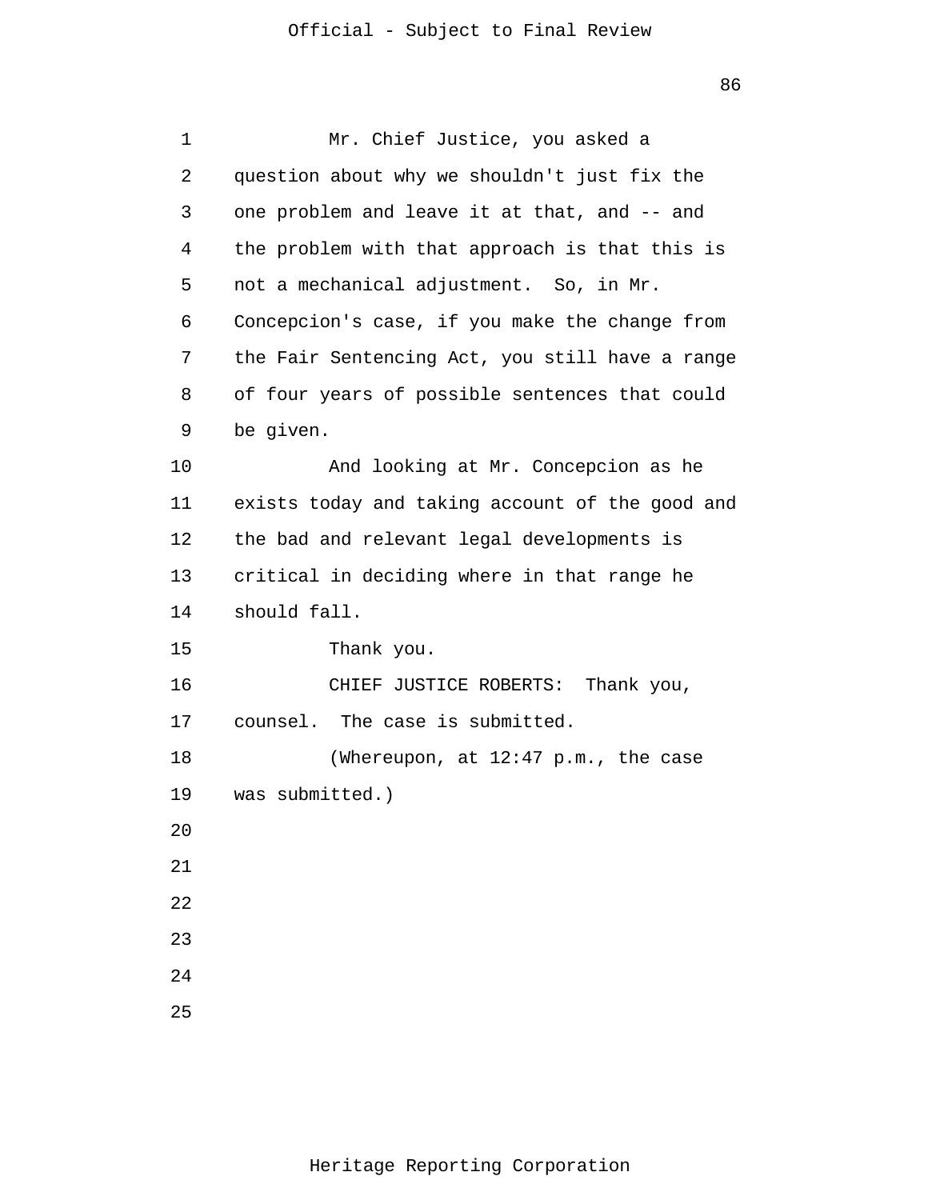Mr. Chief Justice, you asked a question about why we shouldn't just fix the one problem and leave it at that, and -- and the problem with that approach is that this is not a mechanical adjustment. So, in Mr. Concepcion's case, if you make the change from the Fair Sentencing Act, you still have a range of four years of possible sentences that could be given.

And looking at Mr. Concepcion as he exists today and taking account of the good and the bad and relevant legal developments is critical in deciding where in that range he should fall.

Thank you.

CHIEF JUSTICE ROBERTS: Thank you, counsel. The case is submitted.

(Whereupon, at 12:47 p.m., the case was submitted.)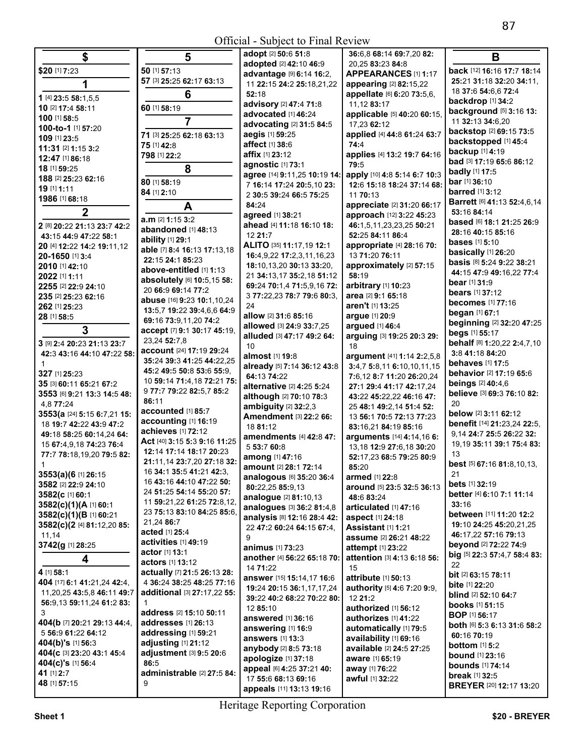Official - Subject to Final Review

## $

**$20** [1] **7:**23

## 1

**1** [4] **23:**5 **58:**1,5,5
**10** [2] **17:**4 **58:**11
**100** [1] **58:**5
**100-to-1** [1] **57:**20
**109** [1] **23:**5
**11:31** [2] **1:**15 **3:**2
**12:47** [1] **86:**18
**18** [1] **59:**25
**188** [2] **25:**23 **62:**16
**19** [1] **1:**11
**1986** [1] **68:**18

## 2

**2** [8] **20:**22 **21:**13 **23:**7 **42:**2 **43:**15 **44:**9 **47:**22 **58:**1
**20** [4] **12:**22 **14:**2 **19:**11,12
**20-1650** [1] **3:**4
**2010** [1] **42:**10
**2022** [1] **1:**11
**2255** [2] **22:**9 **24:**10
**235** [2] **25:**23 **62:**16
**262** [1] **25:**23
**28** [1] **58:**5

## 3

**3** [9] **2:**4 **20:**23 **21:**13 **23:**7 **42:**3 **43:**16 **44:**10 **47:**22 **58:**1
**327** [1] **25:**23
**35** [3] **60:**11 **65:**21 **67:**2
**3553** [6] **9:**21 **13:**3 **14:**5 **48:**4,8 **77:**24
**3553(a** [24] **5:**15 **6:**7,21 **15:**18 **19:**7 **42:**22 **43:**9 **47:**2 **49:**18 **58:**25 **60:**14,24 **64:**15 **67:**4,9,18 **74:**23 **76:**4 **77:**7 **78:**18,19,20 **79:**5 **82:**1
**3553(a)(6** [1] **26:**15
**3582** [2] **22:**9 **24:**10
**3582(c** [1] **60:**1
**3582(c)(1)(A** [1] **60:**1
**3582(c)(1)(B** [1] **60:**21
**3582(c)(2** [4] **81:**12,20 **85:**11,14
**3742(g** [1] **28:**25

## 4

**4** [1] **58:**1
**404** [17] **6:**1 **41:**21,24 **42:**4,11,20,25 **43:**5,8 **46:**11 **49:**7 **56:**9,13 **59:**11,24 **61:**2 **83:**3
**404(b** [7] **20:**21 **29:**13 **44:**4,5 **56:**9 **61:**22 **64:**12
**404(b)'s** [1] **56:**3
**404(c** [3] **23:**20 **43:**1 **45:**4
**404(c)'s** [1] **56:**4
**41** [1] **2:**7
**48** [1] **57:**15

## 5

**50** [1] **57:**13
**57** [3] **25:**25 **62:**17 **63:**13

## 6

**60** [1] **58:**19

## 7

**71** [3] **25:**25 **62:**18 **63:**13
**75** [1] **42:**8
**798** [1] **22:**2

## 8

**80** [1] **58:**19
**84** [1] **2:**10

## A

**a.m** [2] **1:**15 **3:**2
**abandoned** [1] **48:**13
**ability** [1] **29:**1
**able** [7] **8:**4 **16:**13 **17:**13,18 **22:**15 **24:**1 **85:**23
**above-entitled** [1] **1:**13
**absolutely** [6] **10:**5,15 **58:**20 **66:**9 **69:**14 **77:**2
**abuse** [16] **9:**23 **10:**1,10,24 **13:**5,7 **19:**22 **39:**4,6,6 **64:**9 **69:**16 **73:**9,11,20 **74:**2
**accept** [7] **9:**1 **30:**17 **45:**19,23,24 **52:**7,8
**account** [24] **17:**19 **29:**24 **35:**24 **39:**3 **41:**25 **44:**22,25 **45:**2 **49:**5 **50:**8 **53:**6 **55:**9,10 **59:**14 **71:**4,18 **72:**21 **75:**9 **77:**7 **79:**22 **82:**5,7 **85:**2 **86:**11
**accounted** [1] **85:**7
**accounting** [1] **16:**19
**achieves** [1] **72:**12
**Act** [40] **3:**15 **5:**3 **9:**16 **11:**25 **12:**14 **17:**14 **18:**17 **20:**23 **21:**11,14 **23:**7,20 **27:**18 **32:**16 **34:**1 **35:**1 **41:**21 **42:**3,16 **43:**16 **44:**10 **47:**22 **50:**24 **51:**25 **54:**14 **55:**20 **57:**11 **59:**21,22 **61:**25 **72:**8,12,23 **75:**13 **83:**10 **84:**25 **85:**6,21,24 **86:**7
**acted** [1] **25:**4
**activities** [1] **49:**19
**actor** [1] **13:**1
**actors** [1] **13:**12
**actually** [7] **21:**5 **26:**13 **28:**4 **36:**24 **38:**25 **48:**25 **77:**16
**additional** [3] **27:**17,22 **55:**1
**address** [2] **15:**10 **50:**11
**addresses** [1] **26:**13
**addressing** [1] **59:**21
**adjusting** [1] **21:**12
**adjustment** [3] **9:**5 **20:**6 **86:**5
**administrable** [2] **27:**5 **84:**9
**adopt** [2] **50:**6 **51:**8
**adopted** [2] **42:**10 **46:**9
**advantage** [9] **6:**14 **16:**2,11 **22:**15 **24:**2 **25:**18,21,22 **52:**18
**advisory** [2] **47:**4 **71:**8
**advocated** [1] **46:**24
**advocating** [2] **31:**5 **84:**5
**aegis** [1] **59:**25
**affect** [1] **38:**6
**affix** [1] **23:**12
**agnostic** [1] **73:**1
**agree** [14] **9:**11,25 **10:**19 **14:**7 **16:**14 **17:**24 **20:**5,10 **23:**2 **30:**5 **39:**24 **66:**5 **75:**25 **84:**24
**agreed** [1] **38:**21
**ahead** [4] **11:**18 **16:**10 **18:**12 **21:**7
**ALITO** [35] **11:**17,19 **12:**1 **16:**4,9,22 **17:**2,3,11,16,23 **18:**10,13,20 **30:**13 **33:**20,21 **34:**13,17 **35:**2,18 **51:**12 **69:**24 **70:**1,4 **71:**5,9,16 **72:**3 **77:**22,23 **78:**7 **79:**6 **80:**3,24
**allow** [2] **31:**6 **85:**16
**allowed** [3] **24:**9 **33:**7,25
**alluded** [3] **47:**17 **49:**2 **64:**10
**almost** [1] **19:**8
**already** [5] **7:**14 **36:**12 **43:**8 **64:**13 **74:**22
**alternative** [2] **4:**25 **5:**24
**although** [2] **70:**10 **78:**3
**ambiguity** [2] **32:**2,3
**Amendment** [3] **22:**2 **66:**18 **81:**12
**amendments** [4] **42:**8 **47:**5 **53:**7 **60:**8
**among** [1] **47:**16
**amount** [2] **28:**1 **72:**14
**analogous** [6] **35:**20 **36:**4 **80:**22,25 **85:**9,13
**analogue** [2] **81:**10,13
**analogues** [3] **36:**2 **81:**4,8
**analysis** [8] **12:**16 **28:**4 **42:**22 **47:**2 **60:**24 **64:**15 **67:**4,9
**animus** [1] **73:**23
**another** [4] **56:**22 **65:**18 **70:**14 **71:**22
**answer** [15] **15:**14,17 **16:**6 **19:**24 **20:**15 **36:**1,17,24 **39:**22 **40:**2 **68:**22 **70:**22 **80:**12 **85:**10
**answered** [1] **36:**16
**answering** [1] **16:**9
**answers** [1] **13:**3
**anybody** [2] **8:**5 **73:**18
**apologize** [1] **37:**18
**appeal** [6] **4:**25 **37:**21 **40:**17 **55:**6 **68:**13 **69:**16
**appeals** [11] **13:**13 **19:**16 **36:**6,8 **68:**14 **69:**7,20 **82:**20,25 **83:**23 **84:**8
**APPEARANCES** [1] **1:**17
**appearing** [2] **82:**15,22
**appellate** [6] **6:**20 **73:**5,6,11,12 **83:**17
**applicable** [5] **40:**20 **60:**15,17,23 **62:**12
**applied** [4] **44:**8 **61:**24 **63:**7 **74:**4
**applies** [4] **13:**2 **19:**7 **64:**16 **79:**5
**apply** [10] **4:**8 **5:**14 **6:**7 **10:**3 **12:**6 **15:**18 **18:**24 **37:**14 **68:**11 **70:**13
**appreciate** [2] **31:**20 **66:**17
**approach** [12] **3:**22 **45:**23 **46:**1,5,11,23,23,25 **50:**21 **52:**25 **84:**11 **86:**4
**appropriate** [4] **28:**16 **70:**13 **71:**20 **76:**11
**approximately** [2] **57:**15 **58:**19
**arbitrary** [1] **10:**23
**area** [2] **9:**1 **65:**18
**aren't** [1] **13:**25
**argue** [1] **20:**9
**argued** [1] **46:**4
**arguing** [3] **19:**25 **20:**3 **29:**18
**argument** [41] **1:**14 **2:**2,5,8 **3:**4,7 **5:**8,11 **6:**10,10,11,15 **7:**6,12 **8:**7 **11:**20 **26:**20,24 **27:**1 **29:**4 **41:**17 **42:**17,24 **43:**22 **45:**22,22 **46:**16 **47:**25 **48:**1 **49:**2,14 **51:**4 **52:**13 **56:**1 **70:**5 **72:**13 **77:**23 **83:**16,21 **84:**19 **85:**16
**arguments** [14] **4:**14,16 **6:**13,18 **12:**9 **27:**6,18 **30:**20 **52:**17,23 **68:**5 **79:**25 **80:**9 **85:**20
**armed** [1] **22:**8
**around** [5] **23:**5 **32:**5 **36:**13 **48:**6 **83:**24
**articulated** [1] **47:**16
**aspect** [1] **24:**18
**Assistant** [1] **1:**21
**assume** [2] **26:**21 **48:**22
**attempt** [1] **23:**22
**attention** [3] **4:**13 **6:**18 **56:**15
**attribute** [1] **50:**13
**authority** [5] **4:**6 **7:**20 **9:**9,12 **21:**2
**authorized** [1] **56:**12
**authorizes** [1] **41:**22
**automatically** [1] **79:**5
**availability** [1] **69:**16
**available** [2] **24:**5 **27:**25
**aware** [1] **65:**19
**away** [1] **76:**22
**awful** [1] **32:**22

## B

**back** [12] **16:**16 **17:**7 **18:**14 **25:**21 **31:**18 **32:**20 **34:**11,18 **37:**6 **54:**6,6 **72:**4
**backdrop** [1] **34:**2
**background** [5] **3:**16 **13:**11 **32:**13 **34:**6,20
**backstop** [2] **69:**15 **73:**5
**backstopped** [1] **45:**4
**backup** [1] **4:**19
**bad** [3] **17:**19 **65:**6 **86:**12
**badly** [1] **17:**5
**bar** [1] **36:**10
**barred** [1] **3:**12
**Barrett** [6] **41:**13 **52:**4,6,14 **53:**16 **84:**14
**based** [6] **18:**1 **21:**25 **26:**9 **28:**16 **40:**15 **85:**16
**bases** [1] **5:**10
**basically** [1] **26:**20
**basis** [8] **5:**24 **9:**22 **38:**21 **44:**15 **47:**9 **49:**16,22 **77:**4
**bear** [1] **31:**9
**bears** [1] **37:**12
**becomes** [1] **77:**16
**began** [1] **67:**1
**beginning** [2] **32:**20 **47:**25
**begs** [1] **55:**17
**behalf** [8] **1:**20,22 **2:**4,7,10 **3:**8 **41:**18 **84:**20
**behaves** [1] **17:**5
**behavior** [2] **17:**19 **65:**6
**beings** [2] **40:**4,6
**believe** [3] **69:**3 **76:**10 **82:**20
**below** [2] **3:**11 **62:**12
**benefit** [14] **21:**23,24 **22:**5,9,14 **24:**7 **25:**5 **26:**22 **32:**19,19 **35:**11 **39:**1 **75:**4 **83:**13
**best** [5] **67:**16 **81:**8,10,13,21
**bets** [1] **32:**19
**better** [4] **6:**10 **7:**1 **11:**14 **33:**16
**between** [11] **11:**20 **12:**2 **19:**10 **24:**25 **45:**20,21,25 **46:**17,22 **57:**16 **79:**13
**beyond** [2] **72:**22 **74:**9
**big** [5] **22:**3 **57:**4,7 **58:**4 **83:**22
**bit** [2] **63:**15 **78:**11
**bite** [1] **22:**20
**blind** [2] **52:**10 **64:**7
**books** [1] **51:**15
**BOP** [1] **56:**17
**both** [6] **5:**3 **6:**13 **31:**6 **58:**2 **60:**16 **70:**19
**bottom** [1] **5:**2
**bound** [1] **23:**16
**bounds** [1] **74:**14
**break** [1] **32:**5
**BREYER** [20] **12:**17 **13:**20

Heritage Reporting Corporation

Sheet 1 — $20 - BREYER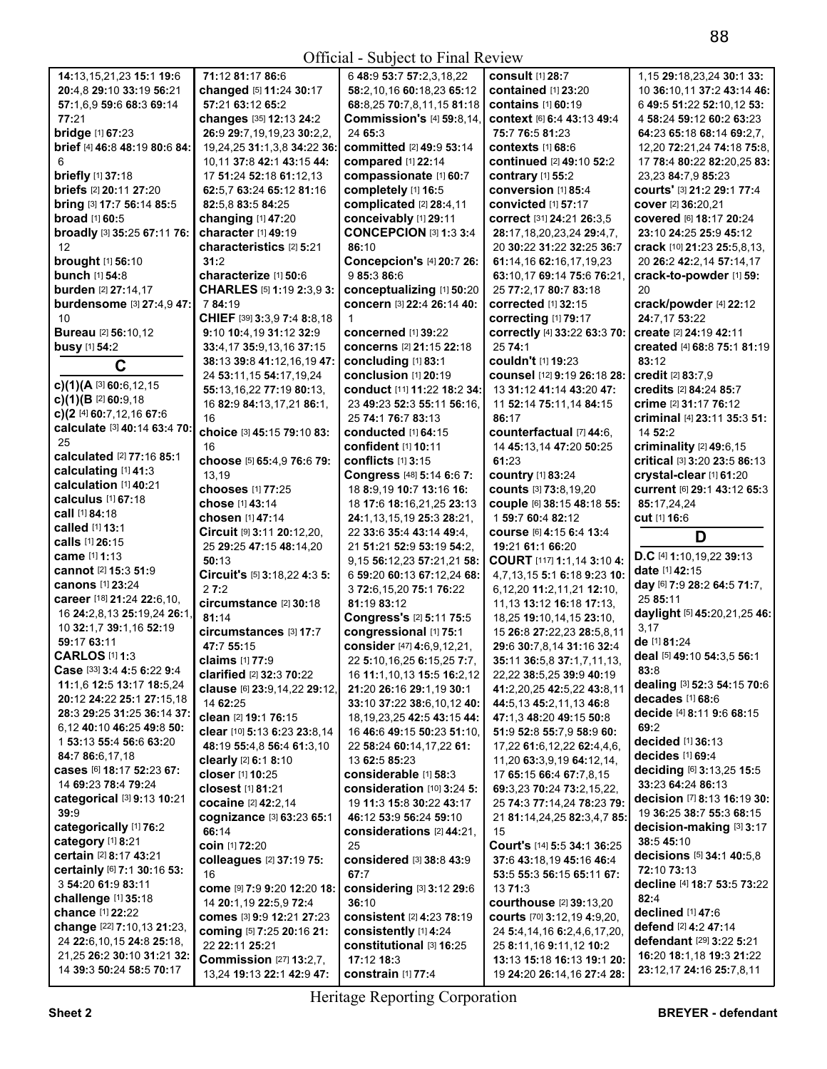Official - Subject to Final Review

**14:**13,15,21,23 **15:**1 **19:**6 **20:**4,8 **29:**10 **33:**19 **56:**21 **57:**1,6,9 **59:**6 **68:**3 **69:**14 **77:**21
**bridge** [1] **67:**23
**brief** [4] **46:**8 **48:**19 **80:**6 **84:**6
**briefly** [1] **37:**18
**briefs** [2] **20:**11 **27:**20
**bring** [3] **17:**7 **56:**14 **85:**5
**broad** [1] **60:**5
**broadly** [3] **35:**25 **67:**11 **76:**12
**brought** [1] **56:**10
**bunch** [1] **54:**8
**burden** [2] **27:**14,17
**burdensome** [3] **27:**4,9 **47:**10
**Bureau** [2] **56:**10,12
**busy** [1] **54:**2

## C

**c)(1)(A** [3] **60:**6,12,15
**c)(1)(B** [2] **60:**9,18
**c)(2** [4] **60:**7,12,16 **67:**6
**calculate** [3] **40:**14 **63:**4 **70:**25
**calculated** [2] **77:**16 **85:**1
**calculating** [1] **41:**3
**calculation** [1] **40:**21
**calculus** [1] **67:**18
**call** [1] **84:**18
**called** [1] **13:**1
**calls** [1] **26:**15
**came** [1] **1:**13
**cannot** [2] **15:**3 **51:**9
**canons** [1] **23:**24
**career** [18] **21:**24 **22:**6,10,16 **24:**2,8,13 **25:**19,24 **26:**1,10 **32:**1,7 **39:**1,16 **52:**19 **59:**17 **63:**11
**CARLOS** [1] **1:**3
**Case** [33] **3:**4 **4:**5 **6:**22 **9:**4 **11:**1,6 **12:**5 **13:**17 **18:**5,24 **20:**12 **24:**22 **25:**1 **27:**15,18 **28:**3 **29:**25 **31:**25 **36:**14 **37:**6,12 **40:**10 **46:**25 **49:**8 **50:**1 **53:**13 **55:**4 **56:**6 **63:**20 **84:**7 **86:**6,17,18
**cases** [6] **18:**17 **52:**23 **67:**14 **69:**23 **78:**4 **79:**24
**categorical** [3] **9:**13 **10:**21 **39:**9
**categorically** [1] **76:**2
**category** [1] **8:**21
**certain** [2] **8:**17 **43:**21
**certainly** [6] **7:**1 **30:**16 **53:**3 **54:**20 **61:**9 **83:**11
**challenge** [1] **35:**18
**chance** [1] **22:**22
**change** [22] **7:**10,13 **21:**23,24 **22:**6,10,15 **24:**8 **25:**18,21,25 **26:**2 **30:**10 **31:**21 **32:**14 **39:**3 **50:**24 **58:**5 **70:**17
**71:**12 **81:**17 **86:**6
**changed** [5] **11:**24 **30:**17 **57:**21 **63:**12 **65:**2
**changes** [35] **12:**13 **24:**2 **26:**9 **29:**7,19,19,23 **30:**2,2,19,24,25 **31:**1,3,8 **34:**22 **36:**10,11 **37:**8 **42:**1 **43:**15 **44:**17 **51:**24 **52:**18 **61:**12,13 **62:**5,7 **63:**24 **65:**12 **81:**16 **82:**5,8 **83:**5 **84:**25
**changing** [1] **47:**20
**character** [1] **49:**19
**characteristics** [2] **5:**21 **31:**2
**characterize** [1] **50:**6
**CHARLES** [5] **1:**19 **2:**3,9 **3:**7 **84:**19
**CHIEF** [39] **3:**3,9 **7:**4 **8:**8,18 **9:**10 **10:**4,19 **31:**12 **32:**9 **33:**4,17 **35:**9,13,16 **37:**15 **38:**13 **39:**8 **41:**12,16,19 **47:**24 **53:**11,15 **54:**17,19,24 **55:**13,16,22 **77:**19 **80:**13,16 **82:**9 **84:**13,17,21 **86:**1,16
**choice** [3] **45:**15 **79:**10 **83:**16
**choose** [5] **65:**4,9 **76:**6 **79:**13,19
**chooses** [1] **77:**25
**chose** [1] **43:**14
**chosen** [1] **47:**14
**Circuit** [9] **3:**11 **20:**12,20,25 **29:**25 **47:**15 **48:**14,20 **50:**13
**Circuit's** [5] **3:**18,22 **4:**3 **5:**2 **7:**2
**circumstance** [2] **30:**18 **81:**14
**circumstances** [3] **17:**7 **47:**5 **55:**15
**claims** [1] **77:**9
**clarified** [2] **32:**3 **70:**22
**clause** [6] **23:**9,14,22 **29:**12,14 **62:**25
**clean** [2] **19:**1 **76:**15
**clear** [10] **5:**13 **6:**23 **23:**8,14 **48:**19 **55:**4,8 **56:**4 **61:**3,10
**clearly** [2] **6:**1 **8:**10
**closer** [1] **10:**25
**closest** [1] **81:**21
**cocaine** [2] **42:**2,14
**cognizance** [3] **63:**23 **65:**1 **66:**14
**coin** [1] **72:**20
**colleagues** [2] **37:**19 **75:**16
**come** [9] **7:**9 **9:**20 **12:**20 **18:**14 **20:**1,19 **22:**5,9 **72:**4
**comes** [3] **9:**9 **12:**21 **27:**23
**coming** [5] **7:**25 **20:**16 **21:**22 **22:**11 **25:**21
**Commission** [27] **13:**2,7,13,24 **19:**13 **22:**1 **42:**9 **47:**6 **48:**9 **53:**7 **57:**2,3,18,22 **58:**2,10,16 **60:**18,23 **65:**12 **68:**8,25 **70:**7,8,11,15 **81:**18
**Commission's** [4] **59:**8,14,24 **65:**3
**committed** [2] **49:**9 **53:**14
**compared** [1] **22:**14
**compassionate** [1] **60:**7
**completely** [1] **16:**5
**complicated** [2] **28:**4,11
**conceivably** [1] **29:**11
**CONCEPCION** [3] **1:**3 **3:**4 **86:**10
**Concepcion's** [4] **20:**7 **26:**9 **85:**3 **86:**6
**conceptualizing** [1] **50:**20
**concern** [3] **22:**4 **26:**14 **40:**1
**concerned** [1] **39:**22
**concerns** [2] **21:**15 **22:**18
**concluding** [1] **83:**1
**conclusion** [1] **20:**19
**conduct** [11] **11:**22 **18:**2 **34:**23 **49:**23 **52:**3 **55:**11 **56:**16,25 **74:**1 **76:**7 **83:**13
**conducted** [1] **64:**15
**confident** [1] **10:**11
**conflicts** [1] **3:**15
**Congress** [48] **5:**14 **6:**6 **7:**18 **8:**9,19 **10:**7 **13:**16 **16:**18 **17:**6 **18:**16,21,25 **23:**13 **24:**1,13,15,19 **25:**3 **28:**21,22 **33:**6 **35:**4 **43:**14 **49:**4,21 **51:**21 **52:**9 **53:**19 **54:**2,9,15 **56:**12,23 **57:**21,21 **58:**6 **59:**20 **60:**13 **67:**12,24 **68:**3 **72:**6,15,20 **75:**1 **76:**22 **81:**19 **83:**12
**Congress's** [2] **5:**11 **75:**5
**congressional** [1] **75:**1
**consider** [47] **4:**6,9,12,21,22 **5:**10,16,25 **6:**15,25 **7:**7,16 **11:**1,10,13 **15:**5 **16:**2,12 **21:**20 **26:**16 **29:**1,19 **30:**1 **33:**10 **37:**22 **38:**6,10,12 **40:**18,19,23,25 **42:**5 **43:**15 **44:**16 **46:**6 **49:**15 **50:**23 **51:**10,22 **58:**24 **60:**14,17,22 **61:**13 **62:**5 **85:**23
**considerable** [1] **58:**3
**consideration** [10] **3:**24 **5:**19 **11:**3 **15:**8 **30:**22 **43:**17 **46:**12 **53:**9 **56:**24 **59:**10
**considerations** [2] **44:**21,25
**considered** [3] **38:**8 **43:**9 **67:**7
**considering** [3] **3:**12 **29:**6 **36:**10
**consistent** [2] **4:**23 **78:**19
**consistently** [1] **4:**24
**constitutional** [3] **16:**25 **17:**12 **18:**3
**constrain** [1] **77:**4
**consult** [1] **28:**7
**contained** [1] **23:**20
**contains** [1] **60:**19
**context** [6] **6:**4 **43:**13 **49:**4 **75:**7 **76:**5 **81:**23
**contexts** [1] **68:**6
**continued** [2] **49:**10 **52:**2
**contrary** [1] **55:**2
**conversion** [1] **85:**4
**convicted** [1] **57:**17
**correct** [31] **24:**21 **26:**3,5 **28:**17,18,20,23,24 **29:**4,7,20 **30:**22 **31:**22 **32:**25 **36:**7 **61:**14,16 **62:**16,17,19,23 **63:**10,17 **69:**14 **75:**6 **76:**21,25 **77:**2,17 **80:**7 **83:**18
**corrected** [1] **32:**15
**correcting** [1] **79:**17
**correctly** [4] **33:**22 **63:**3 **70:**25 **74:**1
**couldn't** [1] **19:**23
**counsel** [12] **9:**19 **26:**18 **28:**13 **31:**12 **41:**14 **43:**20 **47:**11 **52:**14 **75:**11,14 **84:**15 **86:**17
**counterfactual** [7] **44:**6,14 **45:**13,14 **47:**20 **50:**25 **61:**23
**country** [1] **83:**24
**counts** [3] **73:**8,19,20
**couple** [6] **38:**15 **48:**18 **55:**1 **59:**7 **60:**4 **82:**12
**course** [6] **4:**15 **6:**4 **13:**4 **19:**21 **61:**1 **66:**20
**COURT** [117] **1:**1,14 **3:**10 **4:**4,7,13,15 **5:**1 **6:**18 **9:**23 **10:**6,12,20 **11:**2,11,21 **12:**10,11,13 **13:**12 **16:**18 **17:**13,18,25 **19:**10,14,15 **23:**10,15 **26:**8 **27:**22,23 **28:**5,8,11 **29:**6 **30:**7,8,14 **31:**16 **32:**4 **35:**11 **36:**5,8 **37:**1,7,11,13,22,22 **38:**5,25 **39:**6 **40:**19 **41:**2,20,25 **42:**5,22 **43:**8,11 **44:**5,13 **45:**2,11,13 **46:**8 **47:**1,3 **48:**20 **49:**15 **50:**8 **51:**9 **52:**8 **55:**7,9 **58:**9 **60:**17,22 **61:**6,12,22 **62:**4,4,6,11,20 **63:**3,9,19 **64:**12,14,17 **65:**15 **66:**4 **67:**7,8,15 **69:**3,23 **70:**24 **73:**2,15,22,25 **74:**3 **77:**14,24 **78:**23 **79:**21 **81:**14,24,25 **82:**3,4,7 **85:**15
**Court's** [14] **5:**5 **34:**1 **36:**25 **37:**6 **43:**18,19 **45:**16 **46:**4 **53:**5 **55:**3 **56:**15 **65:**11 **67:**13 **71:**3
**courthouse** [2] **39:**13,20
**courts** [70] **3:**12,19 **4:**9,20,24 **5:**4,14,16 **6:**2,4,6,17,20,25 **8:**11,16 **9:**11,12 **10:**2 **13:**13 **15:**18 **16:**13 **19:**1 **20:**19 **24:**20 **26:**14,16 **27:**4 **28:**1,15 **29:**18,23,24 **30:**1 **33:**10 **36:**10,11 **37:**2 **43:**14 **46:**6 **49:**5 **51:**22 **52:**10,12 **53:**4 **58:**24 **59:**12 **60:**2 **63:**23 **64:**23 **65:**18 **68:**14 **69:**2,7,12,20 **72:**21,24 **74:**18 **75:**8,17 **78:**4 **80:**22 **82:**20,25 **83:**23,23 **84:**7,9 **85:**23
**courts'** [3] **21:**2 **29:**1 **77:**4
**cover** [2] **36:**20,21
**covered** [6] **18:**17 **20:**24 **23:**10 **24:**25 **25:**9 **45:**12
**crack** [10] **21:**23 **25:**5,8,13,20 **26:**2 **42:**2,14 **57:**14,17
**crack-to-powder** [1] **59:**20
**crack/powder** [4] **22:**12 **24:**7,17 **53:**22
**create** [2] **24:**19 **42:**11
**created** [4] **68:**8 **75:**1 **81:**19 **83:**12
**credit** [2] **83:**7,9
**credits** [2] **84:**24 **85:**7
**crime** [2] **31:**17 **76:**12
**criminal** [4] **23:**11 **35:**3 **51:**14 **52:**2
**criminality** [2] **49:**6,15
**critical** [3] **3:**20 **23:**5 **86:**13
**crystal-clear** [1] **61:**20
**current** [6] **29:**1 **43:**12 **65:**3 **85:**17,24,24
**cut** [1] **16:**6

## D

**D.C** [4] **1:**10,19,22 **39:**13
**date** [1] **42:**15
**day** [6] **7:**9 **28:**2 **64:**5 **71:**7,25 **85:**11
**daylight** [5] **45:**20,21,25 **46:**3,17
**de** [1] **81:**24
**deal** [5] **49:**10 **54:**3,5 **56:**1 **83:**8
**dealing** [3] **52:**3 **54:**15 **70:**6
**decades** [1] **68:**6
**decide** [4] **8:**11 **9:**6 **68:**15 **69:**2
**decided** [1] **36:**13
**decides** [1] **69:**4
**deciding** [6] **3:**13,25 **15:**5 **33:**23 **64:**24 **86:**13
**decision** [7] **8:**13 **16:**19 **30:**19 **36:**25 **38:**7 **55:**3 **68:**15
**decision-making** [3] **3:**17 **38:**5 **45:**10
**decisions** [5] **34:**1 **40:**5,8 **72:**10 **73:**13
**decline** [4] **18:**7 **53:**5 **73:**22 **82:**4
**declined** [1] **47:**6
**defend** [2] **4:**2 **47:**14
**defendant** [29] **3:**22 **5:**21 **16:**20 **18:**1,18 **19:**3 **21:**22 **23:**12,17 **24:**16 **25:**7,8,11

Heritage Reporting Corporation

Sheet 2 BREYER - defendant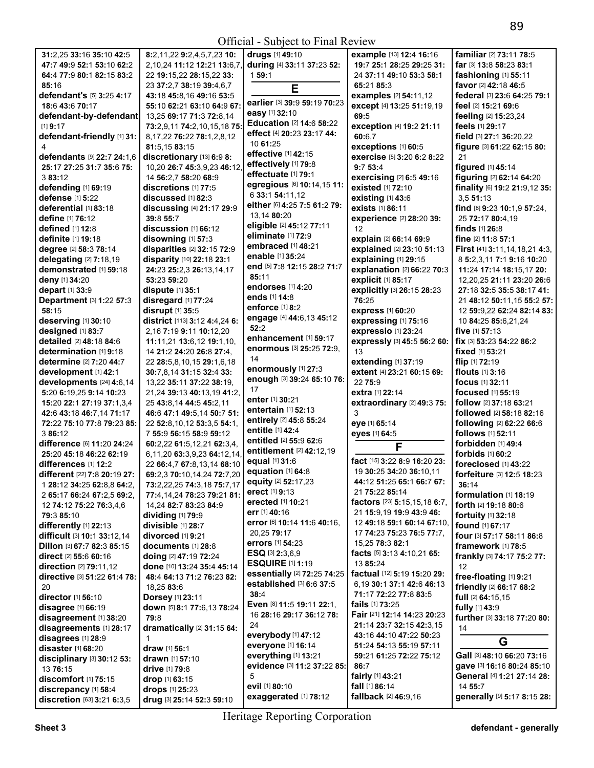31:2,25 33:16 35:10 42:5 47:7 49:9 52:1 53:10 62:2 64:4 77:9 80:1 82:15 83:2 85:16
**defendant's** [5] 3:25 4:17 18:6 43:6 70:17
**defendant-by-defendant** [1] 9:17
**defendant-friendly** [1] 31:4
**defendants** [9] 22:7 24:1,6 25:17 27:25 31:7 35:6 75:3 83:12
**defending** [1] 69:19
**defense** [1] 5:22
**deferential** [1] 83:18
**define** [1] 76:12
**defined** [1] 12:8
**definite** [1] 19:18
**degree** [2] 58:3 78:14
**delegating** [2] 7:18,19
**demonstrated** [1] 59:18
**deny** [1] 34:20
**depart** [1] 33:9
**Department** [3] 1:22 57:3 58:15
**deserving** [1] 30:10
**designed** [1] 83:7
**detailed** [2] 48:18 84:6
**determination** [1] 9:18
**determine** [2] 7:20 44:7
**development** [1] 42:1
**developments** [24] 4:6,14 5:20 6:19,25 9:14 10:23 15:20 22:1 27:19 37:1,3,4 42:6 43:18 46:7,14 71:17 72:22 75:10 77:8 79:23 85:3 86:12
**difference** [6] 11:20 24:24 25:20 45:18 46:22 62:19
**differences** [1] 12:2
**different** [22] 7:8 20:19 27:1 28:12 34:25 62:8,8 64:2,2 65:17 66:24 67:2,5 69:2,12 74:12 75:22 76:3,4,6 79:3 85:10
**differently** [1] 22:13
**difficult** [3] 10:1 33:12,14
**Dillon** [3] 67:7 82:3 85:15
**direct** [2] 55:6 60:16
**direction** [2] 79:11,12
**directive** [3] 51:22 61:4 78:20
**director** [1] 56:10
**disagree** [1] 66:19
**disagreement** [1] 38:20
**disagreements** [1] 28:17
**disagrees** [1] 28:9
**disaster** [1] 68:20
**disciplinary** [3] 30:12 53:13 76:15
**discomfort** [1] 75:15
**discrepancy** [1] 58:4
**discretion** [63] 3:21 6:3,5 8:2,11,22 9:2,4,5,7,23 10:2,10,24 11:12 12:21 13:6,7,22 19:15,22 28:15,22 33:23 37:2,7 38:19 39:4,6,7 43:18 45:8,16 49:16 53:5 55:10 62:21 63:10 64:9 67:13,25 69:17 71:3 72:8,14 73:2,9,11 74:2,10,15,18 75:8,17,22 76:22 78:1,2,8,12 81:5,15 83:15
**discretionary** [13] 6:9 8:10,22 26:7 45:3,9,23 46:12,14 56:2,7 58:20 68:9
**discretions** [1] 77:5
**discussed** [1] 82:3
**discussing** [4] 21:17 29:9 39:8 55:7
**discussion** [1] 66:12
**disowning** [1] 57:3
**disparities** [2] 32:15 72:9
**disparity** [10] 22:18 23:1 24:23 25:2,3 26:13,14,17 53:23 59:20
**dispute** [1] 35:1
**disregard** [1] 77:24
**disrupt** [1] 35:5
**district** [113] 3:12 4:4,24 6:2,16 7:19 9:11 10:12,20 11:11,21 13:6,12 19:1,10,14 21:2 24:20 26:8 27:4,22 28:5,8,10,15 29:1,6,18 30:7,8,14 31:15 32:4 33:13,22 35:11 37:22 38:19,21,24 39:13 40:13,19 41:2,25 43:8,14 44:5 45:2,11 46:6 47:1 49:5,14 50:7 51:22 52:8,10,12 53:3,5 54:1,7 55:9 56:15 58:9 59:12 60:2,22 61:5,12,21 62:3,4,6,11,20 63:3,9,23 64:12,14,22 66:4,7 67:8,13,14 68:10 69:2,3 70:10,14,24 72:7,20 73:2,22,25 74:3,18 75:7,17 77:4,14,24 78:23 79:21 81:14,22 82:7 83:23 84:9
**dividing** [1] 79:9
**divisible** [1] 28:7
**divorced** [1] 9:21
**documents** [1] 28:8
**doing** [2] 47:19 72:24
**done** [10] 13:24 35:4 45:14 48:4 64:13 71:2 76:23 82:18,25 83:6
**Dorsey** [1] 23:11
**down** [5] 8:1 77:6,13 78:24 79:8
**dramatically** [2] 31:15 64:1
**draw** [1] 56:1
**drawn** [1] 57:10
**drive** [1] 79:8
**drop** [1] 63:15
**drops** [1] 25:23
**drug** [3] 25:14 52:3 59:10
**drugs** [1] 49:10
**during** [4] 33:11 37:23 52:1 59:1

## E

**earlier** [3] 39:9 59:19 70:23
**easy** [1] 32:10
**Education** [2] 14:6 58:22
**effect** [4] 20:23 23:17 44:10 61:25
**effective** [1] 42:15
**effectively** [1] 79:8
**effectuate** [1] 79:1
**egregious** [6] 10:14,15 11:6 33:1 54:11,12
**either** [6] 4:25 7:5 61:2 79:13,14 80:20
**eligible** [2] 45:12 77:11
**eliminate** [1] 72:9
**embraced** [1] 48:21
**enable** [1] 35:24
**end** [5] 7:8 12:15 28:2 71:7 85:11
**endorses** [1] 4:20
**ends** [1] 14:8
**enforce** [1] 8:2
**engage** [4] 44:6,13 45:12 52:2
**enhancement** [1] 59:17
**enormous** [3] 25:25 72:9,14
**enormously** [1] 27:3
**enough** [3] 39:24 65:10 76:17
**enter** [1] 30:21
**entertain** [1] 52:13
**entirely** [2] 45:8 55:24
**entitle** [1] 42:4
**entitled** [2] 55:9 62:6
**entitlement** [2] 42:12,19
**equal** [1] 31:6
**equation** [1] 64:8
**equity** [2] 52:17,23
**erect** [1] 9:13
**erected** [1] 10:21
**err** [1] 40:16
**error** [6] 10:14 11:6 40:16,20,25 79:17
**errors** [1] 54:23
**ESQ** [3] 2:3,6,9
**ESQUIRE** [1] 1:19
**essentially** [2] 72:25 74:25
**established** [3] 6:6 37:5 38:4
**Even** [8] 11:5 19:11 22:1,16 28:16 29:17 36:12 78:24
**everybody** [1] 47:12
**everyone** [1] 16:14
**everything** [1] 13:21
**evidence** [3] 11:2 37:22 85:5
**evil** [1] 80:10
**exaggerated** [1] 78:12
**example** [13] 12:4 16:16 19:7 25:1 28:25 29:25 31:24 37:11 49:10 53:3 58:1 65:21 85:3
**examples** [2] 54:11,12
**except** [4] 13:25 51:19,19 69:5
**exception** [4] 19:2 21:11 60:6,7
**exceptions** [1] 60:5
**exercise** [5] 3:20 6:2 8:22 9:7 53:4
**exercising** [2] 6:5 49:16
**existed** [1] 72:10
**existing** [1] 43:6
**exists** [1] 86:11
**experience** [2] 28:20 39:12
**explain** [2] 66:14 69:9
**explained** [2] 23:10 51:13
**explaining** [1] 29:15
**explanation** [2] 66:22 70:3
**explicit** [1] 85:17
**explicitly** [3] 26:15 28:23 76:25
**express** [1] 60:20
**expressing** [1] 75:16
**expressio** [1] 23:24
**expressly** [3] 45:5 56:2 60:13
**extending** [1] 37:19
**extent** [4] 23:21 60:15 69:22 75:9
**extra** [1] 22:14
**extraordinary** [2] 49:3 75:3
**eye** [1] 65:14
**eyes** [1] 64:5

## F

**fact** [15] 3:22 8:9 16:20 23:19 30:25 34:20 36:10,11 44:12 51:25 65:1 66:7 67:21 75:22 85:14
**factors** [23] 5:15,15,18 6:7,21 15:9,19 19:9 43:9 46:12 49:18 59:1 60:14 67:10,17 74:23 75:23 76:5 77:7,15,25 78:3 82:1
**facts** [5] 3:13 4:10,21 65:13 85:24
**factual** [12] 5:19 15:20 29:6,19 30:1 37:1 42:6 46:13 71:17 72:22 77:8 83:5
**fails** [1] 73:25
**Fair** [21] 12:14 14:23 20:23 21:14 23:7 32:15 42:3,15 43:16 44:10 47:22 50:23 51:24 54:13 55:19 57:11 59:21 61:25 72:22 75:12 86:7
**fairly** [1] 43:21
**fall** [1] 86:14
**fallback** [2] 46:9,16
**familiar** [2] 73:11 78:5
**far** [3] 13:8 58:23 83:1
**fashioning** [1] 55:11
**favor** [2] 42:18 46:5
**federal** [3] 23:6 64:25 79:1
**feel** [2] 15:21 69:6
**feeling** [2] 15:23,24
**feels** [1] 29:17
**field** [3] 27:1 36:20,22
**figure** [3] 61:22 62:15 80:21
**figured** [1] 45:14
**figuring** [2] 62:14 64:20
**finality** [6] 19:2 21:9,12 35:3,5 51:13
**find** [8] 9:23 10:1,9 57:24,25 72:17 80:4,19
**finds** [1] 26:8
**fine** [2] 11:8 57:1
**First** [41] 3:11,14,18,21 4:3,8 5:2,3,11 7:1 9:16 10:20 11:24 17:14 18:15,17 20:12,20,25 21:11 23:20 26:6 27:18 32:5 35:5 38:17 41:21 48:12 50:11,15 55:2 57:12 59:9,22 62:24 82:14 83:10 84:25 85:6,21,24
**five** [1] 57:13
**fix** [3] 53:23 54:22 86:2
**fixed** [1] 53:21
**flip** [1] 72:19
**flouts** [1] 3:16
**focus** [1] 32:11
**focused** [1] 55:19
**follow** [2] 37:18 63:21
**followed** [2] 58:18 82:16
**following** [2] 62:22 66:6
**follows** [1] 52:11
**forbidden** [1] 49:4
**forbids** [1] 60:2
**foreclosed** [1] 43:22
**forfeiture** [3] 12:5 18:23 36:14
**formulation** [1] 18:19
**forth** [2] 19:18 80:6
**fortuity** [1] 32:18
**found** [1] 67:17
**four** [3] 57:17 58:11 86:8
**framework** [1] 78:5
**frankly** [3] 74:17 75:2 77:12
**free-floating** [1] 9:21
**friendly** [2] 66:17 68:2
**full** [2] 64:15,15
**fully** [1] 43:9
**further** [3] 33:18 77:20 80:14

## G

**Gall** [3] 48:10 66:20 73:16
**gave** [3] 16:16 80:24 85:10
**General** [4] 1:21 27:14 28:14 55:7
**generally** [9] 5:17 8:15 28: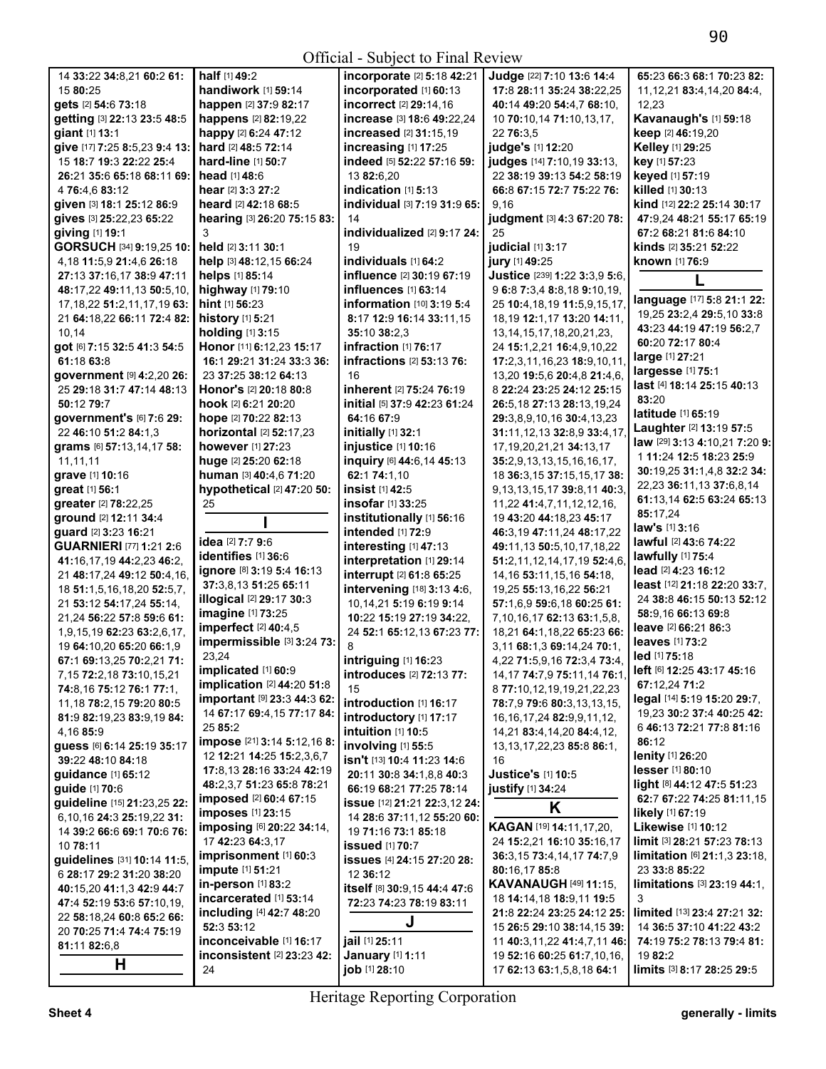Official - Subject to Final Review

14 **33:**22 **34:**8,21 **60:**2 **61:** 15 **80:**25
**gets** [2] **54:**6 **73:**18
**getting** [3] **22:**13 **23:**5 **48:**5
**giant** [1] **13:**1
**give** [17] **7:**25 **8:**5,23 **9:**4 **13:** 15 **18:**7 **19:**3 **22:**22 **25:**4 **26:**21 **35:**6 **65:**18 **68:**11 **69:** 4 **76:**4,6 **83:**12
**given** [3] **18:**1 **25:**12 **86:**9
**gives** [3] **25:**22,23 **65:**22
**giving** [1] **19:**1
**GORSUCH** [34] **9:**19,25 **10:** 4,18 **11:**5,9 **21:**4,6 **26:**18 **27:**13 **37:**16,17 **38:**9 **47:**11 **48:**17,22 **49:**11,13 **50:**5,10, 17,18,22 **51:**2,11,17,19 **63:** 21 **64:**18,22 **66:**11 **72:**4 **82:** 10,14
**got** [6] **7:**15 **32:**5 **41:**3 **54:**5 **61:**18 **63:**8
**government** [9] **4:**2,20 **26:** 25 **29:**18 **31:**7 **47:**14 **48:**13 **50:**12 **79:**7
**government's** [6] **7:**6 **29:** 22 **46:**10 **51:**2 **84:**1,3
**grams** [6] **57:**13,14,17 **58:** 11,11,11
**grave** [1] **10:**16
**great** [1] **56:**1
**greater** [2] **78:**22,25
**ground** [2] **12:**11 **34:**4
**guard** [2] **3:**23 **16:**21
**GUARNIERI** [77] **1:**21 **2:**6 **41:**16,17,19 **44:**2,23 **46:**2, 21 **48:**17,24 **49:**12 **50:**4,16, 18 **51:**1,5,16,18,20 **52:**5,7, 21 **53:**12 **54:**17,24 **55:**14, 21,24 **56:**22 **57:**8 **59:**6 **61:** 1,9,15,19 **62:**23 **63:**2,6,17, 19 **64:**10,20 **65:**20 **66:**1,9 **67:**1 **69:**13,25 **70:**2,21 **71:** 7,15 **72:**2,18 **73:**10,15,21 **74:**8,16 **75:**12 **76:**1 **77:**1, 11,18 **78:**2,15 **79:**20 **80:**5 **81:**9 **82:**19,23 **83:**9,19 **84:** 4,16 **85:**9
**guess** [6] **6:**14 **25:**19 **35:**17 **39:**22 **48:**10 **84:**18
**guidance** [1] **65:**12
**guide** [1] **70:**6
**guideline** [15] **21:**23,25 **22:** 6,10,16 **24:**3 **25:**19,22 **31:** 14 **39:**2 **66:**6 **69:**1 **70:**6 **76:** 10 **78:**11
**guidelines** [31] **10:**14 **11:**5, 6 **28:**17 **29:**2 **31:**20 **38:**20 **40:**15,20 **41:**1,3 **42:**9 **44:**7 **47:**4 **52:**19 **53:**6 **57:**10,19, 22 **58:**18,24 **60:**8 **65:**2 **66:** 20 **70:**25 **71:**4 **74:**4 **75:**19 **81:**11 **82:**6,8

## H

**half** [1] **49:**2
**handiwork** [1] **59:**14
**happen** [2] **37:**9 **82:**17
**happens** [2] **82:**19,22
**happy** [2] **6:**24 **47:**12
**hard** [2] **48:**5 **72:**14
**hard-line** [1] **50:**7
**head** [1] **48:**6
**hear** [2] **3:**3 **27:**2
**heard** [2] **42:**18 **68:**5
**hearing** [3] **26:**20 **75:**15 **83:** 3
**held** [2] **3:**11 **30:**1
**help** [3] **48:**12,15 **66:**24
**helps** [1] **85:**14
**highway** [1] **79:**10
**hint** [1] **56:**23
**history** [1] **5:**21
**holding** [1] **3:**15
**Honor** [11] **6:**12,23 **15:**17 **16:**1 **29:**21 **31:**24 **33:**3 **36:** 23 **37:**25 **38:**12 **64:**13
**Honor's** [2] **20:**18 **80:**8
**hook** [2] **6:**21 **20:**20
**hope** [2] **70:**22 **82:**13
**horizontal** [2] **52:**17,23
**however** [1] **27:**23
**huge** [2] **25:**20 **62:**18
**human** [3] **40:**4,6 **71:**20
**hypothetical** [2] **47:**20 **50:** 25

## I

**idea** [2] **7:**7 **9:**6
**identifies** [1] **36:**6
**ignore** [8] **3:**19 **5:**4 **16:**13 **37:**3,8,13 **51:**25 **65:**11
**illogical** [2] **29:**17 **30:**3
**imagine** [1] **73:**25
**imperfect** [2] **40:**4,5
**impermissible** [3] **3:**24 **73:** 23,24
**implicated** [1] **60:**9
**implication** [2] **44:**20 **51:**8
**important** [9] **23:**3 **44:**3 **62:** 14 **67:**15 **69:**4,15 **77:**17 **84:** 25 **85:**2
**impose** [21] **3:**14 **5:**12,16 **8:** 12 **12:**21 **14:**25 **15:**2,3,6,7 **17:**8,13 **28:**16 **33:**24 **42:**19 **48:**2,3,7 **51:**23 **65:**8 **78:**21
**imposed** [2] **60:**4 **67:**15
**imposes** [1] **23:**15
**imposing** [6] **20:**22 **34:**14, 17 **42:**23 **64:**3,17
**imprisonment** [1] **60:**3
**impute** [1] **51:**21
**in-person** [1] **83:**2
**incarcerated** [1] **53:**14
**including** [4] **42:**7 **48:**20 **52:**3 **53:**12
**inconceivable** [1] **16:**17
**inconsistent** [2] **23:**23 **42:** 24
**incorporate** [2] **5:**18 **42:**21
**incorporated** [1] **60:**13
**incorrect** [2] **29:**14,16
**increase** [3] **18:**6 **49:**22,24
**increased** [2] **31:**15,19
**increasing** [1] **17:**25
**indeed** [5] **52:**22 **57:**16 **59:** 13 **82:**6,20
**indication** [1] **5:**13
**individual** [3] **7:**19 **31:**9 **65:** 14
**individualized** [2] **9:**17 **24:** 19
**individuals** [1] **64:**2
**influence** [2] **30:**19 **67:**19
**influences** [1] **63:**14
**information** [10] **3:**19 **5:**4 **8:**17 **12:**9 **16:**14 **33:**11,15 **35:**10 **38:**2,3
**infraction** [1] **76:**17
**infractions** [2] **53:**13 **76:** 16
**inherent** [2] **75:**24 **76:**19
**initial** [5] **37:**9 **42:**23 **61:**24 **64:**16 **67:**9
**initially** [1] **32:**1
**injustice** [1] **10:**16
**inquiry** [6] **44:**6,14 **45:**13 **62:**1 **74:**1,10
**insist** [1] **42:**5
**insofar** [1] **33:**25
**institutionally** [1] **56:**16
**intended** [1] **72:**9
**interesting** [1] **47:**13
**interpretation** [1] **29:**14
**interrupt** [2] **61:**8 **65:**25
**intervening** [18] **3:**13 **4:**6, 10,14,21 **5:**19 **6:**19 **9:**14 **10:**22 **15:**19 **27:**19 **34:**22, 24 **52:**1 **65:**12,13 **67:**23 **77:** 8
**intriguing** [1] **16:**23
**introduces** [2] **72:**13 **77:** 15
**introduction** [1] **16:**17
**introductory** [1] **17:**17
**intuition** [1] **10:**5
**involving** [1] **55:**5
**isn't** [13] **10:**4 **11:**23 **14:**6 **20:**11 **30:**8 **34:**1,8,8 **40:**3 **66:**19 **68:**21 **77:**25 **78:**14
**issue** [12] **21:**21 **22:**3,12 **24:** 14 **28:**6 **37:**11,12 **55:**20 **60:** 19 **71:**16 **73:**1 **85:**18
**issued** [1] **70:**7
**issues** [4] **24:**15 **27:**20 **28:** 12 **36:**12
**itself** [8] **30:**9,15 **44:**4 **47:**6 **72:**23 **74:**23 **78:**19 **83:**11

## J

**jail** [1] **25:**11
**January** [1] **1:**11
**job** [1] **28:**10
**Judge** [22] **7:**10 **13:**6 **14:**4 **17:**8 **28:**11 **35:**24 **38:**22,25 **40:**14 **49:**20 **54:**4,7 **68:**10, 10 **70:**10,14 **71:**10,13,17, 22 **76:**3,5
**judge's** [1] **12:**20
**judges** [14] **7:**10,19 **33:**13, 22 **38:**19 **39:**13 **54:**2 **58:**19 **66:**8 **67:**15 **72:**7 **75:**22 **76:** 9,16
**judgment** [3] **4:**3 **67:**20 **78:** 25
**judicial** [1] **3:**17
**jury** [1] **49:**25
**Justice** [239] **1:**22 **3:**3,9 **5:**6, 9 **6:**8 **7:**3,4 **8:**8,18 **9:**10,19, 25 **10:**4,18,19 **11:**5,9,15,17, 18,19 **12:**1,17 **13:**20 **14:**11, 13,14,15,17,18,20,21,23, 24 **15:**1,2,21 **16:**4,9,10,22 **17:**2,3,11,16,23 **18:**9,10,11, 13,20 **19:**5,6 **20:**4,8 **21:**4,6, 8 **22:**24 **23:**25 **24:**12 **25:**15 **26:**5,18 **27:**13 **28:**13,19,24 **29:**3,8,9,10,16 **30:**4,13,23 **31:**11,12,13 **32:**8,9 **33:**4,17, 17,19,20,21,22 **34:**13,17 **35:**2,9,13,13,15,16,16,17, 18 **36:**3,15 **37:**15,15,17 **38:** 9,13,13,15,17 **39:**8,11 **40:**3, 11,22 **41:**4,7,11,12,12,16, 19 **43:**20 **44:**18,23 **45:**17 **46:**3,19 **47:**11,24 **48:**17,22 **49:**11,13 **50:**5,10,17,18,22 **51:**2,11,12,14,17,19 **52:**4,6, 14,16 **53:**11,15,16 **54:**18, 19,25 **55:**13,16,22 **56:**21 **57:**1,6,9 **59:**6,18 **60:**25 **61:** 7,10,16,17 **62:**13 **63:**1,5,8, 18,21 **64:**1,18,22 **65:**23 **66:** 3,11 **68:**1,3 **69:**14,24 **70:**1, 4,22 **71:**5,9,16 **72:**3,4 **73:**4, 14,17 **74:**7,9 **75:**11,14 **76:**1, 8 **77:**10,12,19,19,21,22,23 **78:**7,9 **79:**6 **80:**3,13,13,15, 16,16,17,24 **82:**9,9,11,12, 14,21 **83:**4,14,20 **84:**4,12, 13,13,17,22,23 **85:**8 **86:**1, 16
**Justice's** [1] **10:**5
**justify** [1] **34:**24

## K

**KAGAN** [19] **14:**11,17,20, 24 **15:**2,21 **16:**10 **35:**16,17 **36:**3,15 **73:**4,14,17 **74:**7,9 **80:**16,17 **85:**8
**KAVANAUGH** [49] **11:**15, 18 **14:**14,18 **18:**9,11 **19:**5 **21:**8 **22:**24 **23:**25 **24:**12 **25:** 15 **26:**5 **29:**10 **38:**14,15 **39:** 11 **40:**3,11,22 **41:**4,7,11 **46:** 19 **52:**16 **60:**25 **61:**7,10,16, 17 **62:**13 **63:**1,5,8,18 **64:**1
**65:**23 **66:**3 **68:**1 **70:**23 **82:** 11,12,18 **83:**4,14,20 **84:**4, 12,23
**Kavanaugh's** [1] **59:**18
**keep** [2] **46:**19,20
**Kelley** [1] **29:**25
**key** [1] **57:**23
**keyed** [1] **57:**19
**killed** [1] **30:**13
**kind** [12] **22:**2 **25:**14 **30:**17 **47:**9,24 **48:**21 **55:**17 **65:**19 **67:**2 **68:**21 **81:**6 **84:**10
**kinds** [2] **35:**21 **52:**22
**known** [1] **76:**9

## L

**language** [17] **5:**8 **21:**1 **22:** 19,25 **23:**2,4 **29:**5,10 **33:**8 **43:**23 **44:**19 **47:**19 **56:**2,7 **60:**20 **72:**17 **80:**4
**large** [1] **27:**21
**largesse** [1] **75:**1
**last** [4] **18:**14 **25:**15 **40:**13 **83:**20
**latitude** [1] **65:**19
**Laughter** [2] **13:**19 **57:**5
**law** [29] **3:**13 **4:**10,21 **7:**20 **9:** 1 **11:**24 **12:**5 **18:**23 **25:**9 **30:**19,25 **31:**1,4,8 **32:**2 **34:** 22,23 **36:**11,13 **37:**6,8,14 **61:**13,14 **62:**5 **63:**24 **65:**13 **85:**17,24
**law's** [1] **3:**16
**lawful** [2] **43:**6 **74:**22
**lawfully** [1] **75:**4
**lead** [2] **4:**23 **16:**12
**least** [12] **21:**18 **22:**20 **33:**7, 24 **38:**8 **46:**15 **50:**13 **52:**12 **58:**9,16 **66:**13 **69:**8
**leave** [2] **66:**21 **86:**3
**leaves** [1] **73:**2
**led** [1] **75:**18
**left** [6] **12:**25 **43:**17 **45:**16 **67:**12,24 **71:**2
**legal** [14] **5:**19 **15:**20 **29:**7, 19,23 **30:**2 **37:**4 **40:**25 **42:** 6 **46:**13 **72:**21 **77:**8 **81:**16 **86:**12
**lenity** [1] **26:**20
**lesser** [1] **80:**10
**light** [8] **44:**12 **47:**5 **51:**23 **62:**7 **67:**22 **74:**25 **81:**11,15
**likely** [1] **67:**19
**Likewise** [1] **10:**12
**limit** [3] **28:**21 **57:**23 **78:**13
**limitation** [6] **21:**1,3 **23:**18, 23 **33:**8 **85:**22
**limitations** [3] **23:**19 **44:**1, 3
**limited** [13] **23:**4 **27:**21 **32:** 14 **36:**5 **37:**10 **41:**22 **43:**2 **74:**19 **75:**2 **78:**13 **79:**4 **81:** 19 **82:**2
**limits** [3] **8:**17 **28:**25 **29:**5

Heritage Reporting Corporation

Sheet 4 generally - limits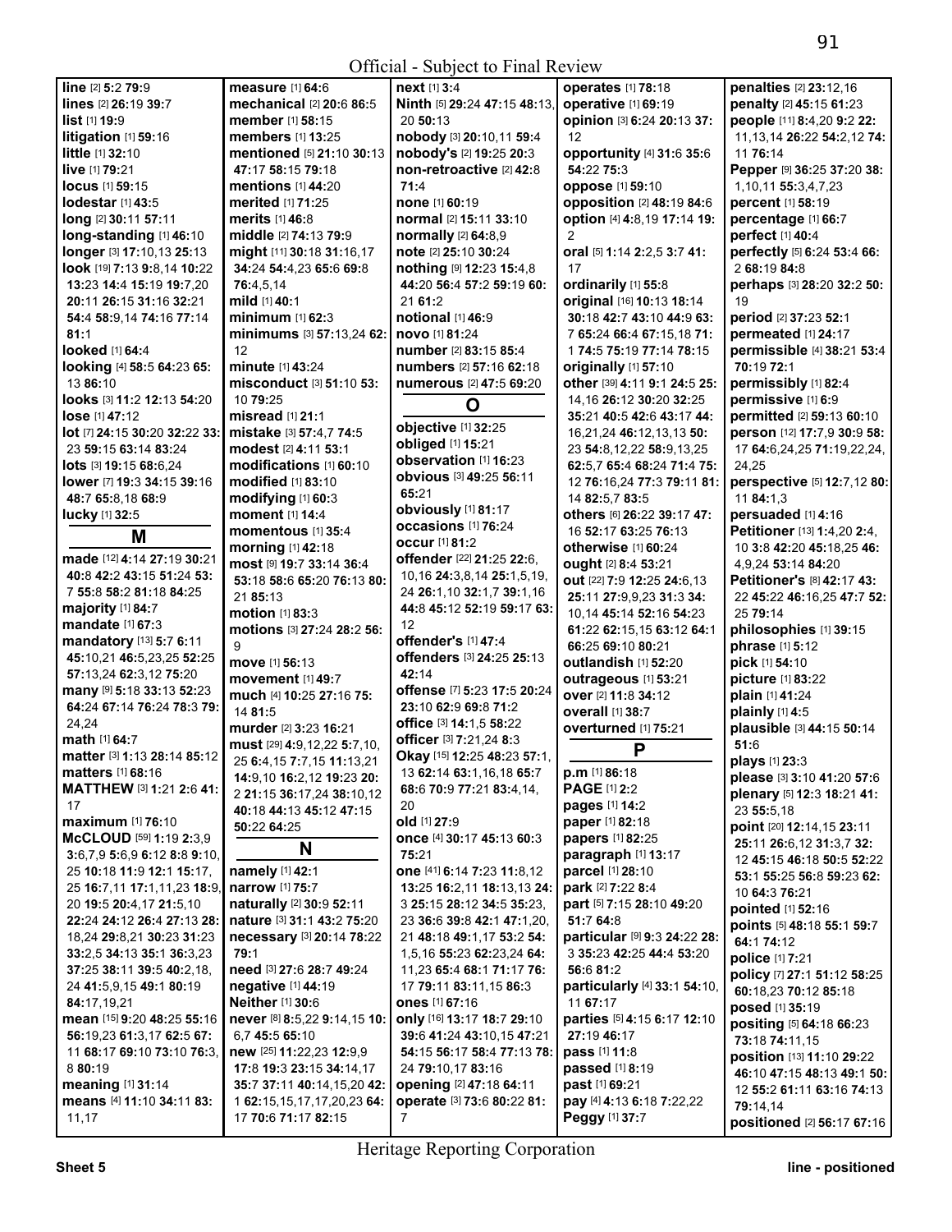**line** [2] **5:**2 **79:**9
**lines** [2] **26:**19 **39:**7
**list** [1] **19:**9
**litigation** [1] **59:**16
**little** [1] **32:**10
**live** [1] **79:**21
**locus** [1] **59:**15
**lodestar** [1] **43:**5
**long** [2] **30:**11 **57:**11
**long-standing** [1] **46:**10
**longer** [3] **17:**10,13 **25:**13
**look** [19] **7:**13 **9:**8,14 **10:**22 **13:**23 **14:**4 **15:**19 **19:**7,20 **20:**11 **26:**15 **31:**16 **32:**21 **54:**4 **58:**9,14 **74:**16 **77:**14 **81:**1
**looked** [1] **64:**4
**looking** [4] **58:**5 **64:**23 **65:**13 **86:**10
**looks** [3] **11:**2 **12:**13 **54:**20
**lose** [1] **47:**12
**lot** [7] **24:**15 **30:**20 **32:**22 **33:**23 **59:**15 **63:**14 **83:**24
**lots** [3] **19:**15 **68:**6,24
**lower** [7] **19:**3 **34:**15 **39:**16 **48:**7 **65:**8,18 **68:**9
**lucky** [1] **32:**5

## M

**made** [12] **4:**14 **27:**19 **30:**21 **40:**8 **42:**2 **43:**15 **51:**24 **53:**7 **55:**8 **58:**2 **81:**18 **84:**25
**majority** [1] **84:**7
**mandate** [1] **67:**3
**mandatory** [13] **5:**7 **6:**11 **45:**10,21 **46:**5,23,25 **52:**25 **57:**13,24 **62:**3,12 **75:**20
**many** [9] **5:**18 **33:**13 **52:**23 **64:**24 **67:**14 **76:**24 **78:**3 **79:**24,24
**math** [1] **64:**7
**matter** [3] **1:**13 **28:**14 **85:**12
**matters** [1] **68:**16
**MATTHEW** [3] **1:**21 **2:**6 **41:**17
**maximum** [1] **76:**10
**McCLOUD** [59] **1:**19 **2:**3,9 **3:**6,7,9 **5:**6,9 **6:**12 **8:**8 **9:**10,25 **10:**18 **11:**9 **12:**1 **15:**17,25 **16:**7,11 **17:**1,11,23 **18:**9,20 **19:**5 **20:**4,17 **21:**5,10 **22:**24 **24:**12 **26:**4 **27:**13 **28:**18,24 **29:**8,21 **30:**23 **31:**23 **33:**2,5 **34:**13 **35:**1 **36:**3,23 **37:**25 **38:**11 **39:**5 **40:**2,18,24 **41:**5,9,15 **49:**1 **80:**19 **84:**17,19,21
**mean** [15] **9:**20 **48:**25 **55:**16 **56:**19,23 **61:**3,17 **62:**5 **67:**11 **68:**17 **69:**10 **73:**10 **76:**3,8 **80:**19
**meaning** [1] **31:**14
**means** [4] **11:**10 **34:**11 **83:**11,17
**measure** [1] **64:**6
**mechanical** [2] **20:**6 **86:**5
**member** [1] **58:**15
**members** [1] **13:**25
**mentioned** [5] **21:**10 **30:**13 **47:**17 **58:**15 **79:**18
**mentions** [1] **44:**20
**merited** [1] **71:**25
**merits** [1] **46:**8
**middle** [2] **74:**13 **79:**9
**might** [11] **30:**18 **31:**16,17 **34:**24 **54:**4,23 **65:**6 **69:**8 **76:**4,5,14
**mild** [1] **40:**1
**minimum** [1] **62:**3
**minimums** [3] **57:**13,24 **62:**12
**minute** [1] **43:**24
**misconduct** [3] **51:**10 **53:**10 **79:**25
**misread** [1] **21:**1
**mistake** [3] **57:**4,7 **74:**5
**modest** [2] **4:**11 **53:**1
**modifications** [1] **60:**10
**modified** [1] **83:**10
**modifying** [1] **60:**3
**moment** [1] **14:**4
**momentous** [1] **35:**4
**morning** [1] **42:**18
**most** [9] **19:**7 **33:**14 **36:**4 **53:**18 **58:**6 **65:**20 **76:**13 **80:**21 **85:**13
**motion** [1] **83:**3
**motions** [3] **27:**24 **28:**2 **56:**9
**move** [1] **56:**13
**movement** [1] **49:**7
**much** [4] **10:**25 **27:**16 **75:**14 **81:**5
**murder** [2] **3:**23 **16:**21
**must** [29] **4:**9,12,22 **5:**7,10,25 **6:**4,15 **7:**7,15 **11:**13,21 **14:**9,10 **16:**2,12 **19:**23 **20:**2 **21:**15 **36:**17,24 **38:**10,12 **40:**18 **44:**13 **45:**12 **47:**15 **50:**22 **64:**25

## N

**namely** [1] **42:**1
**narrow** [1] **75:**7
**naturally** [2] **30:**9 **52:**11
**nature** [3] **31:**1 **43:**2 **75:**20
**necessary** [3] **20:**14 **78:**22 **79:**1
**need** [3] **27:**6 **28:**7 **49:**24
**negative** [1] **44:**19
**Neither** [1] **30:**6
**never** [8] **8:**5,22 **9:**14,15 **10:**6,7 **45:**5 **65:**10
**new** [25] **11:**22,23 **12:**9,9 **17:**8 **19:**3 **23:**15 **34:**14,17 **35:**7 **37:**11 **40:**14,15,20 **42:**1 **62:**15,15,17,17,20,23 **64:**17 **70:**6 **71:**17 **82:**15
**next** [1] **3:**4
**Ninth** [5] **29:**24 **47:**15 **48:**13,20 **50:**13
**nobody** [3] **20:**10,11 **59:**4
**nobody's** [2] **19:**25 **20:**3
**non-retroactive** [2] **42:**8 **71:**4
**none** [1] **60:**19
**normal** [2] **15:**11 **33:**10
**normally** [2] **64:**8,9
**note** [2] **25:**10 **30:**24
**nothing** [9] **12:**23 **15:**4,8 **44:**20 **56:**4 **57:**2 **59:**19 **60:**21 **61:**2
**notional** [1] **46:**9
**novo** [1] **81:**24
**number** [2] **83:**15 **85:**4
**numbers** [2] **57:**16 **62:**18
**numerous** [2] **47:**5 **69:**20

## O

**objective** [1] **32:**25
**obliged** [1] **15:**21
**observation** [1] **16:**23
**obvious** [3] **49:**25 **56:**11 **65:**21
**obviously** [1] **81:**17
**occasions** [1] **76:**24
**occur** [1] **81:**2
**offender** [22] **21:**25 **22:**6,10,16 **24:**3,8,14 **25:**1,5,19,24 **26:**1,10 **32:**1,7 **39:**1,16 **44:**8 **45:**12 **52:**19 **59:**17 **63:**12
**offender's** [1] **47:**4
**offenders** [3] **24:**25 **25:**13 **42:**14
**offense** [7] **5:**23 **17:**5 **20:**24 **23:**10 **62:**9 **69:**8 **71:**2
**office** [3] **14:**1,5 **58:**22
**officer** [3] **7:**21,24 **8:**3
**Okay** [15] **12:**25 **48:**23 **57:**1,13 **62:**14 **63:**1,16,18 **65:**7 **68:**6 **70:**9 **77:**21 **83:**4,14,20
**old** [1] **27:**9
**once** [4] **30:**17 **45:**13 **60:**3 **75:**21
**one** [41] **6:**14 **7:**23 **11:**8,12 **13:**25 **16:**2,11 **18:**13,13 **24:**3 **25:**15 **28:**12 **34:**5 **35:**23 **36:**6 **39:**8 **42:**1 **47:**1,20,21 **48:**18 **49:**1,17 **53:**2 **54:**1,5,16 **55:**23 **62:**23,24 **64:**17 **79:**11 **83:**11,15 **86:**3
**ones** [1] **67:**16
**only** [16] **13:**17 **18:**7 **29:**10 **39:**6 **41:**24 **43:**10,15 **47:**21 **54:**15 **56:**17 **58:**4 **77:**13 **78:**24 **79:**10,17 **83:**16
**opening** [2] **47:**18 **64:**11
**operate** [3] **73:**6 **80:**22 **81:**7
**operates** [1] **78:**18
**operative** [1] **69:**19
**opinion** [3] **6:**24 **20:**13 **37:**12
**opportunity** [4] **31:**6 **35:**6 **54:**22 **75:**3
**oppose** [1] **59:**10
**opposition** [2] **48:**19 **84:**6
**option** [4] **4:**8,19 **17:**14 **19:**2
**oral** [5] **1:**14 **2:**2,5 **3:**7 **41:**17
**ordinarily** [1] **55:**8
**original** [16] **10:**13 **18:**14 **30:**18 **42:**7 **43:**10 **44:**9 **63:**7 **65:**24 **66:**4 **67:**15,18 **71:**1 **74:**5 **75:**19 **77:**14 **78:**15
**originally** [1] **57:**10
**other** [39] **4:**11 **9:**1 **24:**5 **25:**14,16 **26:**12 **30:**20 **32:**25 **35:**21 **40:**5 **42:**6 **43:**17 **44:**16,21,24 **46:**12,13,13 **50:**23 **54:**8,12,22 **58:**9,13,25 **62:**5,7 **65:**4 **68:**24 **71:**4 **75:**12 **76:**16,24 **77:**3 **79:**11 **81:**14 **82:**5,7 **83:**5
**others** [6] **26:**22 **39:**17 **47:**16 **52:**17 **63:**25 **76:**13
**otherwise** [1] **60:**24
**ought** [2] **8:**4 **53:**21
**out** [22] **7:**9 **12:**25 **24:**6,13 **25:**11 **27:**9,9,23 **31:**3 **34:**10,14 **45:**14 **52:**16 **54:**23 **61:**22 **62:**15,15 **63:**12 **64:**1 **66:**25 **69:**10 **80:**21
**outlandish** [1] **52:**20
**outrageous** [1] **53:**21
**over** [2] **11:**8 **34:**12
**overall** [1] **38:**7
**overturned** [1] **75:**21

## P

**p.m** [1] **86:**18
**PAGE** [1] **2:**2
**pages** [1] **14:**2
**paper** [1] **82:**18
**papers** [1] **82:**25
**paragraph** [1] **13:**17
**parcel** [1] **28:**10
**park** [2] **7:**22 **8:**4
**part** [5] **7:**15 **28:**10 **49:**20 **51:**7 **64:**8
**particular** [9] **9:**3 **24:**22 **28:**3 **35:**23 **42:**25 **44:**4 **53:**20 **56:**6 **81:**2
**particularly** [4] **33:**1 **54:**10,11 **67:**17
**parties** [5] **4:**15 **6:**17 **12:**10 **27:**19 **46:**17
**pass** [1] **11:**8
**passed** [1] **8:**19
**past** [1] **69:**21
**pay** [4] **4:**13 **6:**18 **7:**22,22
**Peggy** [1] **37:**7
**penalties** [2] **23:**12,16
**penalty** [2] **45:**15 **61:**23
**people** [11] **8:**4,20 **9:**2 **22:**11,13,14 **26:**22 **54:**2,12 **74:**11 **76:**14
**Pepper** [9] **36:**25 **37:**20 **38:**1,10,11 **55:**3,4,7,23
**percent** [1] **58:**19
**percentage** [1] **66:**7
**perfect** [1] **40:**4
**perfectly** [5] **6:**24 **53:**4 **66:**2 **68:**19 **84:**8
**perhaps** [3] **28:**20 **32:**2 **50:**19
**period** [2] **37:**23 **52:**1
**permeated** [1] **24:**17
**permissible** [4] **38:**21 **53:**4 **70:**19 **72:**1
**permissibly** [1] **82:**4
**permissive** [1] **6:**9
**permitted** [2] **59:**13 **60:**10
**person** [12] **17:**7,9 **30:**9 **58:**17 **64:**6,24,25 **71:**19,22,24,25
**perspective** [5] **12:**7,12 **80:**11 **84:**1,3
**persuaded** [1] **4:**16
**Petitioner** [13] **1:**4,20 **2:**4,10 **3:**8 **42:**20 **45:**18,25 **46:**4,9,24 **53:**14 **84:**20
**Petitioner's** [8] **42:**17 **43:**22 **45:**22 **46:**16,25 **47:**7 **52:**25 **79:**14
**philosophies** [1] **39:**15
**phrase** [1] **5:**12
**pick** [1] **54:**10
**picture** [1] **83:**22
**plain** [1] **41:**24
**plainly** [1] **4:**5
**plausible** [3] **44:**15 **50:**14 **51:**6
**plays** [1] **23:**3
**please** [3] **3:**10 **41:**20 **57:**6
**plenary** [5] **12:**3 **18:**21 **41:**23 **55:**5,18
**point** [20] **12:**14,15 **23:**11 **25:**11 **26:**6,12 **31:**3,7 **32:**12 **45:**15 **46:**18 **50:**5 **52:**22 **53:**1 **55:**25 **56:**8 **59:**23 **62:**10 **64:**3 **76:**21
**pointed** [1] **52:**16
**points** [5] **48:**18 **55:**1 **59:**7 **64:**1 **74:**12
**police** [1] **7:**21
**policy** [7] **27:**1 **51:**12 **58:**25 **60:**18,23 **70:**12 **85:**18
**posed** [1] **35:**19
**positing** [5] **64:**18 **66:**23 **73:**18 **74:**11,15
**position** [13] **11:**10 **29:**22 **46:**10 **47:**15 **48:**13 **49:**1 **50:**12 **55:**2 **61:**11 **63:**16 **74:**13 **79:**14,14
**positioned** [2] **56:**17 **67:**16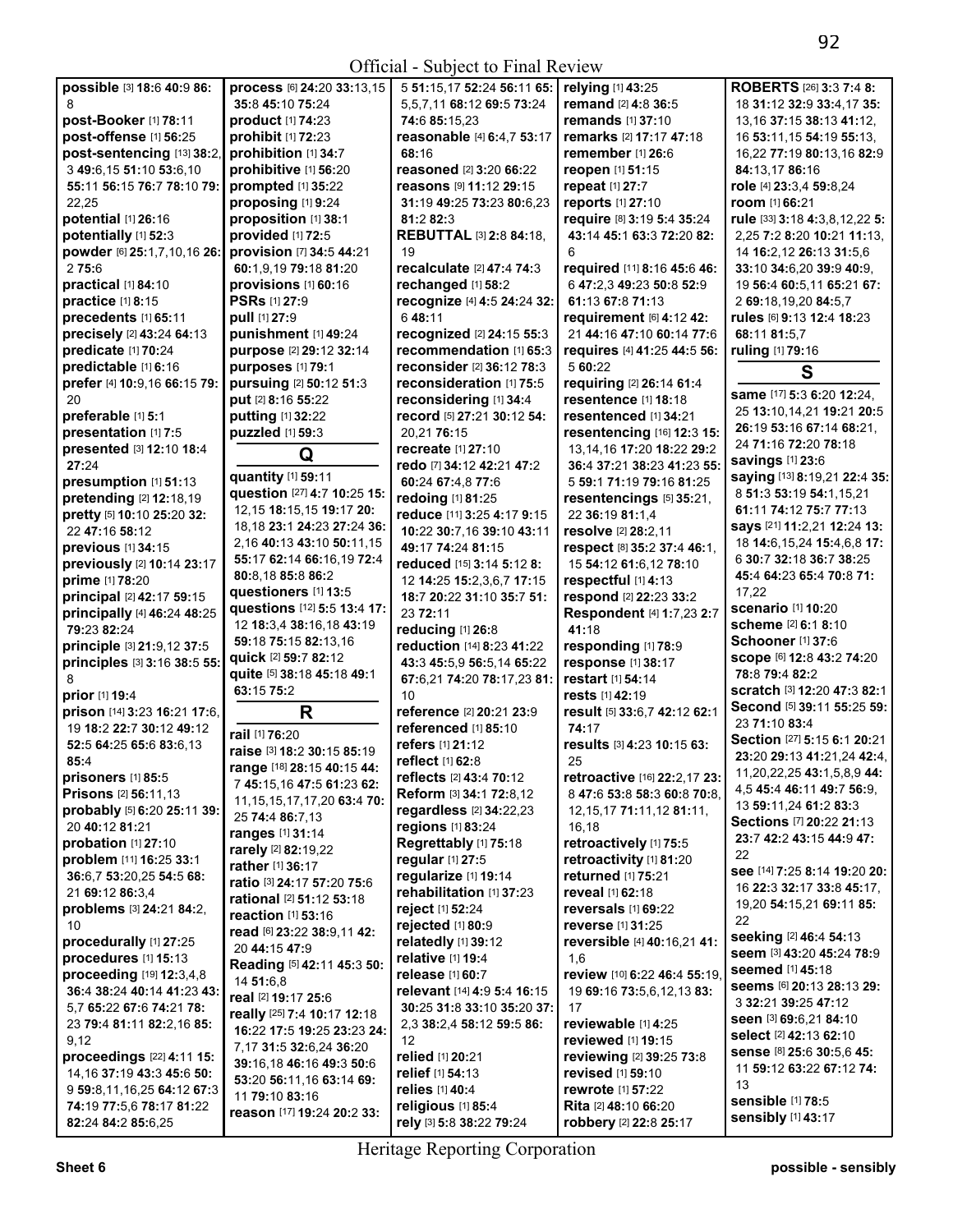Official - Subject to Final Review

**possible** [3] **18**:6 **40**:9 **86**:8
**post-Booker** [1] **78**:11
**post-offense** [1] **56**:25
**post-sentencing** [13] **38**:2,3 **49**:6,15 **51**:10 **53**:6,10 **55**:11 **56**:15 **76**:7 **78**:10 **79**:22,25
**potential** [1] **26**:16
**potentially** [1] **52**:3
**powder** [6] **25**:1,7,10,16 **26**:2 **75**:6
**practical** [1] **84**:10
**practice** [1] **8**:15
**precedents** [1] **65**:11
**precisely** [2] **43**:24 **64**:13
**predicate** [1] **70**:24
**predictable** [1] **6**:16
**prefer** [4] **10**:9,16 **66**:15 **79**:20
**preferable** [1] **5**:1
**presentation** [1] **7**:5
**presented** [3] **12**:10 **18**:4 **27**:24
**presumption** [1] **51**:13
**pretending** [2] **12**:18,19
**pretty** [5] **10**:10 **25**:20 **32**:22 **47**:16 **58**:12
**previous** [1] **34**:15
**previously** [2] **10**:14 **23**:17
**prime** [1] **78**:20
**principal** [2] **42**:17 **59**:15
**principally** [4] **46**:24 **48**:25 **79**:23 **82**:24
**principle** [3] **21**:9,12 **37**:5
**principles** [3] **3**:16 **38**:5 **55**:8
**prior** [1] **19**:4
**prison** [14] **3**:23 **16**:21 **17**:6,19 **18**:2 **22**:7 **30**:12 **49**:12 **52**:5 **64**:25 **65**:6 **83**:6,13 **85**:4
**prisoners** [1] **85**:5
**Prisons** [2] **56**:11,13
**probably** [5] **6**:20 **25**:11 **39**:20 **40**:12 **81**:21
**probation** [1] **27**:10
**problem** [11] **16**:25 **33**:1 **36**:6,7 **53**:20,25 **54**:5 **68**:21 **69**:12 **86**:3,4
**problems** [3] **24**:21 **84**:2,10
**procedurally** [1] **27**:25
**procedures** [1] **15**:13
**proceeding** [19] **12**:3,4,8 **36**:4 **38**:24 **40**:14 **41**:23 **43**:5,7 **65**:22 **67**:6 **74**:21 **78**:23 **79**:4 **81**:11 **82**:2,16 **85**:9,12
**proceedings** [22] **4**:11 **15**:14,16 **37**:19 **43**:3 **45**:6 **50**:9 **59**:8,11,16,25 **64**:12 **67**:3 **74**:19 **77**:5,6 **78**:17 **81**:22 **82**:24 **84**:2 **85**:6,25
**process** [6] **24**:20 **33**:13,15 **35**:8 **45**:10 **75**:24
**product** [1] **74**:23
**prohibit** [1] **72**:23
**prohibition** [1] **34**:7
**prohibitive** [1] **56**:20
**prompted** [1] **35**:22
**proposing** [1] **9**:24
**proposition** [1] **38**:1
**provided** [1] **72**:5
**provision** [7] **34**:5 **44**:21 **60**:1,9,19 **79**:18 **81**:20
**provisions** [1] **60**:16
**PSRs** [1] **27**:9
**pull** [1] **27**:9
**punishment** [1] **49**:24
**purpose** [2] **29**:12 **32**:14
**purposes** [1] **79**:1
**pursuing** [2] **50**:12 **51**:3
**put** [2] **8**:16 **55**:22
**putting** [1] **32**:22
**puzzled** [1] **59**:3

## Q

**quantity** [1] **59**:11
**question** [27] **4**:7 **10**:25 **15**:12,15 **18**:15,15 **19**:17 **20**:18,18 **23**:1 **24**:23 **27**:24 **36**:2,16 **40**:13 **43**:10 **50**:11,15 **55**:17 **62**:14 **66**:16,19 **72**:4 **80**:8,18 **85**:8 **86**:2
**questioners** [1] **13**:5
**questions** [12] **5**:5 **13**:4 **17**:12 **18**:3,4 **38**:16,18 **43**:19 **59**:18 **75**:15 **82**:13,16
**quick** [2] **59**:7 **82**:12
**quite** [5] **38**:18 **45**:18 **49**:1 **63**:15 **75**:2

## R

**rail** [1] **76**:20
**raise** [3] **18**:2 **30**:15 **85**:19
**range** [18] **28**:15 **40**:15 **44**:7 **45**:15,16 **47**:5 **61**:23 **62**:11,15,15,17,17,20 **63**:4 **70**:25 **74**:8 **86**:7,13
**ranges** [1] **31**:14
**rarely** [2] **82**:19,22
**rather** [1] **36**:17
**ratio** [3] **24**:17 **57**:20 **75**:6
**rational** [2] **51**:12 **53**:18
**reaction** [1] **53**:16
**read** [6] **23**:22 **38**:9,11 **42**:20 **44**:15 **47**:9
**Reading** [5] **42**:11 **45**:3 **50**:14 **51**:6,8
**real** [2] **19**:17 **25**:6
**really** [25] **7**:4 **10**:17 **12**:18 **16**:22 **17**:5 **19**:25 **23**:23 **24**:7,17 **31**:5 **32**:6,24 **36**:20 **39**:16,18 **46**:16 **49**:3 **50**:6 **53**:20 **56**:11,16 **63**:14 **69**:11 **79**:10 **83**:16
**reason** [17] **19**:24 **20**:2 **33**:5 **51**:15,17 **52**:24 **56**:11 **65**:5,5,7,11 **68**:12 **69**:5 **73**:24 **74**:6 **85**:15,23
**reasonable** [4] **6**:4,7 **53**:17 **68**:16
**reasoned** [2] **3**:20 **66**:22
**reasons** [9] **11**:12 **29**:15 **31**:19 **49**:25 **73**:23 **80**:6,23 **81**:2 **82**:3
**REBUTTAL** [3] **2**:8 **84**:18,19
**recalculate** [2] **47**:4 **74**:3
**recharged** [1] **58**:2
**recognize** [4] **4**:5 **24**:24 **32**:6 **48**:11
**recognized** [2] **24**:15 **55**:3
**recommendation** [1] **65**:3
**reconsider** [2] **36**:12 **78**:3
**reconsideration** [1] **75**:5
**reconsidering** [1] **34**:4
**record** [5] **27**:21 **30**:12 **54**:20,21 **76**:15
**recreate** [1] **27**:10
**redo** [7] **34**:12 **42**:21 **47**:2 **60**:24 **67**:4,8 **77**:6
**redoing** [1] **81**:25
**reduce** [11] **3**:25 **4**:17 **9**:15 **10**:22 **30**:7,16 **39**:10 **43**:11 **49**:17 **74**:24 **81**:15
**reduced** [15] **3**:14 **5**:12 **8**:12 **14**:25 **15**:2,3,6,7 **17**:15 **18**:7 **20**:22 **31**:10 **35**:7 **51**:23 **72**:11
**reducing** [1] **26**:8
**reduction** [14] **8**:23 **41**:22 **43**:3 **45**:5,9 **56**:5,14 **65**:22 **67**:6,21 **74**:20 **78**:17,23 **81**:10
**reference** [2] **20**:21 **23**:9
**referenced** [1] **85**:10
**refers** [1] **21**:12
**reflect** [1] **62**:8
**reflects** [2] **43**:4 **70**:12
**Reform** [3] **34**:1 **72**:8,12
**regardless** [2] **34**:22,23
**regions** [1] **83**:24
**Regrettably** [1] **75**:18
**regular** [1] **27**:5
**regularize** [1] **19**:14
**rehabilitation** [1] **37**:23
**reject** [1] **52**:24
**rejected** [1] **80**:9
**relatedly** [1] **39**:12
**relative** [1] **19**:4
**release** [1] **60**:7
**relevant** [14] **4**:9 **5**:4 **16**:15 **30**:25 **31**:8 **33**:10 **35**:20 **37**:2,3 **38**:2,4 **58**:12 **59**:5 **86**:12
**relied** [1] **20**:21
**relief** [1] **54**:13
**relies** [1] **40**:4
**religious** [1] **85**:4
**rely** [3] **5**:8 **38**:22 **79**:24
**relying** [1] **43**:25
**remand** [2] **4**:8 **36**:5
**remands** [1] **37**:10
**remarks** [2] **17**:17 **47**:18
**remember** [1] **26**:6
**reopen** [1] **51**:15
**repeat** [1] **27**:7
**reports** [1] **27**:10
**require** [8] **3**:19 **5**:4 **35**:24 **43**:14 **45**:1 **63**:3 **72**:20 **82**:6
**required** [11] **8**:16 **45**:6 **46**:6 **47**:2,3 **49**:23 **50**:8 **52**:9 **61**:13 **67**:8 **71**:13
**requirement** [6] **4**:12 **42**:21 **44**:16 **47**:10 **60**:14 **77**:6
**requires** [4] **41**:25 **44**:5 **56**:5 **60**:22
**requiring** [2] **26**:14 **61**:4
**resentence** [1] **18**:18
**resentenced** [1] **34**:21
**resentencing** [16] **12**:3 **15**:13,14,16 **17**:20 **18**:22 **29**:2 **36**:4 **37**:21 **38**:23 **41**:23 **55**:5 **59**:1 **71**:19 **79**:16 **81**:25
**resentencings** [5] **35**:21,22 **36**:19 **81**:1,4
**resolve** [2] **28**:2,11
**respect** [8] **35**:2 **37**:4 **46**:1,15 **54**:12 **61**:6,12 **78**:10
**respectful** [1] **4**:13
**respond** [2] **22**:23 **33**:2
**Respondent** [4] **1**:7,23 **2**:7 **41**:18
**responding** [1] **78**:9
**response** [1] **38**:17
**restart** [1] **54**:14
**rests** [1] **42**:19
**result** [5] **33**:6,7 **42**:12 **62**:1 **74**:17
**results** [3] **4**:23 **10**:15 **63**:25
**retroactive** [16] **22**:2,17 **23**:8 **47**:6 **53**:8 **58**:3 **60**:8 **70**:8,12,15,17 **71**:11,12 **81**:11,16,18
**retroactively** [1] **75**:5
**retroactivity** [1] **81**:20
**returned** [1] **75**:21
**reveal** [1] **62**:18
**reversals** [1] **69**:22
**reverse** [1] **31**:25
**reversible** [4] **40**:16,21 **41**:1,6
**review** [10] **6**:22 **46**:4 **55**:19,19 **69**:16 **73**:5,6,12,13 **83**:17
**reviewable** [1] **4**:25
**reviewed** [1] **19**:15
**reviewing** [2] **39**:25 **73**:8
**revised** [1] **59**:10
**rewrote** [1] **57**:22
**Rita** [2] **48**:10 **66**:20
**robbery** [2] **22**:8 **25**:17
**ROBERTS** [26] **3**:3 **7**:4 **8**:18 **31**:12 **32**:9 **33**:4,17 **35**:13,16 **37**:15 **38**:13 **41**:12,16 **53**:11,15 **54**:19 **55**:13,16,22 **77**:19 **80**:13,16 **82**:9 **84**:13,17 **86**:16
**role** [4] **23**:3,4 **59**:8,24
**room** [1] **66**:21
**rule** [33] **3**:18 **4**:3,8,12,22 **5**:2,25 **7**:2 **8**:20 **10**:21 **11**:13,14 **16**:2,12 **26**:13 **31**:5,6 **33**:10 **34**:6,20 **39**:9 **40**:9,19 **56**:4 **60**:5,11 **65**:21 **67**:2 **69**:18,19,20 **84**:5,7
**rules** [6] **9**:13 **12**:4 **18**:23 **68**:11 **81**:5,7
**ruling** [1] **79**:16

## S

**same** [17] **5**:3 **6**:20 **12**:24,25 **13**:10,14,21 **19**:21 **20**:5 **26**:19 **53**:16 **67**:14 **68**:21,24 **71**:16 **72**:20 **78**:18
**savings** [1] **23**:6
**saying** [13] **8**:19,21 **22**:4 **35**:8 **51**:3 **53**:19 **54**:1,15,21 **61**:11 **74**:12 **75**:7 **77**:13
**says** [21] **11**:2,21 **12**:24 **13**:18 **14**:6,15,24 **15**:4,6,8 **17**:6 **30**:7 **32**:18 **36**:7 **38**:25 **45**:4 **64**:23 **65**:4 **70**:8 **71**:17,22
**scenario** [1] **10**:20
**scheme** [2] **6**:1 **8**:10
**Schooner** [1] **37**:6
**scope** [6] **12**:8 **43**:2 **74**:20 **78**:8 **79**:4 **82**:2
**scratch** [3] **12**:20 **47**:3 **82**:1
**Second** [5] **39**:11 **55**:25 **59**:23 **71**:10 **83**:4
**Section** [27] **5**:15 **6**:1 **20**:21 **23**:20 **29**:13 **41**:21,24 **42**:4,11,20,22,25 **43**:1,5,8,9 **44**:4,5 **45**:4 **46**:11 **49**:7 **56**:9,13 **59**:11,24 **61**:2 **83**:3
**Sections** [7] **20**:22 **21**:13 **23**:7 **42**:2 **43**:15 **44**:9 **47**:22
**see** [14] **7**:25 **8**:14 **19**:20 **20**:16 **22**:3 **32**:17 **33**:8 **45**:17,19,20 **54**:15,21 **69**:11 **85**:22
**seeking** [2] **46**:4 **54**:13
**seem** [3] **43**:20 **45**:24 **78**:9
**seemed** [1] **45**:18
**seems** [6] **20**:13 **28**:13 **29**:3 **32**:21 **39**:25 **47**:12
**seen** [3] **69**:6,21 **84**:10
**select** [2] **42**:13 **62**:10
**sense** [8] **25**:6 **30**:5,6 **45**:11 **59**:12 **63**:22 **67**:12 **74**:13
**sensible** [1] **78**:5
**sensibly** [1] **43**:17

Heritage Reporting Corporation

Sheet 6 possible - sensibly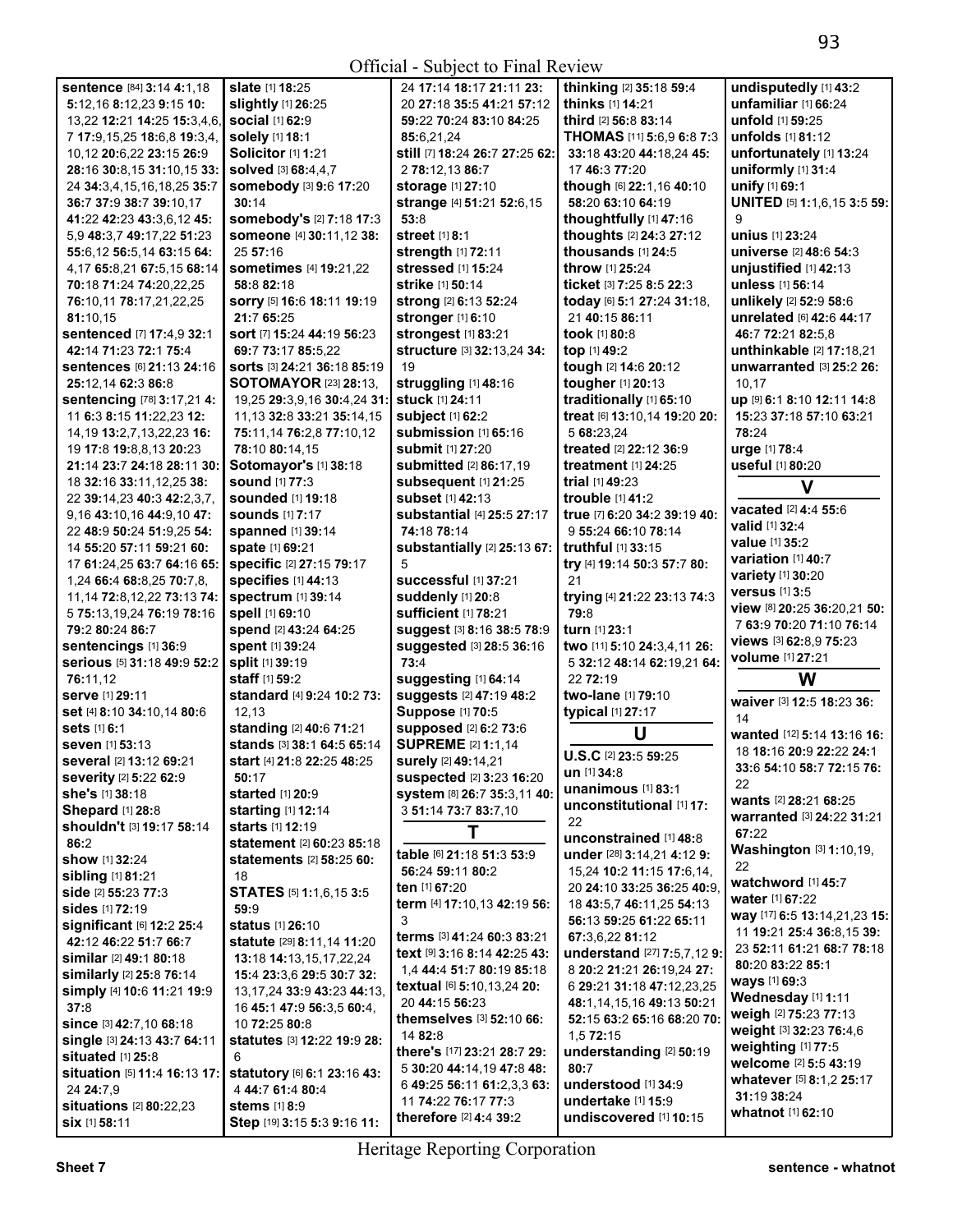**sentence** [84] **3**:14 **4**:1,18 **5**:12,16 **8**:12,23 **9**:15 **10**:13,22 **12**:21 **14**:25 **15**:3,4,6,7 **17**:9,15,25 **18**:6,8 **19**:3,4,10,12 **20**:6,22 **23**:15 **26**:9 **28**:16 **30**:8,15 **31**:10,15 **33**:24 **34**:3,4,15,16,18,25 **35**:7 **36**:7 **37**:9 **38**:7 **39**:10,17 **41**:22 **42**:23 **43**:3,6,12 **45**:5,9 **48**:3,7 **49**:17,22 **51**:23 **55**:6,12 **56**:5,14 **63**:15 **64**:4,17 **65**:8,21 **67**:5,15 **68**:14 **70**:18 **71**:24 **74**:20,22,25 **76**:10,11 **78**:17,21,22,25 **81**:10,15
**sentenced** [7] **17**:4,9 **32**:1 **42**:14 **71**:23 **72**:1 **75**:4
**sentences** [6] **21**:13 **24**:16 **25**:12,14 **62**:3 **86**:8
**sentencing** [78] **3**:17,21 **4**:11 **6**:3 **8**:15 **11**:22,23 **12**:14,19 **13**:2,7,13,22,23 **16**:19 **17**:8 **19**:8,8,13 **20**:23 **21**:14 **23**:7 **24**:18 **28**:11 **30**:18 **32**:16 **33**:11,12,25 **38**:22 **39**:14,23 **40**:3 **42**:2,3,7,9,16 **43**:10,16 **44**:9,10 **47**:22 **48**:9 **50**:24 **51**:9,25 **54**:14 **55**:20 **57**:11 **59**:21 **60**:17 **61**:24,25 **63**:7 **64**:16 **65**:1,24 **66**:4 **68**:8,25 **70**:7,8,11,14 **72**:8,12,22 **73**:13 **74**:5 **75**:13,19,24 **76**:19 **78**:16 **79**:2 **80**:24 **86**:7
**sentencings** [1] **36**:9
**serious** [5] **31**:18 **49**:9 **52**:2 **76**:11,12
**serve** [1] **29**:11
**set** [4] **8**:10 **34**:10,14 **80**:6
**sets** [1] **6**:1
**seven** [1] **53**:13
**several** [2] **13**:12 **69**:21
**severity** [2] **5**:22 **62**:9
**she's** [1] **38**:18
**Shepard** [1] **28**:8
**shouldn't** [3] **19**:17 **58**:14 **86**:2
**show** [1] **32**:24
**sibling** [1] **81**:21
**side** [2] **55**:23 **77**:3
**sides** [1] **72**:19
**significant** [6] **12**:2 **25**:4 **42**:12 **46**:22 **51**:7 **66**:7
**similar** [2] **49**:1 **80**:18
**similarly** [2] **25**:8 **76**:14
**simply** [4] **10**:6 **11**:21 **19**:9 **37**:8
**since** [3] **42**:7,10 **68**:18
**single** [3] **24**:13 **43**:7 **64**:11
**situated** [1] **25**:8
**situation** [5] **11**:4 **16**:13 **17**:24 **24**:7,9
**situations** [2] **80**:22,23
**six** [1] **58**:11
**slate** [1] **18**:25
**slightly** [1] **26**:25
**social** [1] **62**:9
**solely** [1] **18**:1
**Solicitor** [1] **1**:21
**solved** [3] **68**:4,4,7
**somebody** [3] **9**:6 **17**:20 **30**:14
**somebody's** [2] **7**:18 **17**:3
**someone** [4] **30**:11,12 **38**:25 **57**:16
**sometimes** [4] **19**:21,22 **58**:8 **82**:18
**sorry** [5] **16**:6 **18**:11 **19**:19 **21**:7 **65**:25
**sort** [7] **15**:24 **44**:19 **56**:23 **69**:7 **73**:17 **85**:5,22
**sorts** [3] **24**:21 **36**:18 **85**:19
**SOTOMAYOR** [23] **28**:13,19,25 **29**:3,9,16 **30**:4,24 **31**:11,13 **32**:8 **33**:21 **35**:14,15 **75**:11,14 **76**:2,8 **77**:10,12 **78**:10 **80**:14,15
**Sotomayor's** [1] **38**:18
**sound** [1] **77**:3
**sounded** [1] **19**:18
**sounds** [1] **7**:17
**spanned** [1] **39**:14
**spate** [1] **69**:21
**specific** [2] **27**:15 **79**:17
**specifies** [1] **44**:13
**spectrum** [1] **39**:14
**spell** [1] **69**:10
**spend** [2] **43**:24 **64**:25
**spent** [1] **39**:24
**split** [1] **39**:19
**staff** [1] **59**:2
**standard** [4] **9**:24 **10**:2 **73**:12,13
**standing** [2] **40**:6 **71**:21
**stands** [3] **38**:1 **64**:5 **65**:14
**start** [4] **21**:8 **22**:25 **48**:25 **50**:17
**started** [1] **20**:9
**starting** [1] **12**:14
**starts** [1] **12**:19
**statement** [2] **60**:23 **85**:18
**statements** [2] **58**:25 **60**:18
**STATES** [5] **1**:1,6,15 **3**:5 **59**:9
**status** [1] **26**:10
**statute** [29] **8**:11,14 **11**:20 **13**:18 **14**:13,15,17,22,24 **15**:4 **23**:3,6 **29**:5 **30**:7 **32**:13,17,24 **33**:9 **43**:23 **44**:13,16 **45**:1 **47**:9 **56**:3,5 **60**:4,10 **72**:25 **80**:8
**statutes** [3] **12**:22 **19**:9 **28**:6
**statutory** [6] **6**:1 **23**:16 **43**:4 **44**:7 **61**:4 **80**:4
**stems** [1] **8**:9
**Step** [19] **3**:15 **5**:3 **9**:16 **11**:24 **17**:14 **18**:17 **21**:11 **23**:20 **27**:18 **35**:5 **41**:21 **57**:12 **59**:22 **70**:24 **83**:10 **84**:25 **85**:6,21,24
**still** [7] **18**:24 **26**:7 **27**:25 **62**:2 **78**:12,13 **86**:7
**storage** [1] **27**:10
**strange** [4] **51**:21 **52**:6,15 **53**:8
**street** [1] **8**:1
**strength** [1] **72**:11
**stressed** [1] **15**:24
**strike** [1] **50**:14
**strong** [2] **6**:13 **52**:24
**stronger** [1] **6**:10
**strongest** [1] **83**:21
**structure** [3] **32**:13,24 **34**:19
**struggling** [1] **48**:16
**stuck** [1] **24**:11
**subject** [1] **62**:2
**submission** [1] **65**:16
**submit** [1] **27**:20
**submitted** [2] **86**:17,19
**subsequent** [1] **21**:25
**subset** [1] **42**:13
**substantial** [4] **25**:5 **27**:17 **74**:18 **78**:14
**substantially** [2] **25**:13 **67**:5
**successful** [1] **37**:21
**suddenly** [1] **20**:8
**sufficient** [1] **78**:21
**suggest** [3] **8**:16 **38**:5 **78**:9
**suggested** [3] **28**:5 **36**:16 **73**:4
**suggesting** [1] **64**:14
**suggests** [2] **47**:19 **48**:2
**Suppose** [1] **70**:5
**supposed** [2] **6**:2 **73**:6
**SUPREME** [2] **1**:1,14
**surely** [2] **49**:14,21
**suspected** [2] **3**:23 **16**:20
**system** [8] **26**:7 **35**:3,11 **40**:3 **51**:14 **73**:7 **83**:7,10

## T

**table** [6] **21**:18 **51**:3 **53**:9 **56**:24 **59**:11 **80**:2
**ten** [1] **67**:20
**term** [4] **17**:10,13 **42**:19 **56**:3
**terms** [3] **41**:24 **60**:3 **83**:21
**text** [9] **3**:16 **8**:14 **42**:25 **43**:1,4 **44**:4 **51**:7 **80**:19 **85**:18
**textual** [6] **5**:10,13,24 **20**:20 **44**:15 **56**:23
**themselves** [3] **52**:10 **66**:14 **82**:8
**there's** [17] **23**:21 **28**:7 **29**:5 **30**:20 **44**:14,19 **47**:8 **48**:6 **49**:25 **56**:11 **61**:2,3,3 **63**:11 **74**:22 **76**:17 **77**:3
**therefore** [2] **4**:4 **39**:2
**thinking** [2] **35**:18 **59**:4
**thinks** [1] **14**:21
**third** [2] **56**:8 **83**:14
**THOMAS** [11] **5**:6,9 **6**:8 **7**:3 **33**:18 **43**:20 **44**:18,24 **45**:17 **46**:3 **77**:20
**though** [6] **22**:1,16 **40**:10 **58**:20 **63**:10 **64**:19
**thoughtfully** [1] **47**:16
**thoughts** [2] **24**:3 **27**:12
**thousands** [1] **24**:5
**throw** [1] **25**:24
**ticket** [3] **7**:25 **8**:5 **22**:3
**today** [6] **5**:1 **27**:24 **31**:18,21 **40**:15 **86**:11
**took** [1] **80**:8
**top** [1] **49**:2
**tough** [2] **14**:6 **20**:12
**tougher** [1] **20**:13
**traditionally** [1] **65**:10
**treat** [6] **13**:10,14 **19**:20 **20**:5 **68**:23,24
**treated** [2] **22**:12 **36**:9
**treatment** [1] **24**:25
**trial** [1] **49**:23
**trouble** [1] **41**:2
**true** [7] **6**:20 **34**:2 **39**:19 **40**:9 **55**:24 **66**:10 **78**:14
**truthful** [1] **33**:15
**try** [4] **19**:14 **50**:3 **57**:7 **80**:21
**trying** [4] **21**:22 **23**:13 **74**:3 **79**:8
**turn** [1] **23**:1
**two** [11] **5**:10 **24**:3,4,11 **26**:5 **32**:12 **48**:14 **62**:19,21 **64**:22 **72**:19
**two-lane** [1] **79**:10
**typical** [1] **27**:17

## U

**U.S.C** [2] **23**:5 **59**:25
**un** [1] **34**:8
**unanimous** [1] **83**:1
**unconstitutional** [1] **17**:22
**unconstrained** [1] **48**:8
**under** [28] **3**:14,21 **4**:12 **9**:15,24 **10**:2 **11**:15 **17**:6,14,20 **24**:10 **33**:25 **36**:25 **40**:9,18 **43**:5,7 **46**:11,25 **54**:13 **56**:13 **59**:25 **61**:22 **65**:11 **67**:3,6,22 **81**:12
**understand** [27] **7**:5,7,12 **9**:8 **20**:2 **21**:21 **26**:19,24 **27**:6 **29**:21 **31**:18 **47**:12,23,25 **48**:1,14,15,16 **49**:13 **50**:21 **52**:15 **63**:2 **65**:16 **68**:20 **70**:1,5 **72**:15
**understanding** [2] **50**:19 **80**:7
**understood** [1] **34**:9
**undertake** [1] **15**:9
**undiscovered** [1] **10**:15
**undisputedly** [1] **43**:2
**unfamiliar** [1] **66**:24
**unfold** [1] **59**:25
**unfolds** [1] **81**:12
**unfortunately** [1] **13**:24
**uniformly** [1] **31**:4
**unify** [1] **69**:1
**UNITED** [5] **1**:1,6,15 **3**:5 **59**:9
**unius** [1] **23**:24
**universe** [2] **48**:6 **54**:3
**unjustified** [1] **42**:13
**unless** [1] **56**:14
**unlikely** [2] **52**:9 **58**:6
**unrelated** [6] **42**:6 **44**:17 **46**:7 **72**:21 **82**:5,8
**unthinkable** [2] **17**:18,21
**unwarranted** [3] **25**:2 **26**:10,17
**up** [9] **6**:1 **8**:10 **12**:11 **14**:8 **15**:23 **37**:18 **57**:10 **63**:21 **78**:24
**urge** [1] **78**:4
**useful** [1] **80**:20

## V

**vacated** [2] **4**:4 **55**:6
**valid** [1] **32**:4
**value** [1] **35**:2
**variation** [1] **40**:7
**variety** [1] **30**:20
**versus** [1] **3**:5
**view** [8] **20**:25 **36**:20,21 **50**:7 **63**:9 **70**:20 **71**:10 **76**:14
**views** [3] **62**:8,9 **75**:23
**volume** [1] **27**:21

## W

**waiver** [3] **12**:5 **18**:23 **36**:14
**wanted** [12] **5**:14 **13**:16 **16**:18 **18**:16 **20**:9 **22**:22 **24**:1 **33**:6 **54**:10 **58**:7 **72**:15 **76**:22
**wants** [2] **28**:21 **68**:25
**warranted** [3] **24**:22 **31**:21 **67**:22
**Washington** [3] **1**:10,19,22
**watchword** [1] **45**:7
**water** [1] **67**:22
**way** [17] **6**:5 **13**:14,21,23 **15**:11 **19**:21 **25**:4 **36**:8,15 **39**:23 **52**:11 **61**:21 **68**:7 **78**:18 **80**:20 **83**:22 **85**:1
**ways** [1] **69**:3
**Wednesday** [1] **1**:11
**weigh** [2] **75**:23 **77**:13
**weight** [3] **32**:13 **76**:4,6
**weighting** [1] **77**:5
**welcome** [2] **5**:5 **43**:19
**whatever** [5] **8**:1,2 **25**:17 **31**:19 **38**:24
**whatnot** [1] **62**:10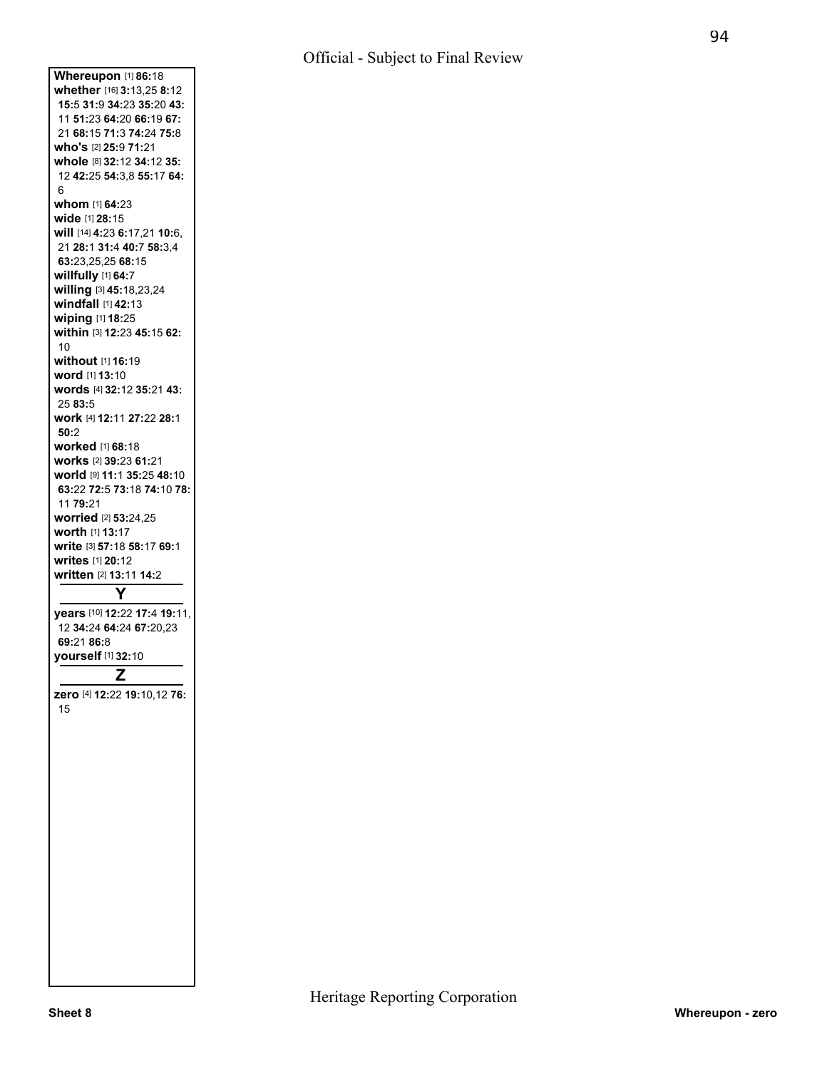**Whereupon** [1] **86:**18
**whether** [16] **3:**13,25 **8:**12 **15:**5 **31:**9 **34:**23 **35:**20 **43:**11 **51:**23 **64:**20 **66:**19 **67:**21 **68:**15 **71:**3 **74:**24 **75:**8
**who's** [2] **25:**9 **71:**21
**whole** [8] **32:**12 **34:**12 **35:**12 **42:**25 **54:**3,8 **55:**17 **64:**6
**whom** [1] **64:**23
**wide** [1] **28:**15
**will** [14] **4:**23 **6:**17,21 **10:**6,21 **28:**1 **31:**4 **40:**7 **58:**3,4 **63:**23,25,25 **68:**15
**willfully** [1] **64:**7
**willing** [3] **45:**18,23,24
**windfall** [1] **42:**13
**wiping** [1] **18:**25
**within** [3] **12:**23 **45:**15 **62:**10
**without** [1] **16:**19
**word** [1] **13:**10
**words** [4] **32:**12 **35:**21 **43:**25 **83:**5
**work** [4] **12:**11 **27:**22 **28:**1 **50:**2
**worked** [1] **68:**18
**works** [2] **39:**23 **61:**21
**world** [9] **11:**1 **35:**25 **48:**10 **63:**22 **72:**5 **73:**18 **74:**10 **78:**11 **79:**21
**worried** [2] **53:**24,25
**worth** [1] **13:**17
**write** [3] **57:**18 **58:**17 **69:**1
**writes** [1] **20:**12
**written** [2] **13:**11 **14:**2

## Y

**years** [10] **12:**22 **17:**4 **19:**11,12 **34:**24 **64:**24 **67:**20,23 **69:**21 **86:**8
**yourself** [1] **32:**10

## Z

**zero** [4] **12:**22 **19:**10,12 **76:**15